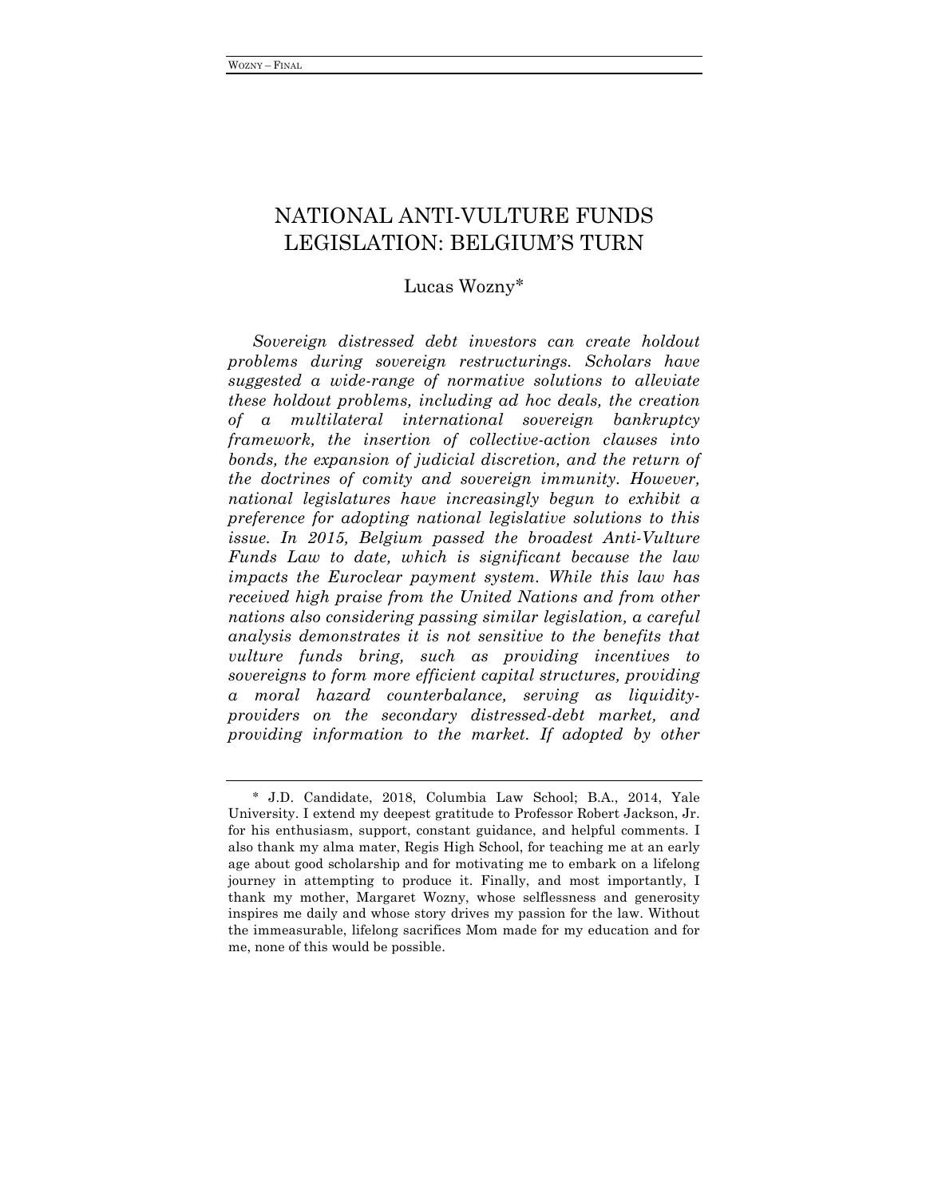# NATIONAL ANTI-VULTURE FUNDS LEGISLATION: BELGIUM'S TURN

Lucas Wozny*

*Sovereign distressed debt investors can create holdout problems during sovereign restructurings. Scholars have suggested a wide-range of normative solutions to alleviate these holdout problems, including ad hoc deals, the creation of a multilateral international sovereign bankruptcy framework, the insertion of collective-action clauses into bonds, the expansion of judicial discretion, and the return of the doctrines of comity and sovereign immunity. However, national legislatures have increasingly begun to exhibit a preference for adopting national legislative solutions to this issue. In 2015, Belgium passed the broadest Anti-Vulture Funds Law to date, which is significant because the law impacts the Euroclear payment system. While this law has received high praise from the United Nations and from other nations also considering passing similar legislation, a careful analysis demonstrates it is not sensitive to the benefits that vulture funds bring, such as providing incentives to sovereigns to form more efficient capital structures, providing a moral hazard counterbalance, serving as liquidity-providers on the secondary distressed-debt market, and providing information to the market. If adopted by other*

---

\* J.D. Candidate, 2018, Columbia Law School; B.A., 2014, Yale University. I extend my deepest gratitude to Professor Robert Jackson, Jr. for his enthusiasm, support, constant guidance, and helpful comments. I also thank my alma mater, Regis High School, for teaching me at an early age about good scholarship and for motivating me to embark on a lifelong journey in attempting to produce it. Finally, and most importantly, I thank my mother, Margaret Wozny, whose selflessness and generosity inspires me daily and whose story drives my passion for the law. Without the immeasurable, lifelong sacrifices Mom made for my education and for me, none of this would be possible.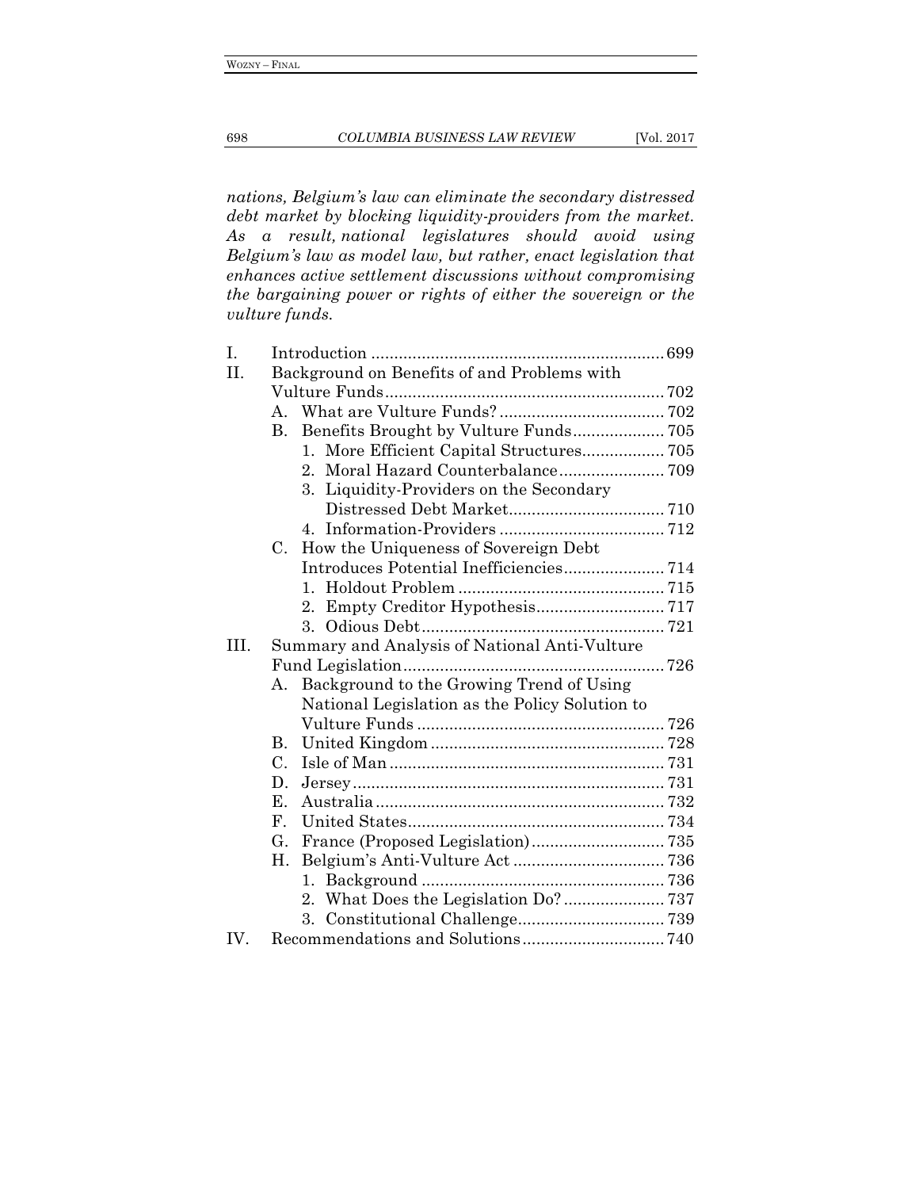*nations, Belgium's law can eliminate the secondary distressed debt market by blocking liquidity-providers from the market. As a result, national legislatures should avoid using Belgium's law as model law, but rather, enact legislation that enhances active settlement discussions without compromising the bargaining power or rights of either the sovereign or the vulture funds.*

I. Introduction ........ 699
II. Background on Benefits of and Problems with Vulture Funds ........ 702
  A. What are Vulture Funds? ........ 702
  B. Benefits Brought by Vulture Funds ........ 705
    1. More Efficient Capital Structures ........ 705
    2. Moral Hazard Counterbalance ........ 709
    3. Liquidity-Providers on the Secondary Distressed Debt Market ........ 710
    4. Information-Providers ........ 712
  C. How the Uniqueness of Sovereign Debt Introduces Potential Inefficiencies ........ 714
    1. Holdout Problem ........ 715
    2. Empty Creditor Hypothesis ........ 717
    3. Odious Debt ........ 721
III. Summary and Analysis of National Anti-Vulture Fund Legislation ........ 726
  A. Background to the Growing Trend of Using National Legislation as the Policy Solution to Vulture Funds ........ 726
  B. United Kingdom ........ 728
  C. Isle of Man ........ 731
  D. Jersey ........ 731
  E. Australia ........ 732
  F. United States ........ 734
  G. France (Proposed Legislation) ........ 735
  H. Belgium's Anti-Vulture Act ........ 736
    1. Background ........ 736
    2. What Does the Legislation Do? ........ 737
    3. Constitutional Challenge ........ 739
IV. Recommendations and Solutions ........ 740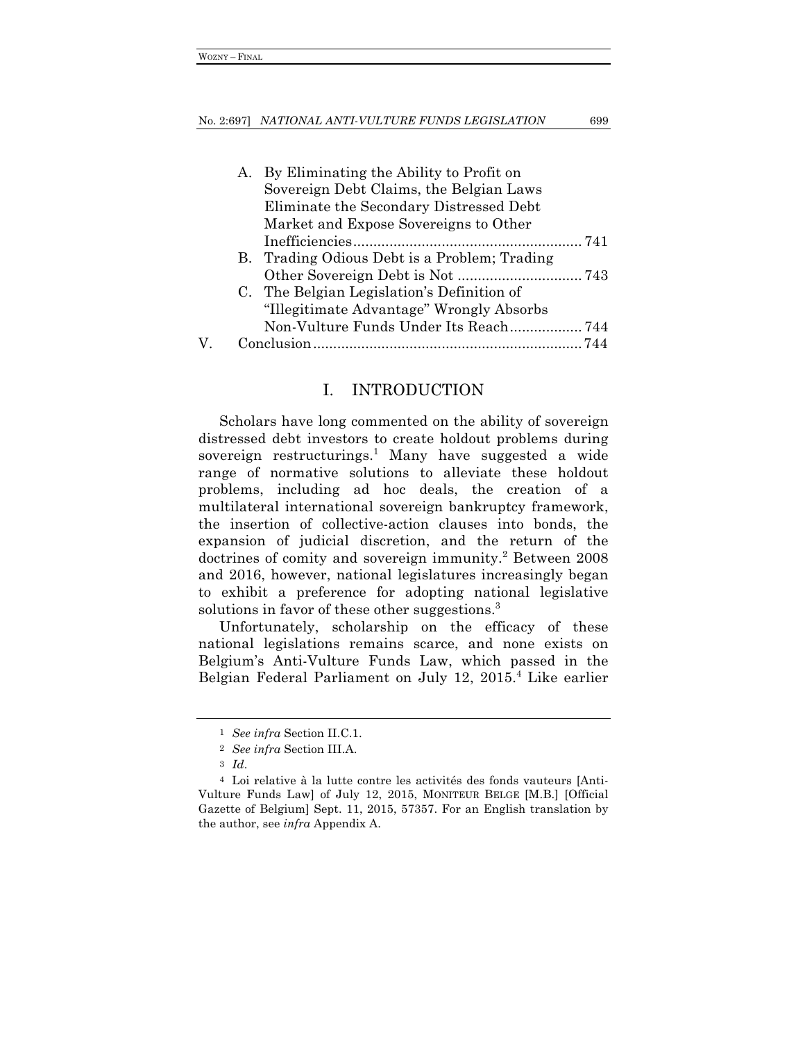A. By Eliminating the Ability to Profit on Sovereign Debt Claims, the Belgian Laws Eliminate the Secondary Distressed Debt Market and Expose Sovereigns to Other Inefficiencies........................................................ 741

B. Trading Odious Debt is a Problem; Trading Other Sovereign Debt is Not ............................... 743

C. The Belgian Legislation's Definition of "Illegitimate Advantage" Wrongly Absorbs Non-Vulture Funds Under Its Reach.................. 744

V. Conclusion................................................................... 744

# I. INTRODUCTION

Scholars have long commented on the ability of sovereign distressed debt investors to create holdout problems during sovereign restructurings.[1] Many have suggested a wide range of normative solutions to alleviate these holdout problems, including ad hoc deals, the creation of a multilateral international sovereign bankruptcy framework, the insertion of collective-action clauses into bonds, the expansion of judicial discretion, and the return of the doctrines of comity and sovereign immunity.[2] Between 2008 and 2016, however, national legislatures increasingly began to exhibit a preference for adopting national legislative solutions in favor of these other suggestions.[3]

Unfortunately, scholarship on the efficacy of these national legislations remains scarce, and none exists on Belgium's Anti-Vulture Funds Law, which passed in the Belgian Federal Parliament on July 12, 2015.[4] Like earlier

---

[1] *See infra* Section II.C.1.

[2] *See infra* Section III.A.

[3] *Id*.

[4] Loi relative à la lutte contre les activités des fonds vauteurs [Anti-Vulture Funds Law] of July 12, 2015, MONITEUR BELGE [M.B.] [Official Gazette of Belgium] Sept. 11, 2015, 57357. For an English translation by the author, see *infra* Appendix A.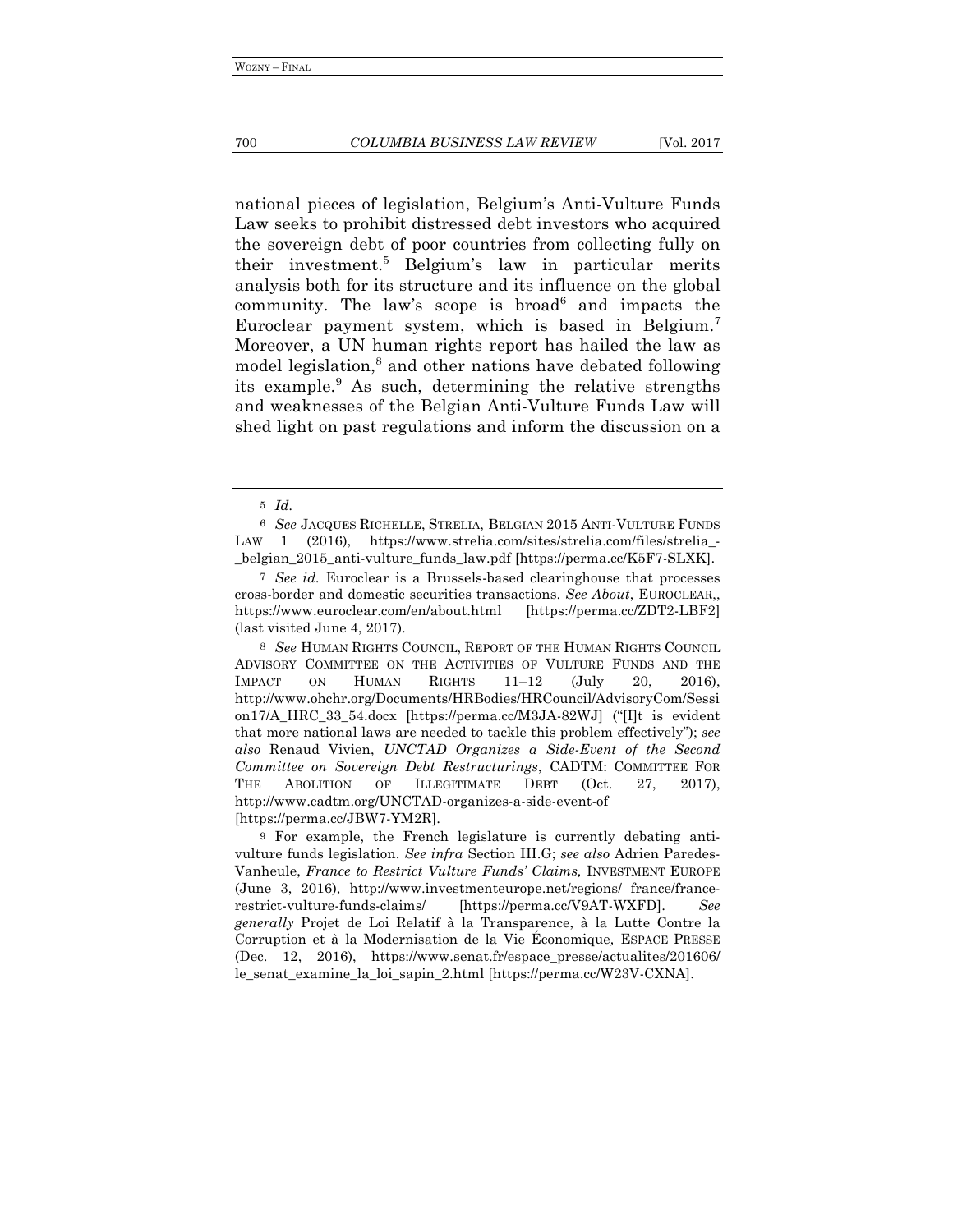national pieces of legislation, Belgium's Anti-Vulture Funds Law seeks to prohibit distressed debt investors who acquired the sovereign debt of poor countries from collecting fully on their investment.[5] Belgium's law in particular merits analysis both for its structure and its influence on the global community. The law's scope is broad[6] and impacts the Euroclear payment system, which is based in Belgium.[7] Moreover, a UN human rights report has hailed the law as model legislation,[8] and other nations have debated following its example.[9] As such, determining the relative strengths and weaknesses of the Belgian Anti-Vulture Funds Law will shed light on past regulations and inform the discussion on a

---

5 *Id.*

6 *See* JACQUES RICHELLE, STRELIA, BELGIAN 2015 ANTI-VULTURE FUNDS LAW 1 (2016), https://www.strelia.com/sites/strelia.com/files/strelia_-_belgian_2015_anti-vulture_funds_law.pdf [https://perma.cc/K5F7-SLXK].

7 *See id.* Euroclear is a Brussels-based clearinghouse that processes cross-border and domestic securities transactions. *See About*, EUROCLEAR,, https://www.euroclear.com/en/about.html [https://perma.cc/ZDT2-LBF2] (last visited June 4, 2017).

8 *See* HUMAN RIGHTS COUNCIL, REPORT OF THE HUMAN RIGHTS COUNCIL ADVISORY COMMITTEE ON THE ACTIVITIES OF VULTURE FUNDS AND THE IMPACT ON HUMAN RIGHTS 11–12 (July 20, 2016), http://www.ohchr.org/Documents/HRBodies/HRCouncil/AdvisoryCom/Session17/A_HRC_33_54.docx [https://perma.cc/M3JA-82WJ] ("[I]t is evident that more national laws are needed to tackle this problem effectively"); *see also* Renaud Vivien, *UNCTAD Organizes a Side-Event of the Second Committee on Sovereign Debt Restructurings*, CADTM: COMMITTEE FOR THE ABOLITION OF ILLEGITIMATE DEBT (Oct. 27, 2017), http://www.cadtm.org/UNCTAD-organizes-a-side-event-of [https://perma.cc/JBW7-YM2R].

9 For example, the French legislature is currently debating anti-vulture funds legislation. *See infra* Section III.G; *see also* Adrien Paredes-Vanheule, *France to Restrict Vulture Funds' Claims,* INVESTMENT EUROPE (June 3, 2016), http://www.investmenteurope.net/regions/ france/france-restrict-vulture-funds-claims/ [https://perma.cc/V9AT-WXFD]. *See generally* Projet de Loi Relatif à la Transparence, à la Lutte Contre la Corruption et à la Modernisation de la Vie Économique, ESPACE PRESSE (Dec. 12, 2016), https://www.senat.fr/espace_presse/actualites/201606/le_senat_examine_la_loi_sapin_2.html [https://perma.cc/W23V-CXNA].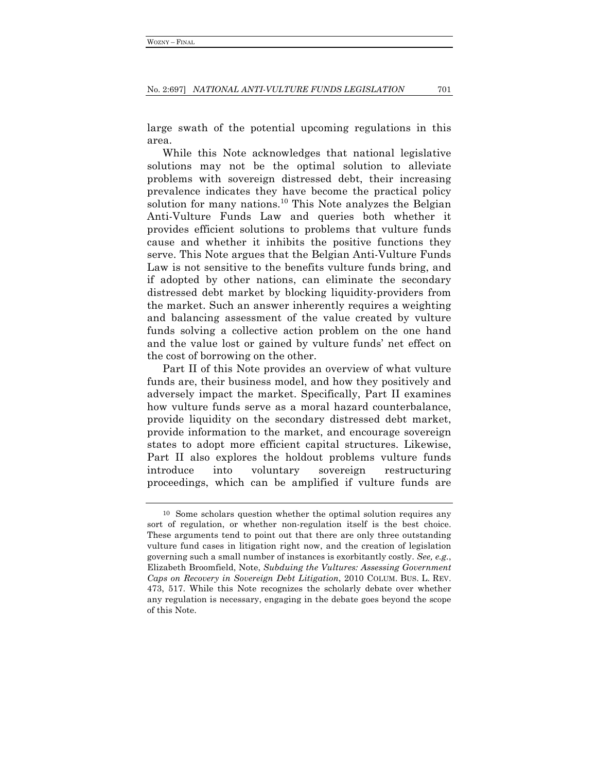large swath of the potential upcoming regulations in this area.

While this Note acknowledges that national legislative solutions may not be the optimal solution to alleviate problems with sovereign distressed debt, their increasing prevalence indicates they have become the practical policy solution for many nations.[10] This Note analyzes the Belgian Anti-Vulture Funds Law and queries both whether it provides efficient solutions to problems that vulture funds cause and whether it inhibits the positive functions they serve. This Note argues that the Belgian Anti-Vulture Funds Law is not sensitive to the benefits vulture funds bring, and if adopted by other nations, can eliminate the secondary distressed debt market by blocking liquidity-providers from the market. Such an answer inherently requires a weighting and balancing assessment of the value created by vulture funds solving a collective action problem on the one hand and the value lost or gained by vulture funds' net effect on the cost of borrowing on the other.

Part II of this Note provides an overview of what vulture funds are, their business model, and how they positively and adversely impact the market. Specifically, Part II examines how vulture funds serve as a moral hazard counterbalance, provide liquidity on the secondary distressed debt market, provide information to the market, and encourage sovereign states to adopt more efficient capital structures. Likewise, Part II also explores the holdout problems vulture funds introduce into voluntary sovereign restructuring proceedings, which can be amplified if vulture funds are

---

[10] Some scholars question whether the optimal solution requires any sort of regulation, or whether non-regulation itself is the best choice. These arguments tend to point out that there are only three outstanding vulture fund cases in litigation right now, and the creation of legislation governing such a small number of instances is exorbitantly costly. *See, e.g.*, Elizabeth Broomfield, Note, *Subduing the Vultures: Assessing Government Caps on Recovery in Sovereign Debt Litigation*, 2010 COLUM. BUS. L. REV. 473, 517. While this Note recognizes the scholarly debate over whether any regulation is necessary, engaging in the debate goes beyond the scope of this Note.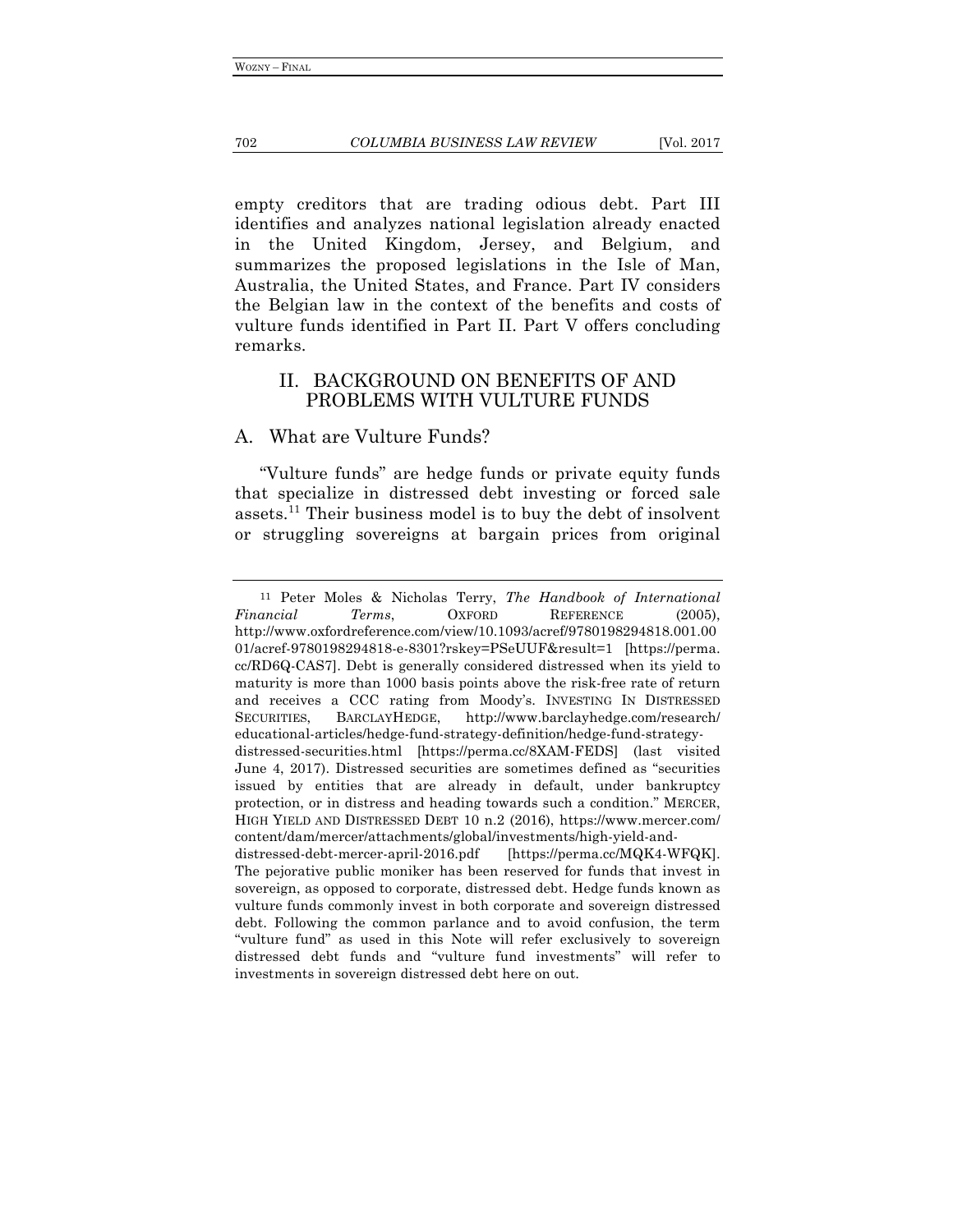empty creditors that are trading odious debt. Part III identifies and analyzes national legislation already enacted in the United Kingdom, Jersey, and Belgium, and summarizes the proposed legislations in the Isle of Man, Australia, the United States, and France. Part IV considers the Belgian law in the context of the benefits and costs of vulture funds identified in Part II. Part V offers concluding remarks.

## II. BACKGROUND ON BENEFITS OF AND PROBLEMS WITH VULTURE FUNDS

### A. What are Vulture Funds?

"Vulture funds" are hedge funds or private equity funds that specialize in distressed debt investing or forced sale assets.[11] Their business model is to buy the debt of insolvent or struggling sovereigns at bargain prices from original

---

[11] Peter Moles & Nicholas Terry, *The Handbook of International Financial Terms*, OXFORD REFERENCE (2005), http://www.oxfordreference.com/view/10.1093/acref/9780198294818.001.0001/acref-9780198294818-e-8301?rskey=PSeUUF&result=1 [https://perma.cc/RD6Q-CAS7]. Debt is generally considered distressed when its yield to maturity is more than 1000 basis points above the risk-free rate of return and receives a CCC rating from Moody's. INVESTING IN DISTRESSED SECURITIES, BARCLAYHEDGE, http://www.barclayhedge.com/research/educational-articles/hedge-fund-strategy-definition/hedge-fund-strategy-distressed-securities.html [https://perma.cc/8XAM-FEDS] (last visited June 4, 2017). Distressed securities are sometimes defined as "securities issued by entities that are already in default, under bankruptcy protection, or in distress and heading towards such a condition." MERCER, HIGH YIELD AND DISTRESSED DEBT 10 n.2 (2016), https://www.mercer.com/content/dam/mercer/attachments/global/investments/high-yield-and-distressed-debt-mercer-april-2016.pdf [https://perma.cc/MQK4-WFQK]. The pejorative public moniker has been reserved for funds that invest in sovereign, as opposed to corporate, distressed debt. Hedge funds known as vulture funds commonly invest in both corporate and sovereign distressed debt. Following the common parlance and to avoid confusion, the term "vulture fund" as used in this Note will refer exclusively to sovereign distressed debt funds and "vulture fund investments" will refer to investments in sovereign distressed debt here on out.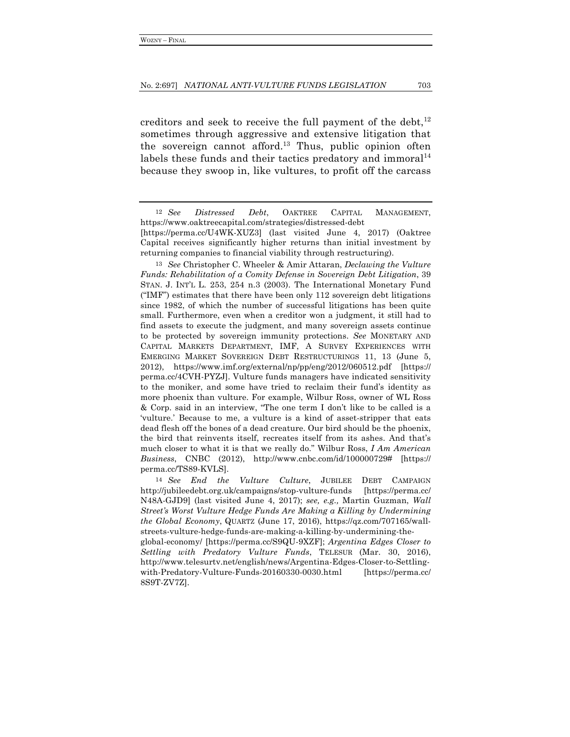creditors and seek to receive the full payment of the debt,[12] sometimes through aggressive and extensive litigation that the sovereign cannot afford.[13] Thus, public opinion often labels these funds and their tactics predatory and immoral[14] because they swoop in, like vultures, to profit off the carcass

---

[12] *See Distressed Debt*, OAKTREE CAPITAL MANAGEMENT, https://www.oaktreecapital.com/strategies/distressed-debt [https://perma.cc/U4WK-XUZ3] (last visited June 4, 2017) (Oaktree Capital receives significantly higher returns than initial investment by returning companies to financial viability through restructuring).

[13] *See* Christopher C. Wheeler & Amir Attaran, *Declawing the Vulture Funds: Rehabilitation of a Comity Defense in Sovereign Debt Litigation*, 39 STAN. J. INT'L L. 253, 254 n.3 (2003). The International Monetary Fund ("IMF") estimates that there have been only 112 sovereign debt litigations since 1982, of which the number of successful litigations has been quite small. Furthermore, even when a creditor won a judgment, it still had to find assets to execute the judgment, and many sovereign assets continue to be protected by sovereign immunity protections. *See* MONETARY AND CAPITAL MARKETS DEPARTMENT, IMF, A SURVEY EXPERIENCES WITH EMERGING MARKET SOVEREIGN DEBT RESTRUCTURINGS 11, 13 (June 5, 2012), https://www.imf.org/external/np/pp/eng/2012/060512.pdf [https://perma.cc/4CVH-PYZJ]. Vulture funds managers have indicated sensitivity to the moniker, and some have tried to reclaim their fund's identity as more phoenix than vulture. For example, Wilbur Ross, owner of WL Ross & Corp. said in an interview, "The one term I don't like to be called is a 'vulture.' Because to me, a vulture is a kind of asset-stripper that eats dead flesh off the bones of a dead creature. Our bird should be the phoenix, the bird that reinvents itself, recreates itself from its ashes. And that's much closer to what it is that we really do." Wilbur Ross, *I Am American Business*, CNBC (2012), http://www.cnbc.com/id/100000729# [https://perma.cc/TS89-KVLS].

[14] *See End the Vulture Culture*, JUBILEE DEBT CAMPAIGN http://jubileedebt.org.uk/campaigns/stop-vulture-funds [https://perma.cc/N48A-GJD9] (last visited June 4, 2017); *see, e.g.,* Martin Guzman, *Wall Street's Worst Vulture Hedge Funds Are Making a Killing by Undermining the Global Economy*, QUARTZ (June 17, 2016), https://qz.com/707165/wall-streets-vulture-hedge-funds-are-making-a-killing-by-undermining-the-global-economy/ [https://perma.cc/S9QU-9XZF]; *Argentina Edges Closer to Settling with Predatory Vulture Funds*, TELESUR (Mar. 30, 2016), http://www.telesurtv.net/english/news/Argentina-Edges-Closer-to-Settling-with-Predatory-Vulture-Funds-20160330-0030.html [https://perma.cc/8S9T-ZV7Z].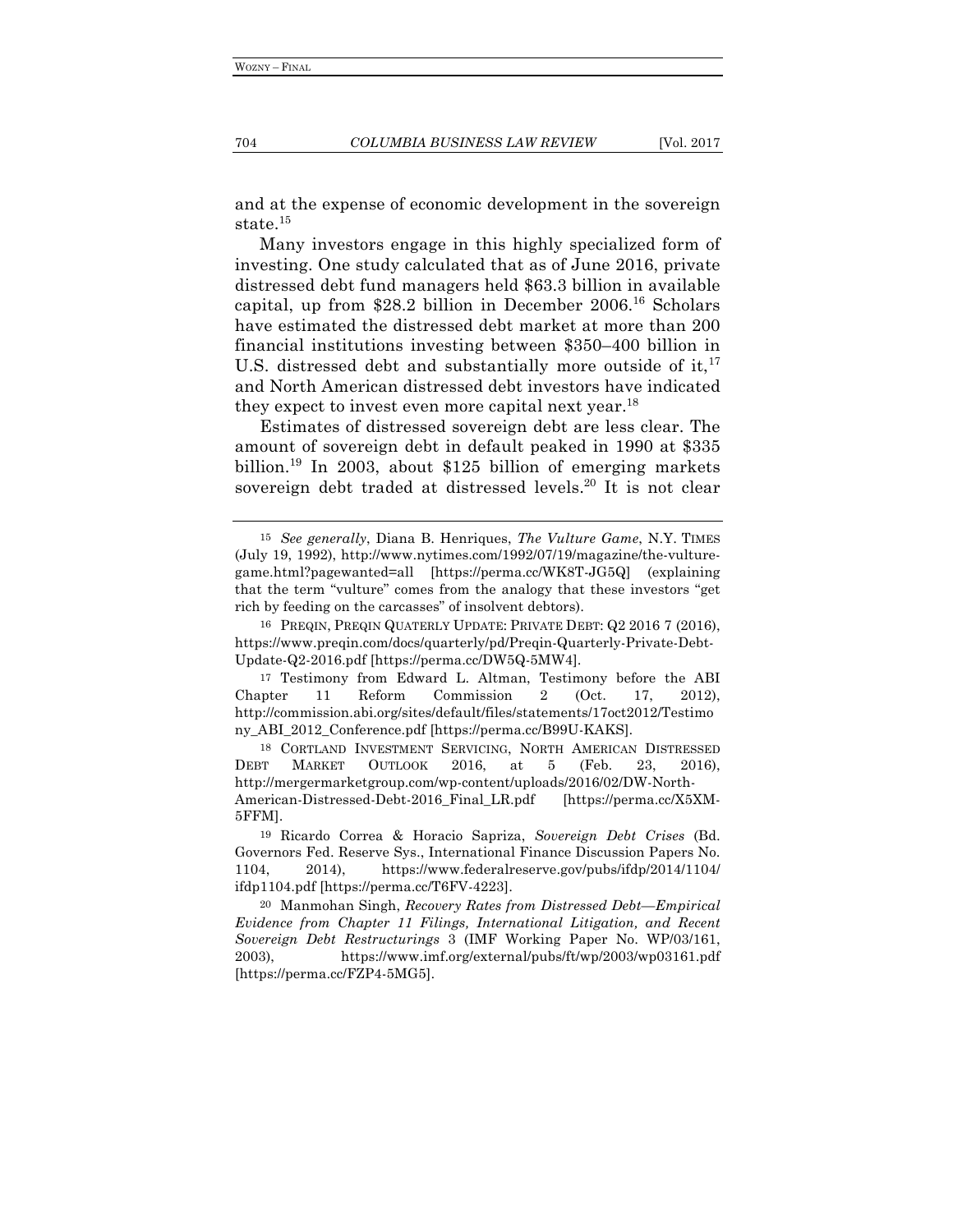and at the expense of economic development in the sovereign state.[15]

Many investors engage in this highly specialized form of investing. One study calculated that as of June 2016, private distressed debt fund managers held $63.3 billion in available capital, up from $28.2 billion in December 2006.[16] Scholars have estimated the distressed debt market at more than 200 financial institutions investing between $350–400 billion in U.S. distressed debt and substantially more outside of it,[17] and North American distressed debt investors have indicated they expect to invest even more capital next year.[18]

Estimates of distressed sovereign debt are less clear. The amount of sovereign debt in default peaked in 1990 at $335 billion.[19] In 2003, about $125 billion of emerging markets sovereign debt traded at distressed levels.[20] It is not clear

---

[15] *See generally*, Diana B. Henriques, *The Vulture Game*, N.Y. TIMES (July 19, 1992), http://www.nytimes.com/1992/07/19/magazine/the-vulture-game.html?pagewanted=all [https://perma.cc/WK8T-JG5Q] (explaining that the term "vulture" comes from the analogy that these investors "get rich by feeding on the carcasses" of insolvent debtors).

[16] PREQIN, PREQIN QUATERLY UPDATE: PRIVATE DEBT: Q2 2016 7 (2016), https://www.preqin.com/docs/quarterly/pd/Preqin-Quarterly-Private-Debt-Update-Q2-2016.pdf [https://perma.cc/DW5Q-5MW4].

[17] Testimony from Edward L. Altman, Testimony before the ABI Chapter 11 Reform Commission 2 (Oct. 17, 2012), http://commission.abi.org/sites/default/files/statements/17oct2012/Testimony_ABI_2012_Conference.pdf [https://perma.cc/B99U-KAKS].

[18] CORTLAND INVESTMENT SERVICING, NORTH AMERICAN DISTRESSED DEBT MARKET OUTLOOK 2016, at 5 (Feb. 23, 2016), http://mergermarketgroup.com/wp-content/uploads/2016/02/DW-North-American-Distressed-Debt-2016_Final_LR.pdf [https://perma.cc/X5XM-5FFM].

[19] Ricardo Correa & Horacio Sapriza, *Sovereign Debt Crises* (Bd. Governors Fed. Reserve Sys., International Finance Discussion Papers No. 1104, 2014), https://www.federalreserve.gov/pubs/ifdp/2014/1104/ifdp1104.pdf [https://perma.cc/T6FV-4223].

[20] Manmohan Singh, *Recovery Rates from Distressed Debt—Empirical Evidence from Chapter 11 Filings, International Litigation, and Recent Sovereign Debt Restructurings* 3 (IMF Working Paper No. WP/03/161, 2003), https://www.imf.org/external/pubs/ft/wp/2003/wp03161.pdf [https://perma.cc/FZP4-5MG5].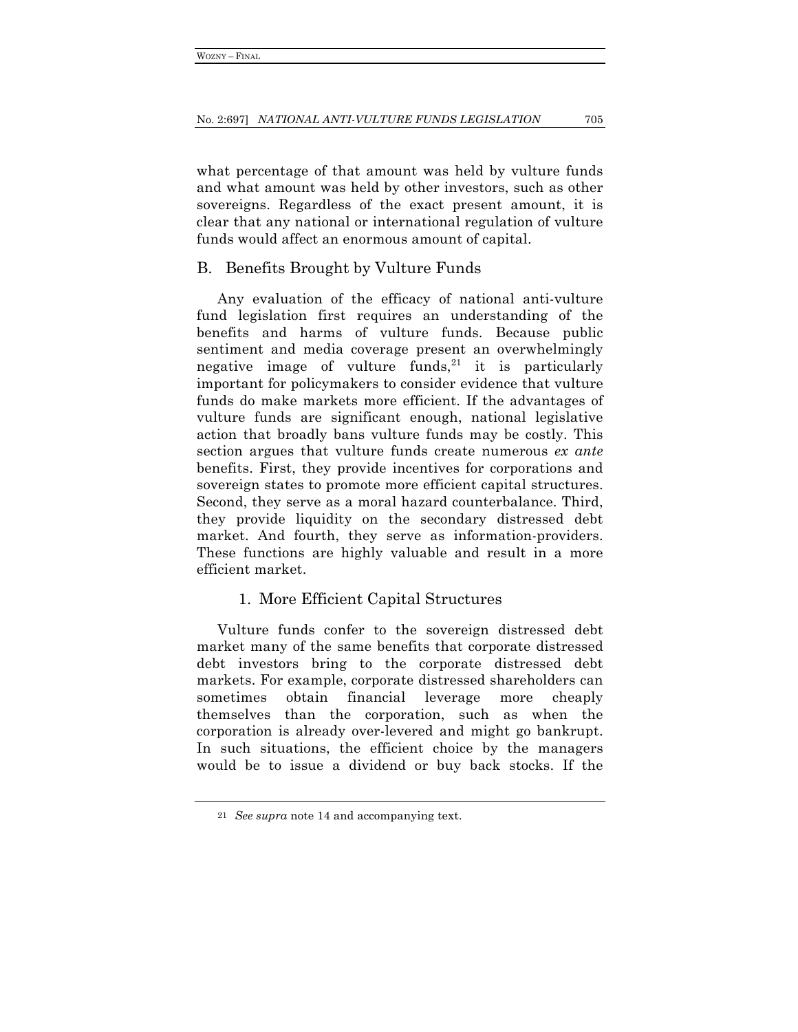what percentage of that amount was held by vulture funds and what amount was held by other investors, such as other sovereigns. Regardless of the exact present amount, it is clear that any national or international regulation of vulture funds would affect an enormous amount of capital.

## B. Benefits Brought by Vulture Funds

Any evaluation of the efficacy of national anti-vulture fund legislation first requires an understanding of the benefits and harms of vulture funds. Because public sentiment and media coverage present an overwhelmingly negative image of vulture funds,[21] it is particularly important for policymakers to consider evidence that vulture funds do make markets more efficient. If the advantages of vulture funds are significant enough, national legislative action that broadly bans vulture funds may be costly. This section argues that vulture funds create numerous *ex ante* benefits. First, they provide incentives for corporations and sovereign states to promote more efficient capital structures. Second, they serve as a moral hazard counterbalance. Third, they provide liquidity on the secondary distressed debt market. And fourth, they serve as information-providers. These functions are highly valuable and result in a more efficient market.

### 1. More Efficient Capital Structures

Vulture funds confer to the sovereign distressed debt market many of the same benefits that corporate distressed debt investors bring to the corporate distressed debt markets. For example, corporate distressed shareholders can sometimes obtain financial leverage more cheaply themselves than the corporation, such as when the corporation is already over-levered and might go bankrupt. In such situations, the efficient choice by the managers would be to issue a dividend or buy back stocks. If the

---

[21] *See supra* note 14 and accompanying text.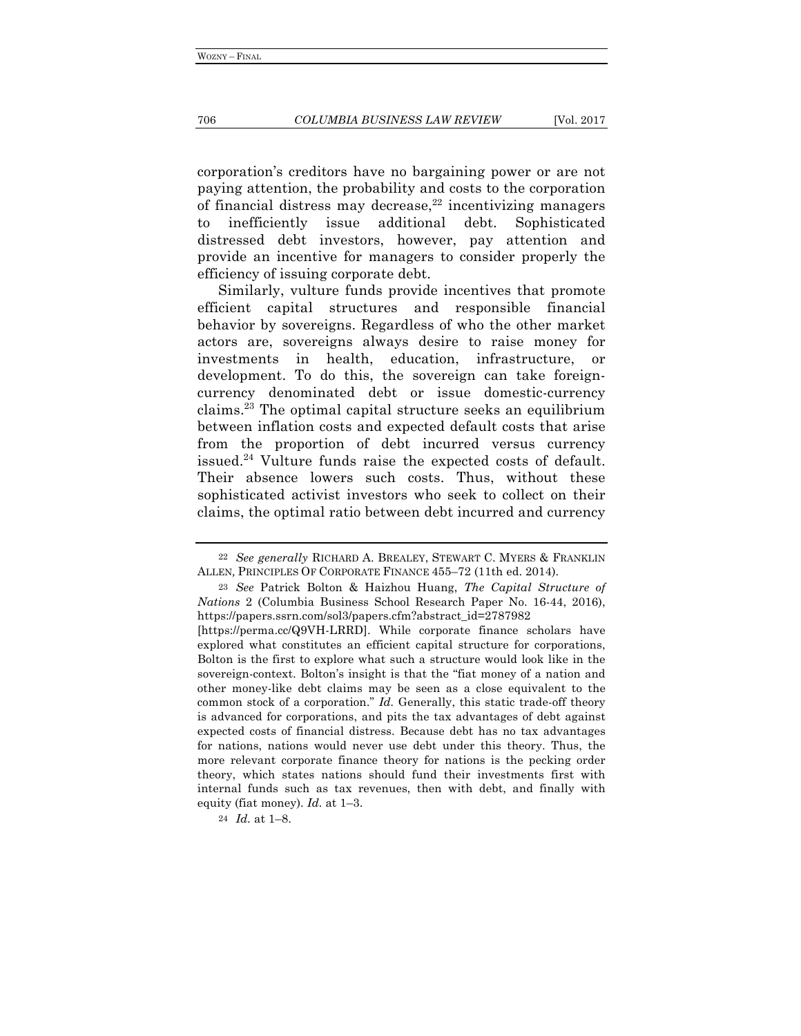corporation's creditors have no bargaining power or are not paying attention, the probability and costs to the corporation of financial distress may decrease,[22] incentivizing managers to inefficiently issue additional debt. Sophisticated distressed debt investors, however, pay attention and provide an incentive for managers to consider properly the efficiency of issuing corporate debt.

Similarly, vulture funds provide incentives that promote efficient capital structures and responsible financial behavior by sovereigns. Regardless of who the other market actors are, sovereigns always desire to raise money for investments in health, education, infrastructure, or development. To do this, the sovereign can take foreign-currency denominated debt or issue domestic-currency claims.[23] The optimal capital structure seeks an equilibrium between inflation costs and expected default costs that arise from the proportion of debt incurred versus currency issued.[24] Vulture funds raise the expected costs of default. Their absence lowers such costs. Thus, without these sophisticated activist investors who seek to collect on their claims, the optimal ratio between debt incurred and currency

---

[22] *See generally* RICHARD A. BREALEY, STEWART C. MYERS & FRANKLIN ALLEN, PRINCIPLES OF CORPORATE FINANCE 455–72 (11th ed. 2014).

[23] *See* Patrick Bolton & Haizhou Huang, *The Capital Structure of Nations* 2 (Columbia Business School Research Paper No. 16-44, 2016), https://papers.ssrn.com/sol3/papers.cfm?abstract_id=2787982 [https://perma.cc/Q9VH-LRRD]. While corporate finance scholars have explored what constitutes an efficient capital structure for corporations, Bolton is the first to explore what such a structure would look like in the sovereign-context. Bolton's insight is that the "fiat money of a nation and other money-like debt claims may be seen as a close equivalent to the common stock of a corporation." *Id.* Generally, this static trade-off theory is advanced for corporations, and pits the tax advantages of debt against expected costs of financial distress. Because debt has no tax advantages for nations, nations would never use debt under this theory. Thus, the more relevant corporate finance theory for nations is the pecking order theory, which states nations should fund their investments first with internal funds such as tax revenues, then with debt, and finally with equity (fiat money). *Id.* at 1–3.

[24] *Id.* at 1–8.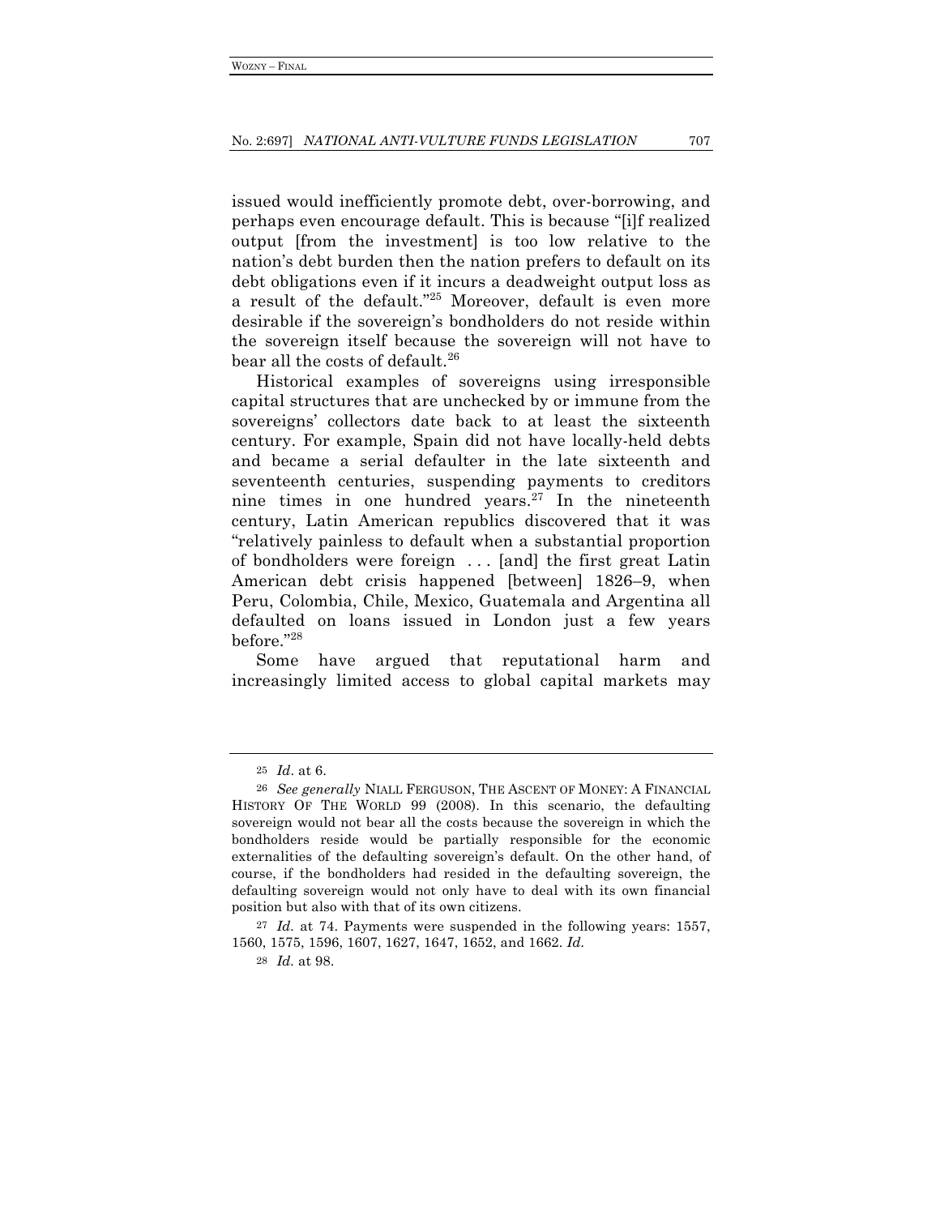issued would inefficiently promote debt, over-borrowing, and perhaps even encourage default. This is because "[i]f realized output [from the investment] is too low relative to the nation's debt burden then the nation prefers to default on its debt obligations even if it incurs a deadweight output loss as a result of the default."[25] Moreover, default is even more desirable if the sovereign's bondholders do not reside within the sovereign itself because the sovereign will not have to bear all the costs of default.[26]

Historical examples of sovereigns using irresponsible capital structures that are unchecked by or immune from the sovereigns' collectors date back to at least the sixteenth century. For example, Spain did not have locally-held debts and became a serial defaulter in the late sixteenth and seventeenth centuries, suspending payments to creditors nine times in one hundred years.[27] In the nineteenth century, Latin American republics discovered that it was "relatively painless to default when a substantial proportion of bondholders were foreign . . . [and] the first great Latin American debt crisis happened [between] 1826–9, when Peru, Colombia, Chile, Mexico, Guatemala and Argentina all defaulted on loans issued in London just a few years before."[28]

Some have argued that reputational harm and increasingly limited access to global capital markets may

---

[25] *Id*. at 6.

[26] *See generally* NIALL FERGUSON, THE ASCENT OF MONEY: A FINANCIAL HISTORY OF THE WORLD 99 (2008). In this scenario, the defaulting sovereign would not bear all the costs because the sovereign in which the bondholders reside would be partially responsible for the economic externalities of the defaulting sovereign's default. On the other hand, of course, if the bondholders had resided in the defaulting sovereign, the defaulting sovereign would not only have to deal with its own financial position but also with that of its own citizens.

[27] *Id.* at 74. Payments were suspended in the following years: 1557, 1560, 1575, 1596, 1607, 1627, 1647, 1652, and 1662. *Id.*

[28] *Id.* at 98.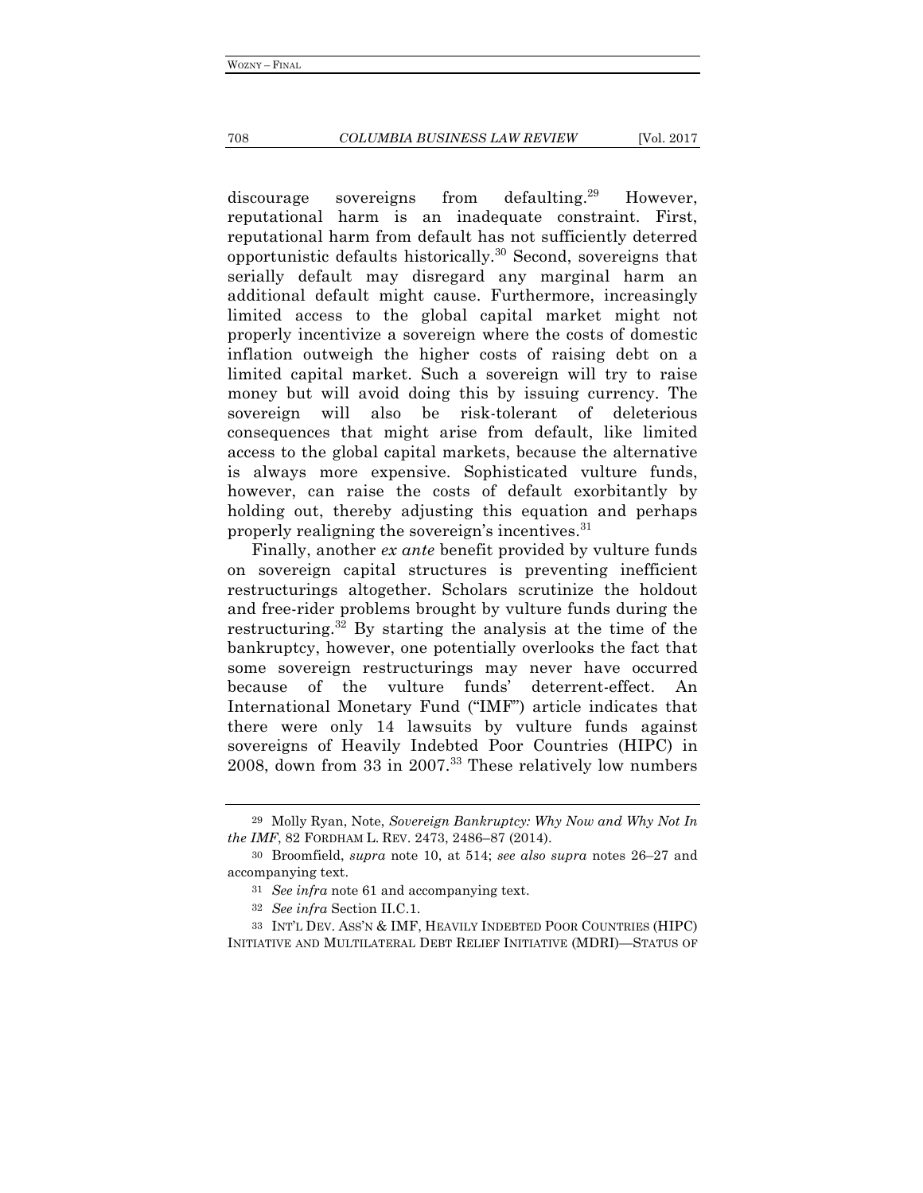discourage sovereigns from defaulting.[29] However, reputational harm is an inadequate constraint. First, reputational harm from default has not sufficiently deterred opportunistic defaults historically.[30] Second, sovereigns that serially default may disregard any marginal harm an additional default might cause. Furthermore, increasingly limited access to the global capital market might not properly incentivize a sovereign where the costs of domestic inflation outweigh the higher costs of raising debt on a limited capital market. Such a sovereign will try to raise money but will avoid doing this by issuing currency. The sovereign will also be risk-tolerant of deleterious consequences that might arise from default, like limited access to the global capital markets, because the alternative is always more expensive. Sophisticated vulture funds, however, can raise the costs of default exorbitantly by holding out, thereby adjusting this equation and perhaps properly realigning the sovereign's incentives.[31]

Finally, another *ex ante* benefit provided by vulture funds on sovereign capital structures is preventing inefficient restructurings altogether. Scholars scrutinize the holdout and free-rider problems brought by vulture funds during the restructuring.[32] By starting the analysis at the time of the bankruptcy, however, one potentially overlooks the fact that some sovereign restructurings may never have occurred because of the vulture funds' deterrent-effect. An International Monetary Fund ("IMF") article indicates that there were only 14 lawsuits by vulture funds against sovereigns of Heavily Indebted Poor Countries (HIPC) in 2008, down from 33 in 2007.[33] These relatively low numbers

---

[29] Molly Ryan, Note, *Sovereign Bankruptcy: Why Now and Why Not In the IMF*, 82 FORDHAM L. REV. 2473, 2486–87 (2014).

[30] Broomfield, *supra* note 10, at 514; *see also supra* notes 26–27 and accompanying text.

[31] *See infra* note 61 and accompanying text.

[32] *See infra* Section II.C.1.

[33] INT'L DEV. ASS'N & IMF, HEAVILY INDEBTED POOR COUNTRIES (HIPC) INITIATIVE AND MULTILATERAL DEBT RELIEF INITIATIVE (MDRI)—STATUS OF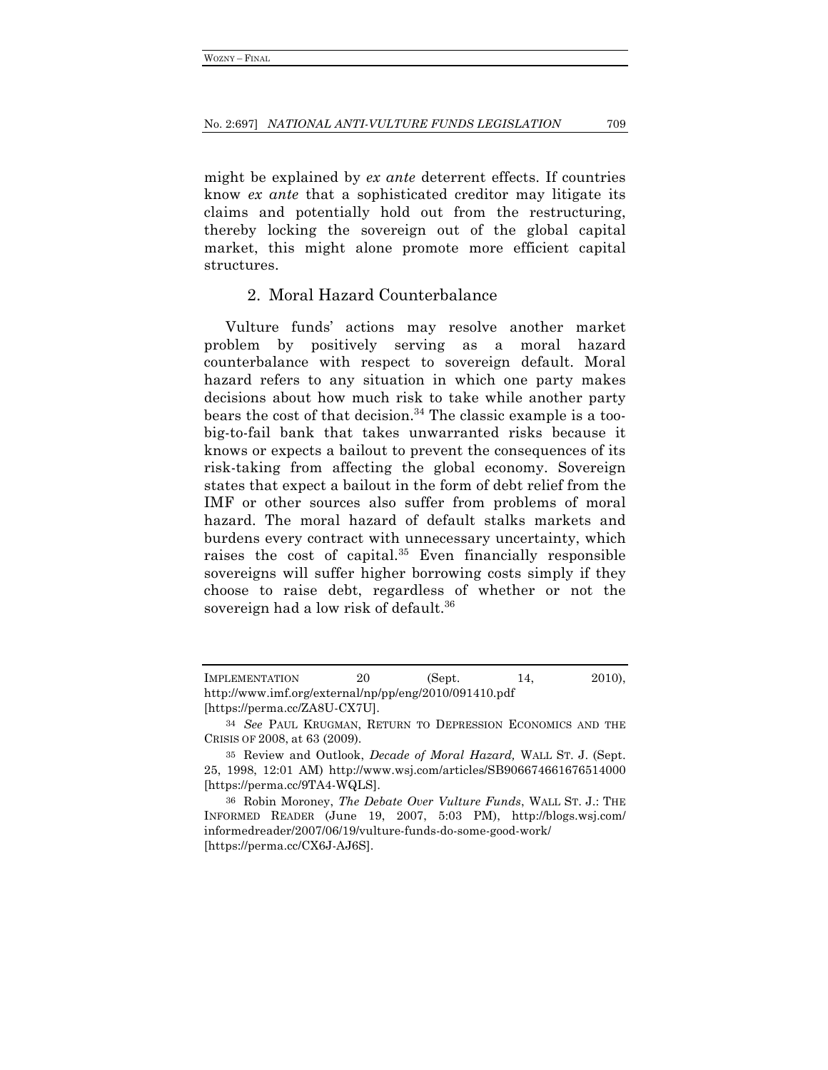might be explained by *ex ante* deterrent effects. If countries know *ex ante* that a sophisticated creditor may litigate its claims and potentially hold out from the restructuring, thereby locking the sovereign out of the global capital market, this might alone promote more efficient capital structures.

### 2. Moral Hazard Counterbalance

Vulture funds' actions may resolve another market problem by positively serving as a moral hazard counterbalance with respect to sovereign default. Moral hazard refers to any situation in which one party makes decisions about how much risk to take while another party bears the cost of that decision.[34] The classic example is a too-big-to-fail bank that takes unwarranted risks because it knows or expects a bailout to prevent the consequences of its risk-taking from affecting the global economy. Sovereign states that expect a bailout in the form of debt relief from the IMF or other sources also suffer from problems of moral hazard. The moral hazard of default stalks markets and burdens every contract with unnecessary uncertainty, which raises the cost of capital.[35] Even financially responsible sovereigns will suffer higher borrowing costs simply if they choose to raise debt, regardless of whether or not the sovereign had a low risk of default.[36]

---

IMPLEMENTATION 20 (Sept. 14, 2010), http://www.imf.org/external/np/pp/eng/2010/091410.pdf [https://perma.cc/ZA8U-CX7U].

[34] *See* PAUL KRUGMAN, RETURN TO DEPRESSION ECONOMICS AND THE CRISIS OF 2008, at 63 (2009).

[35] Review and Outlook, *Decade of Moral Hazard,* WALL ST. J. (Sept. 25, 1998, 12:01 AM) http://www.wsj.com/articles/SB906674661676514000 [https://perma.cc/9TA4-WQLS].

[36] Robin Moroney, *The Debate Over Vulture Funds*, WALL ST. J.: THE INFORMED READER (June 19, 2007, 5:03 PM), http://blogs.wsj.com/informedreader/2007/06/19/vulture-funds-do-some-good-work/ [https://perma.cc/CX6J-AJ6S].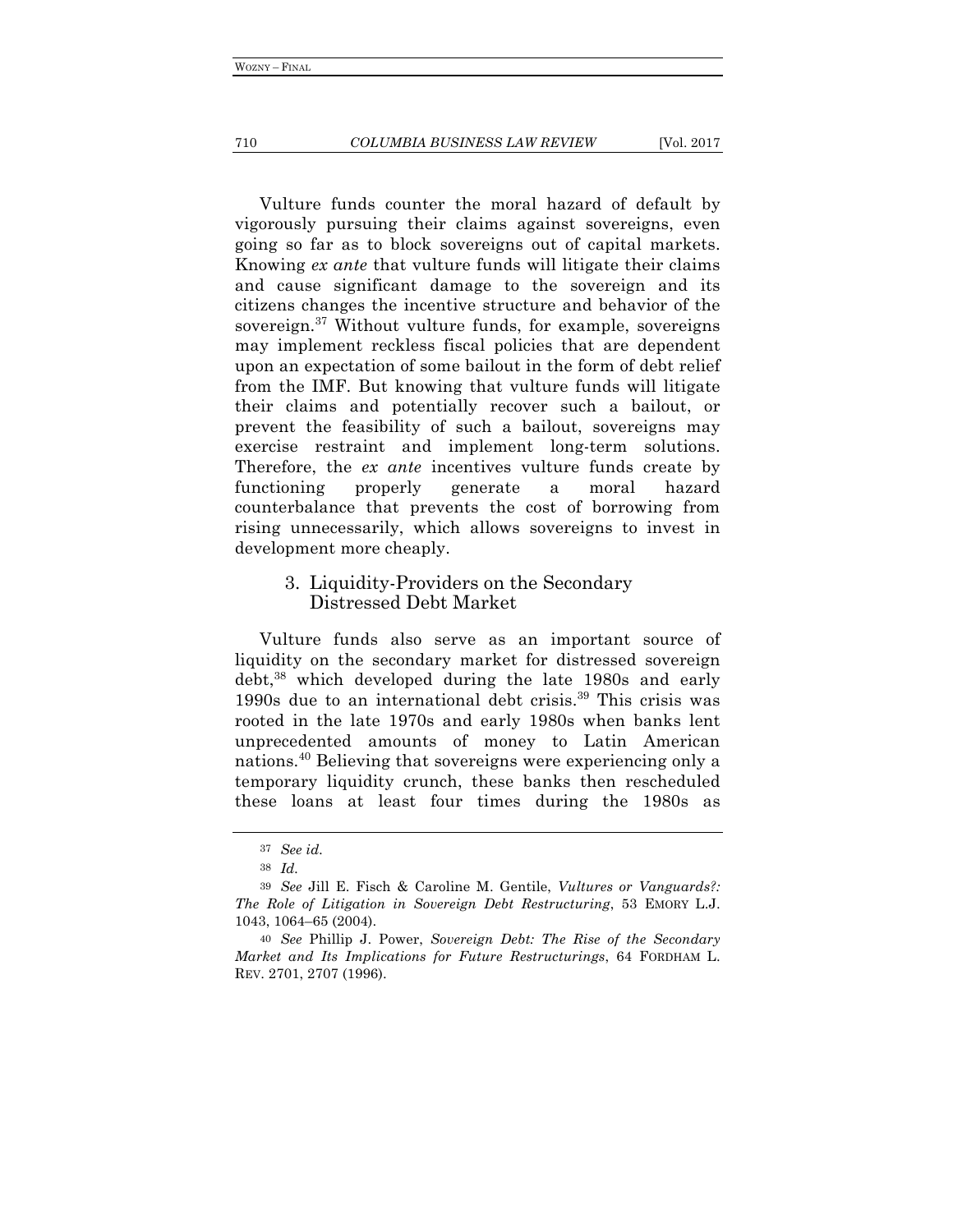Vulture funds counter the moral hazard of default by vigorously pursuing their claims against sovereigns, even going so far as to block sovereigns out of capital markets. Knowing *ex ante* that vulture funds will litigate their claims and cause significant damage to the sovereign and its citizens changes the incentive structure and behavior of the sovereign.[37] Without vulture funds, for example, sovereigns may implement reckless fiscal policies that are dependent upon an expectation of some bailout in the form of debt relief from the IMF. But knowing that vulture funds will litigate their claims and potentially recover such a bailout, or prevent the feasibility of such a bailout, sovereigns may exercise restraint and implement long-term solutions. Therefore, the *ex ante* incentives vulture funds create by functioning properly generate a moral hazard counterbalance that prevents the cost of borrowing from rising unnecessarily, which allows sovereigns to invest in development more cheaply.

### 3. Liquidity-Providers on the Secondary Distressed Debt Market

Vulture funds also serve as an important source of liquidity on the secondary market for distressed sovereign debt,[38] which developed during the late 1980s and early 1990s due to an international debt crisis.[39] This crisis was rooted in the late 1970s and early 1980s when banks lent unprecedented amounts of money to Latin American nations.[40] Believing that sovereigns were experiencing only a temporary liquidity crunch, these banks then rescheduled these loans at least four times during the 1980s as

---

[37] *See id.*

[38] *Id.*

[39] *See* Jill E. Fisch & Caroline M. Gentile, *Vultures or Vanguards?: The Role of Litigation in Sovereign Debt Restructuring*, 53 EMORY L.J. 1043, 1064–65 (2004).

[40] *See* Phillip J. Power, *Sovereign Debt: The Rise of the Secondary Market and Its Implications for Future Restructurings*, 64 FORDHAM L. REV. 2701, 2707 (1996).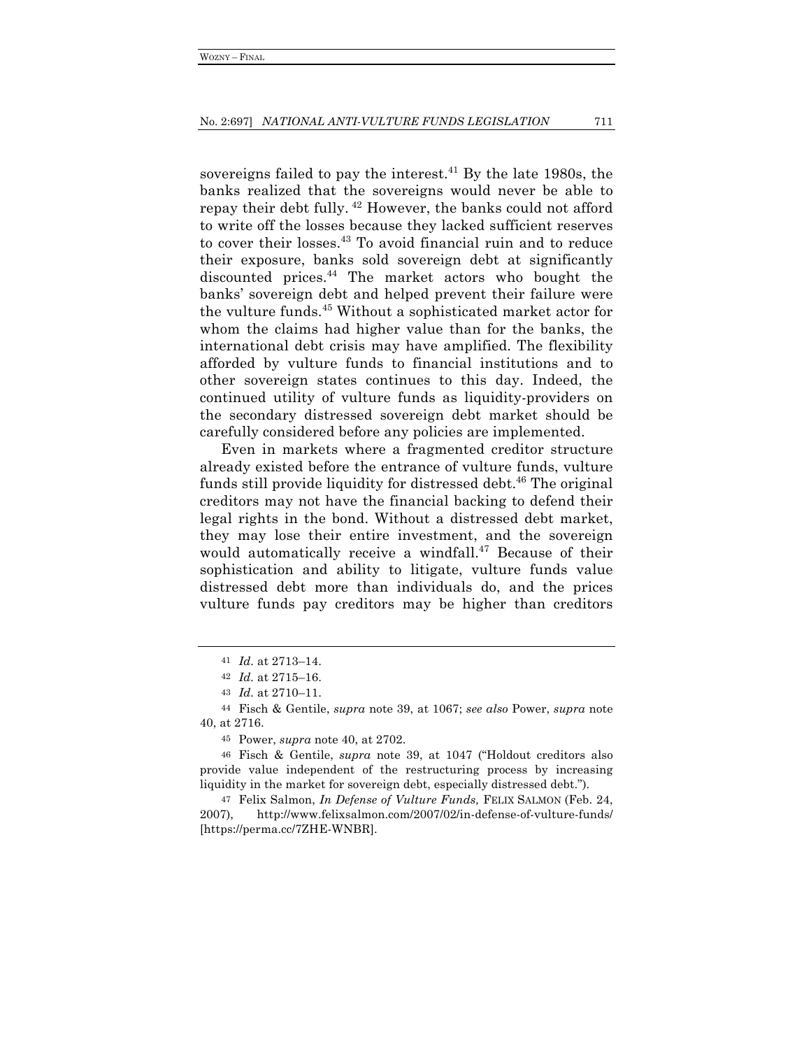sovereigns failed to pay the interest.[41] By the late 1980s, the banks realized that the sovereigns would never be able to repay their debt fully.[42] However, the banks could not afford to write off the losses because they lacked sufficient reserves to cover their losses.[43] To avoid financial ruin and to reduce their exposure, banks sold sovereign debt at significantly discounted prices.[44] The market actors who bought the banks' sovereign debt and helped prevent their failure were the vulture funds.[45] Without a sophisticated market actor for whom the claims had higher value than for the banks, the international debt crisis may have amplified. The flexibility afforded by vulture funds to financial institutions and to other sovereign states continues to this day. Indeed, the continued utility of vulture funds as liquidity-providers on the secondary distressed sovereign debt market should be carefully considered before any policies are implemented.

Even in markets where a fragmented creditor structure already existed before the entrance of vulture funds, vulture funds still provide liquidity for distressed debt.[46] The original creditors may not have the financial backing to defend their legal rights in the bond. Without a distressed debt market, they may lose their entire investment, and the sovereign would automatically receive a windfall.[47] Because of their sophistication and ability to litigate, vulture funds value distressed debt more than individuals do, and the prices vulture funds pay creditors may be higher than creditors

---

41 *Id.* at 2713–14.

42 *Id.* at 2715–16.

43 *Id.* at 2710–11.

44 Fisch & Gentile, *supra* note 39, at 1067; *see also* Power, *supra* note 40, at 2716.

45 Power, *supra* note 40, at 2702.

46 Fisch & Gentile, *supra* note 39, at 1047 ("Holdout creditors also provide value independent of the restructuring process by increasing liquidity in the market for sovereign debt, especially distressed debt.").

47 Felix Salmon, *In Defense of Vulture Funds,* FELIX SALMON (Feb. 24, 2007), http://www.felixsalmon.com/2007/02/in-defense-of-vulture-funds/ [https://perma.cc/7ZHE-WNBR].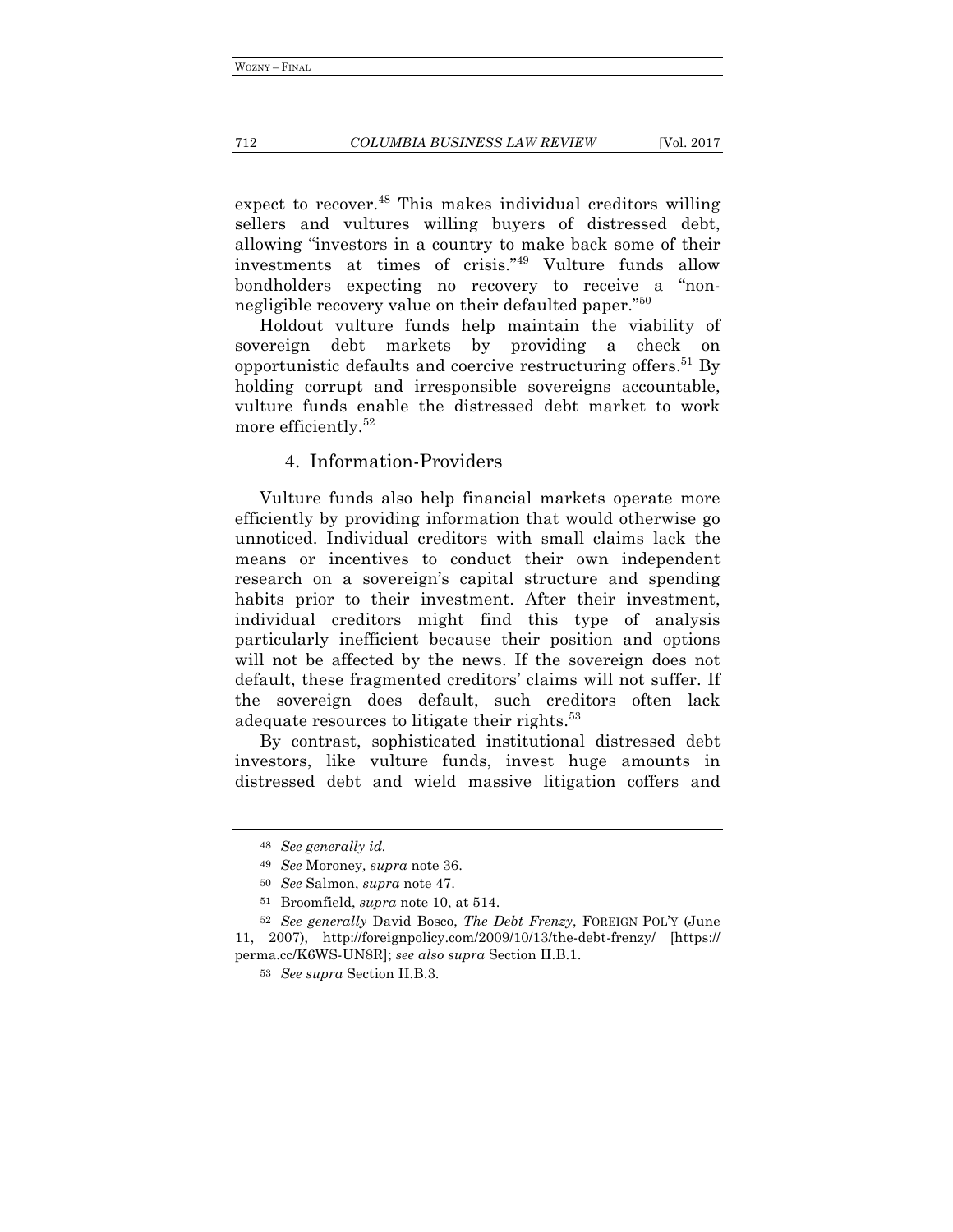expect to recover.[48] This makes individual creditors willing sellers and vultures willing buyers of distressed debt, allowing "investors in a country to make back some of their investments at times of crisis."[49] Vulture funds allow bondholders expecting no recovery to receive a "non-negligible recovery value on their defaulted paper."[50]

Holdout vulture funds help maintain the viability of sovereign debt markets by providing a check on opportunistic defaults and coercive restructuring offers.[51] By holding corrupt and irresponsible sovereigns accountable, vulture funds enable the distressed debt market to work more efficiently.[52]

### 4. Information-Providers

Vulture funds also help financial markets operate more efficiently by providing information that would otherwise go unnoticed. Individual creditors with small claims lack the means or incentives to conduct their own independent research on a sovereign's capital structure and spending habits prior to their investment. After their investment, individual creditors might find this type of analysis particularly inefficient because their position and options will not be affected by the news. If the sovereign does not default, these fragmented creditors' claims will not suffer. If the sovereign does default, such creditors often lack adequate resources to litigate their rights.[53]

By contrast, sophisticated institutional distressed debt investors, like vulture funds, invest huge amounts in distressed debt and wield massive litigation coffers and

---

48 *See generally id.*

49 *See* Moroney*, supra* note 36.

50 *See* Salmon, *supra* note 47.

51 Broomfield, *supra* note 10, at 514.

52 *See generally* David Bosco, *The Debt Frenzy*, FOREIGN POL'Y (June 11, 2007), http://foreignpolicy.com/2009/10/13/the-debt-frenzy/ [https://perma.cc/K6WS-UN8R]; *see also supra* Section II.B.1.

53 *See supra* Section II.B.3.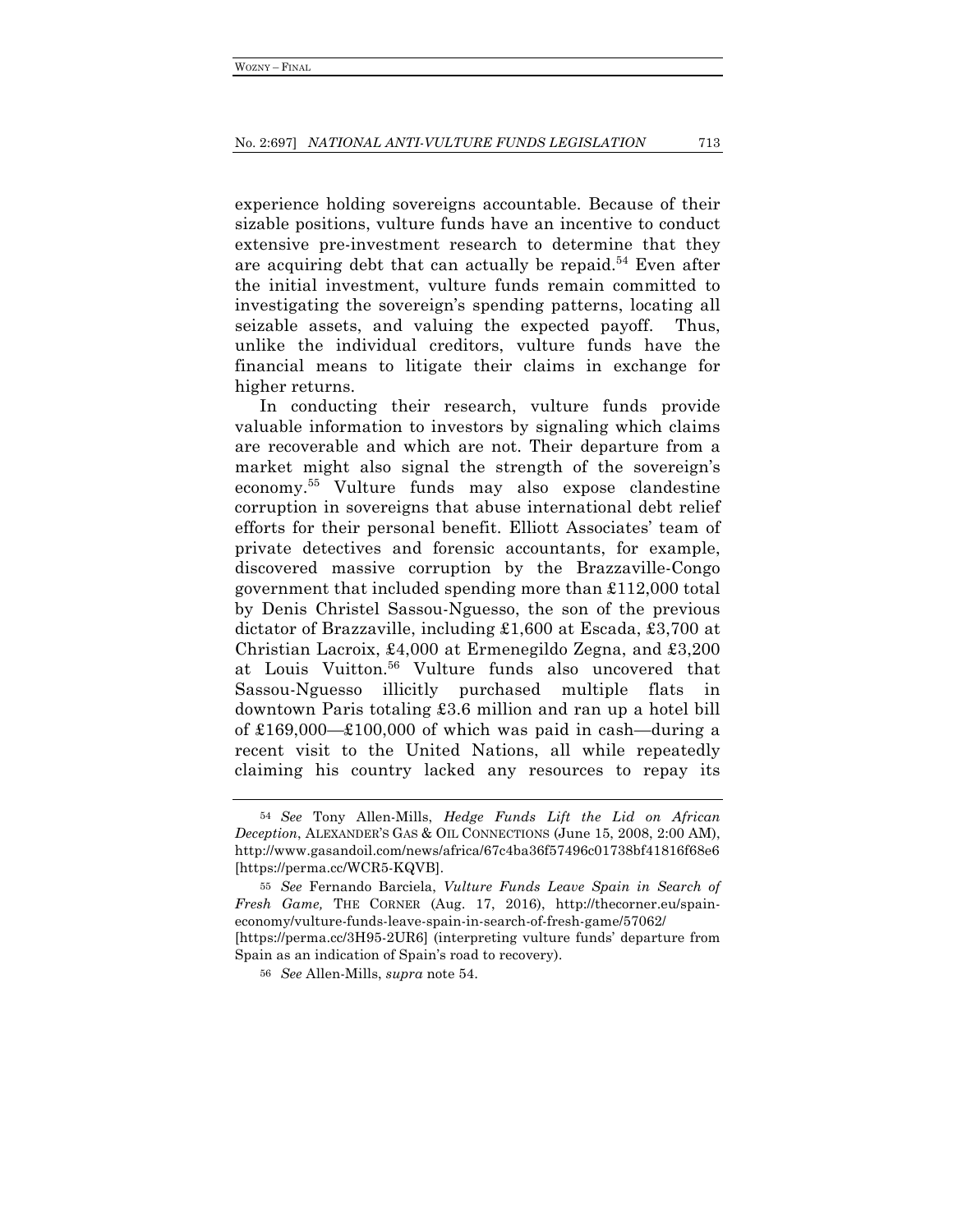experience holding sovereigns accountable. Because of their sizable positions, vulture funds have an incentive to conduct extensive pre-investment research to determine that they are acquiring debt that can actually be repaid.[54] Even after the initial investment, vulture funds remain committed to investigating the sovereign's spending patterns, locating all seizable assets, and valuing the expected payoff. Thus, unlike the individual creditors, vulture funds have the financial means to litigate their claims in exchange for higher returns.

In conducting their research, vulture funds provide valuable information to investors by signaling which claims are recoverable and which are not. Their departure from a market might also signal the strength of the sovereign's economy.[55] Vulture funds may also expose clandestine corruption in sovereigns that abuse international debt relief efforts for their personal benefit. Elliott Associates' team of private detectives and forensic accountants, for example, discovered massive corruption by the Brazzaville-Congo government that included spending more than £112,000 total by Denis Christel Sassou-Nguesso, the son of the previous dictator of Brazzaville, including £1,600 at Escada, £3,700 at Christian Lacroix, £4,000 at Ermenegildo Zegna, and £3,200 at Louis Vuitton.[56] Vulture funds also uncovered that Sassou-Nguesso illicitly purchased multiple flats in downtown Paris totaling £3.6 million and ran up a hotel bill of £169,000—£100,000 of which was paid in cash—during a recent visit to the United Nations, all while repeatedly claiming his country lacked any resources to repay its

---

[54] *See* Tony Allen-Mills, *Hedge Funds Lift the Lid on African Deception*, ALEXANDER'S GAS & OIL CONNECTIONS (June 15, 2008, 2:00 AM), http://www.gasandoil.com/news/africa/67c4ba36f57496c01738bf41816f68e6 [https://perma.cc/WCR5-KQVB].

[55] *See* Fernando Barciela, *Vulture Funds Leave Spain in Search of Fresh Game,* THE CORNER (Aug. 17, 2016), http://thecorner.eu/spain-economy/vulture-funds-leave-spain-in-search-of-fresh-game/57062/ [https://perma.cc/3H95-2UR6] (interpreting vulture funds' departure from Spain as an indication of Spain's road to recovery).

[56] *See* Allen-Mills, *supra* note 54.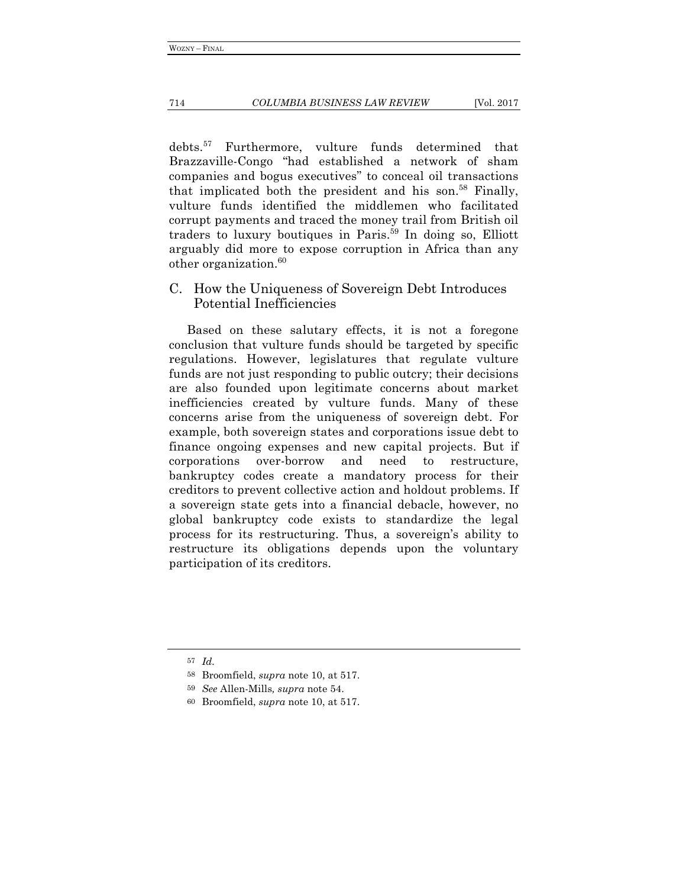debts.[57] Furthermore, vulture funds determined that Brazzaville-Congo "had established a network of sham companies and bogus executives" to conceal oil transactions that implicated both the president and his son.[58] Finally, vulture funds identified the middlemen who facilitated corrupt payments and traced the money trail from British oil traders to luxury boutiques in Paris.[59] In doing so, Elliott arguably did more to expose corruption in Africa than any other organization.[60]

## C. How the Uniqueness of Sovereign Debt Introduces Potential Inefficiencies

Based on these salutary effects, it is not a foregone conclusion that vulture funds should be targeted by specific regulations. However, legislatures that regulate vulture funds are not just responding to public outcry; their decisions are also founded upon legitimate concerns about market inefficiencies created by vulture funds. Many of these concerns arise from the uniqueness of sovereign debt. For example, both sovereign states and corporations issue debt to finance ongoing expenses and new capital projects. But if corporations over-borrow and need to restructure, bankruptcy codes create a mandatory process for their creditors to prevent collective action and holdout problems. If a sovereign state gets into a financial debacle, however, no global bankruptcy code exists to standardize the legal process for its restructuring. Thus, a sovereign's ability to restructure its obligations depends upon the voluntary participation of its creditors.

---

57 *Id.*

58 Broomfield, *supra* note 10, at 517.

59 *See* Allen-Mills, *supra* note 54.

60 Broomfield, *supra* note 10, at 517.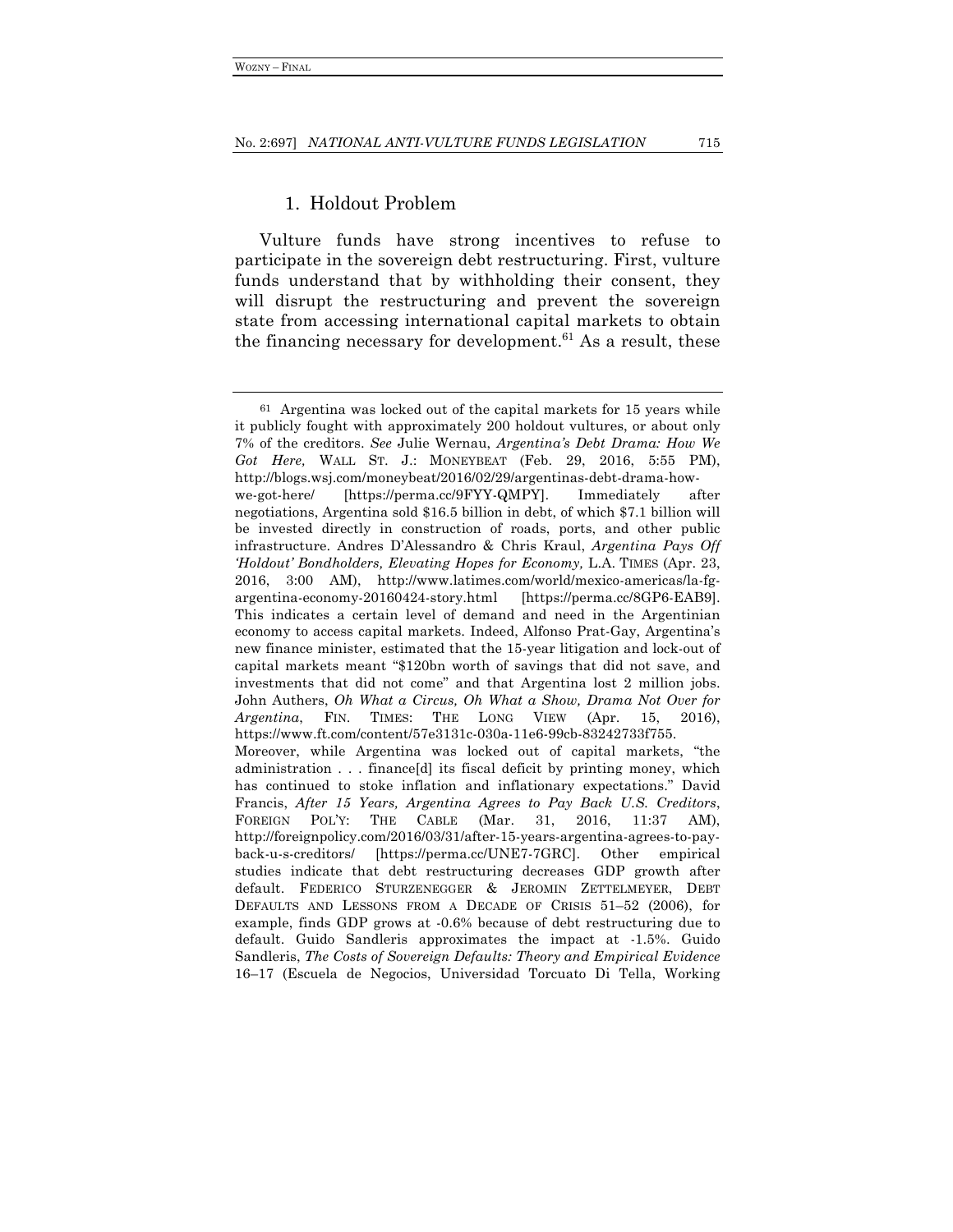### 1. Holdout Problem

Vulture funds have strong incentives to refuse to participate in the sovereign debt restructuring. First, vulture funds understand that by withholding their consent, they will disrupt the restructuring and prevent the sovereign state from accessing international capital markets to obtain the financing necessary for development.[61] As a result, these

[61] Argentina was locked out of the capital markets for 15 years while it publicly fought with approximately 200 holdout vultures, or about only 7% of the creditors. *See* Julie Wernau, *Argentina's Debt Drama: How We Got Here,* WALL ST. J.: MONEYBEAT (Feb. 29, 2016, 5:55 PM), http://blogs.wsj.com/moneybeat/2016/02/29/argentinas-debt-drama-how-we-got-here/ [https://perma.cc/9FYY-QMPY]. Immediately after negotiations, Argentina sold $16.5 billion in debt, of which $7.1 billion will be invested directly in construction of roads, ports, and other public infrastructure. Andres D'Alessandro & Chris Kraul, *Argentina Pays Off 'Holdout' Bondholders, Elevating Hopes for Economy,* L.A. TIMES (Apr. 23, 2016, 3:00 AM), http://www.latimes.com/world/mexico-americas/la-fg-argentina-economy-20160424-story.html [https://perma.cc/8GP6-EAB9]. This indicates a certain level of demand and need in the Argentinian economy to access capital markets. Indeed, Alfonso Prat-Gay, Argentina's new finance minister, estimated that the 15-year litigation and lock-out of capital markets meant "$120bn worth of savings that did not save, and investments that did not come" and that Argentina lost 2 million jobs. John Authers, *Oh What a Circus, Oh What a Show, Drama Not Over for Argentina*, FIN. TIMES: THE LONG VIEW (Apr. 15, 2016), https://www.ft.com/content/57e3131c-030a-11e6-99cb-83242733f755. Moreover, while Argentina was locked out of capital markets, "the administration . . . finance[d] its fiscal deficit by printing money, which has continued to stoke inflation and inflationary expectations." David Francis, *After 15 Years, Argentina Agrees to Pay Back U.S. Creditors*, FOREIGN POL'Y: THE CABLE (Mar. 31, 2016, 11:37 AM), http://foreignpolicy.com/2016/03/31/after-15-years-argentina-agrees-to-pay-back-u-s-creditors/ [https://perma.cc/UNE7-7GRC]. Other empirical studies indicate that debt restructuring decreases GDP growth after default. FEDERICO STURZENEGGER & JEROMIN ZETTELMEYER, DEBT DEFAULTS AND LESSONS FROM A DECADE OF CRISIS 51–52 (2006), for example, finds GDP grows at -0.6% because of debt restructuring due to default. Guido Sandleris approximates the impact at -1.5%. Guido Sandleris, *The Costs of Sovereign Defaults: Theory and Empirical Evidence* 16–17 (Escuela de Negocios, Universidad Torcuato Di Tella, Working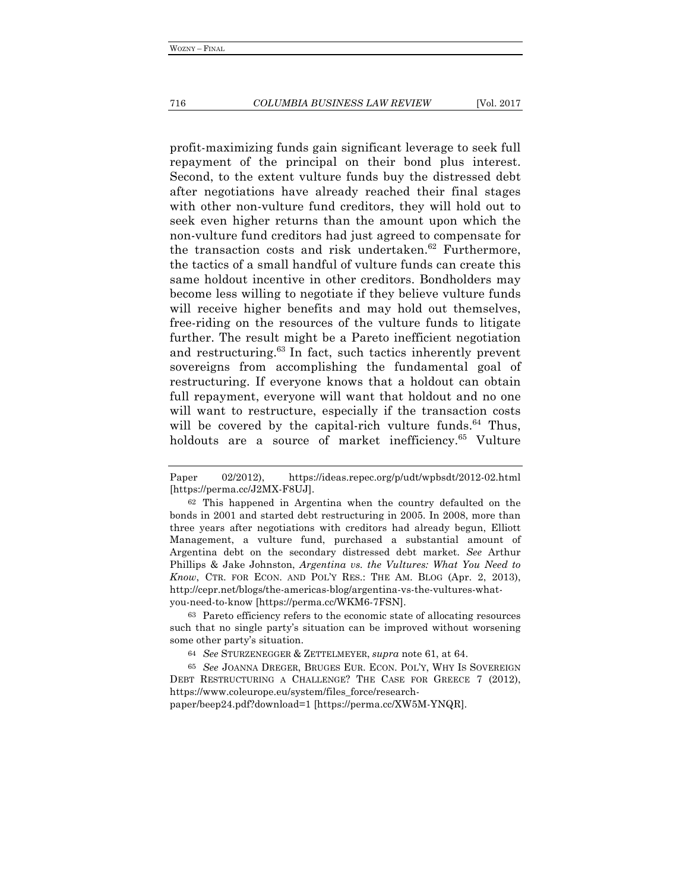profit-maximizing funds gain significant leverage to seek full repayment of the principal on their bond plus interest. Second, to the extent vulture funds buy the distressed debt after negotiations have already reached their final stages with other non-vulture fund creditors, they will hold out to seek even higher returns than the amount upon which the non-vulture fund creditors had just agreed to compensate for the transaction costs and risk undertaken.[62] Furthermore, the tactics of a small handful of vulture funds can create this same holdout incentive in other creditors. Bondholders may become less willing to negotiate if they believe vulture funds will receive higher benefits and may hold out themselves, free-riding on the resources of the vulture funds to litigate further. The result might be a Pareto inefficient negotiation and restructuring.[63] In fact, such tactics inherently prevent sovereigns from accomplishing the fundamental goal of restructuring. If everyone knows that a holdout can obtain full repayment, everyone will want that holdout and no one will want to restructure, especially if the transaction costs will be covered by the capital-rich vulture funds.[64] Thus, holdouts are a source of market inefficiency.[65] Vulture

---

Paper 02/2012), https://ideas.repec.org/p/udt/wpbsdt/2012-02.html [https://perma.cc/J2MX-F8UJ].

[62] This happened in Argentina when the country defaulted on the bonds in 2001 and started debt restructuring in 2005. In 2008, more than three years after negotiations with creditors had already begun, Elliott Management, a vulture fund, purchased a substantial amount of Argentina debt on the secondary distressed debt market. *See* Arthur Phillips & Jake Johnston, *Argentina vs. the Vultures: What You Need to Know*, CTR. FOR ECON. AND POL'Y RES.: THE AM. BLOG (Apr. 2, 2013), http://cepr.net/blogs/the-americas-blog/argentina-vs-the-vultures-what-you-need-to-know [https://perma.cc/WKM6-7FSN].

[63] Pareto efficiency refers to the economic state of allocating resources such that no single party's situation can be improved without worsening some other party's situation.

[64] *See* STURZENEGGER & ZETTELMEYER, *supra* note 61, at 64.

[65] *See* JOANNA DREGER, BRUGES EUR. ECON. POL'Y, WHY IS SOVEREIGN DEBT RESTRUCTURING A CHALLENGE? THE CASE FOR GREECE 7 (2012), https://www.coleurope.eu/system/files_force/research-paper/beep24.pdf?download=1 [https://perma.cc/XW5M-YNQR].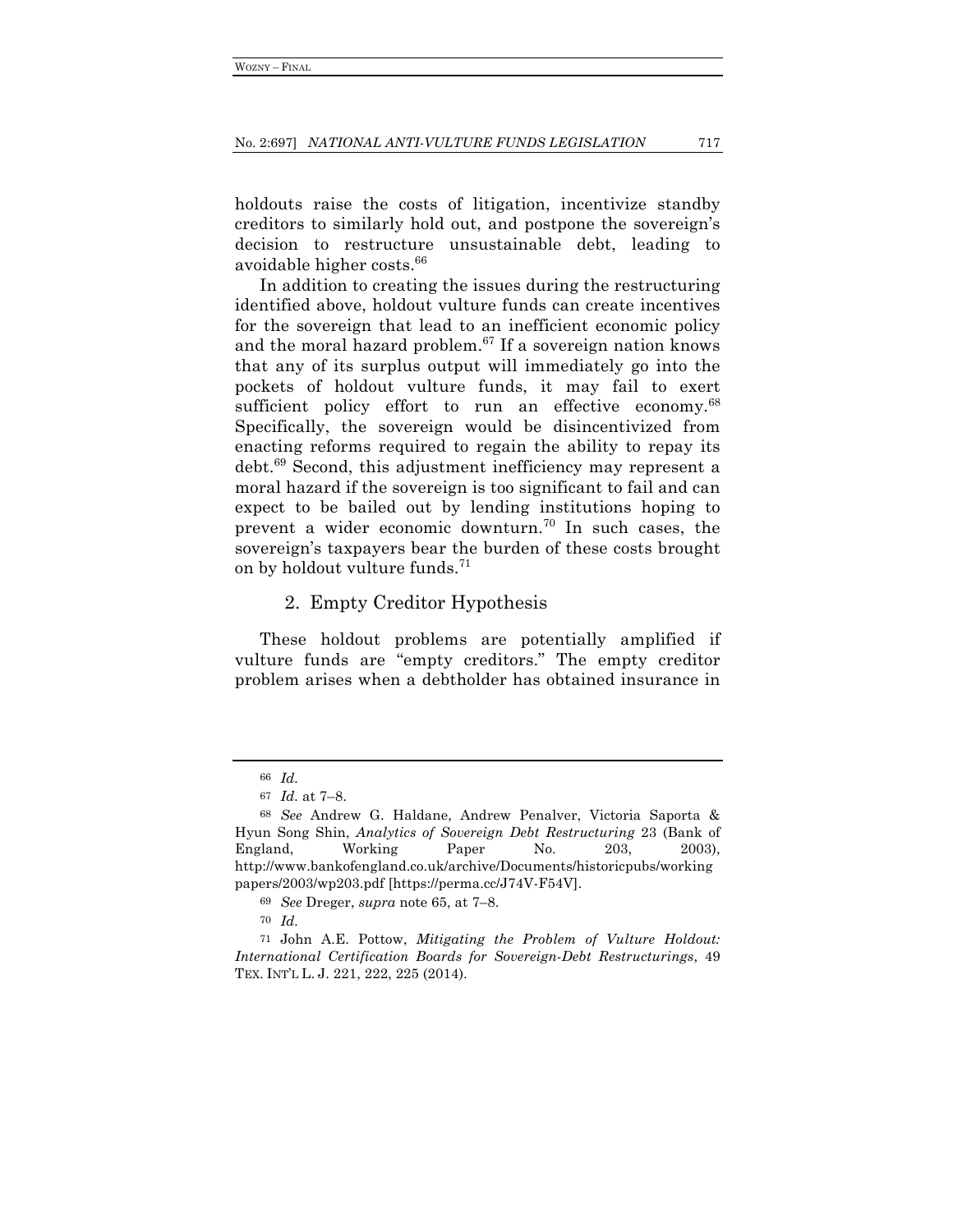holdouts raise the costs of litigation, incentivize standby creditors to similarly hold out, and postpone the sovereign's decision to restructure unsustainable debt, leading to avoidable higher costs.[66]

In addition to creating the issues during the restructuring identified above, holdout vulture funds can create incentives for the sovereign that lead to an inefficient economic policy and the moral hazard problem.[67] If a sovereign nation knows that any of its surplus output will immediately go into the pockets of holdout vulture funds, it may fail to exert sufficient policy effort to run an effective economy.[68] Specifically, the sovereign would be disincentivized from enacting reforms required to regain the ability to repay its debt.[69] Second, this adjustment inefficiency may represent a moral hazard if the sovereign is too significant to fail and can expect to be bailed out by lending institutions hoping to prevent a wider economic downturn.[70] In such cases, the sovereign's taxpayers bear the burden of these costs brought on by holdout vulture funds.[71]

### 2. Empty Creditor Hypothesis

These holdout problems are potentially amplified if vulture funds are "empty creditors." The empty creditor problem arises when a debtholder has obtained insurance in

---

66 *Id.*

67 *Id.* at 7–8.

68 *See* Andrew G. Haldane, Andrew Penalver, Victoria Saporta & Hyun Song Shin, *Analytics of Sovereign Debt Restructuring* 23 (Bank of England, Working Paper No. 203, 2003), http://www.bankofengland.co.uk/archive/Documents/historicpubs/workingpapers/2003/wp203.pdf [https://perma.cc/J74V-F54V].

69 *See* Dreger, *supra* note 65, at 7–8.

70 *Id.*

71 John A.E. Pottow, *Mitigating the Problem of Vulture Holdout: International Certification Boards for Sovereign-Debt Restructurings*, 49 TEX. INT'L L. J. 221, 222, 225 (2014).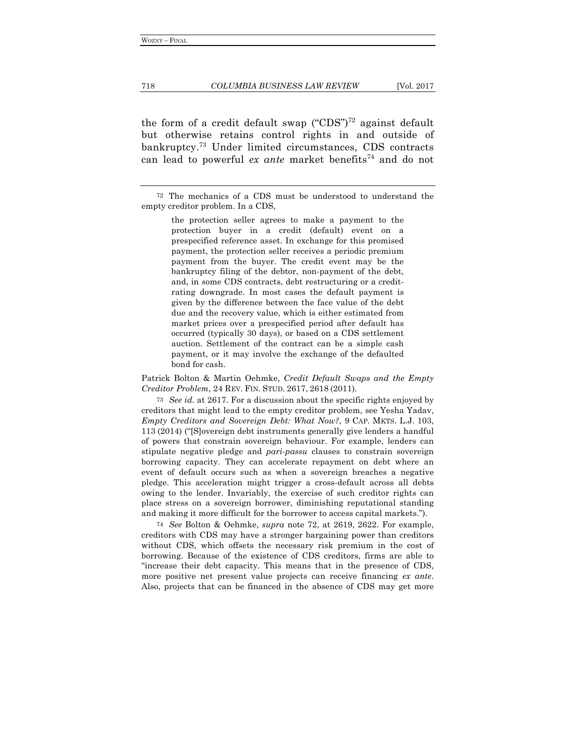the form of a credit default swap ("CDS")[72] against default but otherwise retains control rights in and outside of bankruptcy.[73] Under limited circumstances, CDS contracts can lead to powerful *ex ante* market benefits[74] and do not

---

[72] The mechanics of a CDS must be understood to understand the empty creditor problem. In a CDS,

> the protection seller agrees to make a payment to the protection buyer in a credit (default) event on a prespecified reference asset. In exchange for this promised payment, the protection seller receives a periodic premium payment from the buyer. The credit event may be the bankruptcy filing of the debtor, non-payment of the debt, and, in some CDS contracts, debt restructuring or a credit-rating downgrade. In most cases the default payment is given by the difference between the face value of the debt due and the recovery value, which is either estimated from market prices over a prespecified period after default has occurred (typically 30 days), or based on a CDS settlement auction. Settlement of the contract can be a simple cash payment, or it may involve the exchange of the defaulted bond for cash.

Patrick Bolton & Martin Oehmke, *Credit Default Swaps and the Empty Creditor Problem*, 24 REV. FIN. STUD. 2617, 2618 (2011).

[73] *See id.* at 2617. For a discussion about the specific rights enjoyed by creditors that might lead to the empty creditor problem, see Yesha Yadav, *Empty Creditors and Sovereign Debt: What Now?*, 9 CAP. MKTS. L.J. 103, 113 (2014) ("[S]overeign debt instruments generally give lenders a handful of powers that constrain sovereign behaviour. For example, lenders can stipulate negative pledge and *pari-passu* clauses to constrain sovereign borrowing capacity. They can accelerate repayment on debt where an event of default occurs such as when a sovereign breaches a negative pledge. This acceleration might trigger a cross-default across all debts owing to the lender. Invariably, the exercise of such creditor rights can place stress on a sovereign borrower, diminishing reputational standing and making it more difficult for the borrower to access capital markets.").

[74] *See* Bolton & Oehmke, *supra* note 72, at 2619, 2622. For example, creditors with CDS may have a stronger bargaining power than creditors without CDS, which offsets the necessary risk premium in the cost of borrowing. Because of the existence of CDS creditors, firms are able to "increase their debt capacity. This means that in the presence of CDS, more positive net present value projects can receive financing *ex ante*. Also, projects that can be financed in the absence of CDS may get more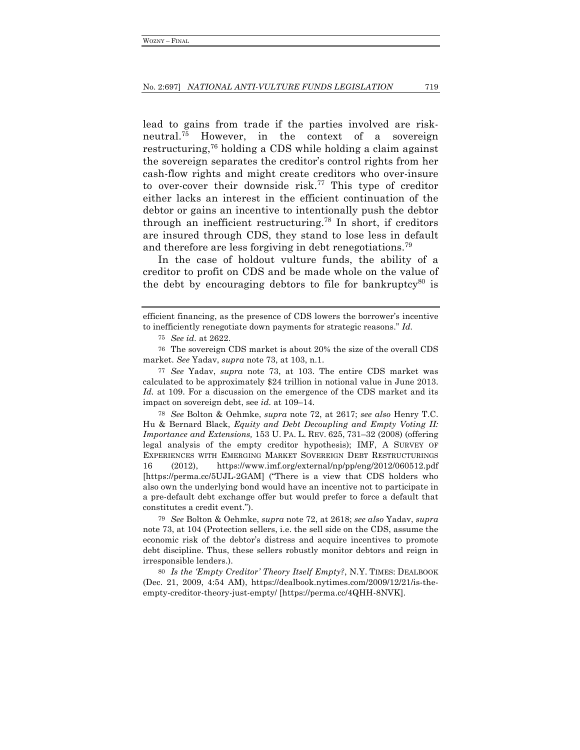lead to gains from trade if the parties involved are risk-neutral.[75] However, in the context of a sovereign restructuring,[76] holding a CDS while holding a claim against the sovereign separates the creditor's control rights from her cash-flow rights and might create creditors who over-insure to over-cover their downside risk.[77] This type of creditor either lacks an interest in the efficient continuation of the debtor or gains an incentive to intentionally push the debtor through an inefficient restructuring.[78] In short, if creditors are insured through CDS, they stand to lose less in default and therefore are less forgiving in debt renegotiations.[79]

In the case of holdout vulture funds, the ability of a creditor to profit on CDS and be made whole on the value of the debt by encouraging debtors to file for bankruptcy[80] is

---

efficient financing, as the presence of CDS lowers the borrower's incentive to inefficiently renegotiate down payments for strategic reasons." *Id.*

[75] *See id*. at 2622.

[76] The sovereign CDS market is about 20% the size of the overall CDS market. *See* Yadav, *supra* note 73, at 103, n.1.

[77] *See* Yadav, *supra* note 73, at 103. The entire CDS market was calculated to be approximately $24 trillion in notional value in June 2013. *Id.* at 109. For a discussion on the emergence of the CDS market and its impact on sovereign debt, see *id.* at 109–14.

[78] *See* Bolton & Oehmke, *supra* note 72, at 2617; *see also* Henry T.C. Hu & Bernard Black, *Equity and Debt Decoupling and Empty Voting II: Importance and Extensions,* 153 U. PA. L. REV. 625, 731–32 (2008) (offering legal analysis of the empty creditor hypothesis); IMF, A SURVEY OF EXPERIENCES WITH EMERGING MARKET SOVEREIGN DEBT RESTRUCTURINGS 16 (2012), https://www.imf.org/external/np/pp/eng/2012/060512.pdf [https://perma.cc/5UJL-2GAM] ("There is a view that CDS holders who also own the underlying bond would have an incentive not to participate in a pre-default debt exchange offer but would prefer to force a default that constitutes a credit event.").

[79] *See* Bolton & Oehmke, *supra* note 72, at 2618; *see also* Yadav, *supra* note 73, at 104 (Protection sellers, i.e. the sell side on the CDS, assume the economic risk of the debtor's distress and acquire incentives to promote debt discipline. Thus, these sellers robustly monitor debtors and reign in irresponsible lenders.).

[80] *Is the 'Empty Creditor' Theory Itself Empty?*, N.Y. TIMES: DEALBOOK (Dec. 21, 2009, 4:54 AM), https://dealbook.nytimes.com/2009/12/21/is-the-empty-creditor-theory-just-empty/ [https://perma.cc/4QHH-8NVK].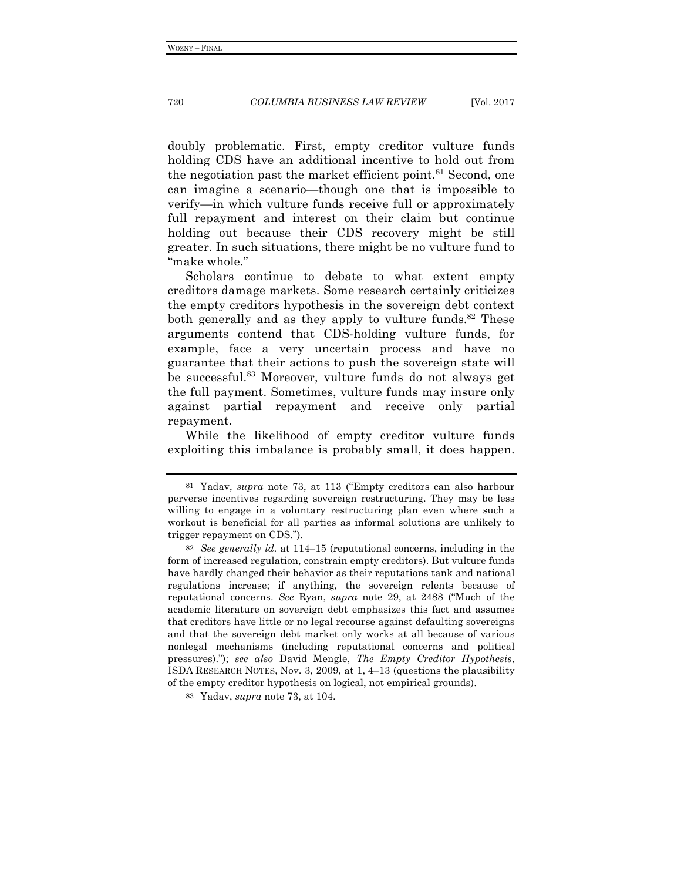doubly problematic. First, empty creditor vulture funds holding CDS have an additional incentive to hold out from the negotiation past the market efficient point.[81] Second, one can imagine a scenario—though one that is impossible to verify—in which vulture funds receive full or approximately full repayment and interest on their claim but continue holding out because their CDS recovery might be still greater. In such situations, there might be no vulture fund to "make whole."

Scholars continue to debate to what extent empty creditors damage markets. Some research certainly criticizes the empty creditors hypothesis in the sovereign debt context both generally and as they apply to vulture funds.[82] These arguments contend that CDS-holding vulture funds, for example, face a very uncertain process and have no guarantee that their actions to push the sovereign state will be successful.[83] Moreover, vulture funds do not always get the full payment. Sometimes, vulture funds may insure only against partial repayment and receive only partial repayment.

While the likelihood of empty creditor vulture funds exploiting this imbalance is probably small, it does happen.

---

81 Yadav, *supra* note 73, at 113 ("Empty creditors can also harbour perverse incentives regarding sovereign restructuring. They may be less willing to engage in a voluntary restructuring plan even where such a workout is beneficial for all parties as informal solutions are unlikely to trigger repayment on CDS.").

82 *See generally id.* at 114–15 (reputational concerns, including in the form of increased regulation, constrain empty creditors). But vulture funds have hardly changed their behavior as their reputations tank and national regulations increase; if anything, the sovereign relents because of reputational concerns. *See* Ryan, *supra* note 29, at 2488 ("Much of the academic literature on sovereign debt emphasizes this fact and assumes that creditors have little or no legal recourse against defaulting sovereigns and that the sovereign debt market only works at all because of various nonlegal mechanisms (including reputational concerns and political pressures)."); *see also* David Mengle, *The Empty Creditor Hypothesis*, ISDA RESEARCH NOTES, Nov. 3, 2009, at 1, 4–13 (questions the plausibility of the empty creditor hypothesis on logical, not empirical grounds).

83 Yadav, *supra* note 73, at 104.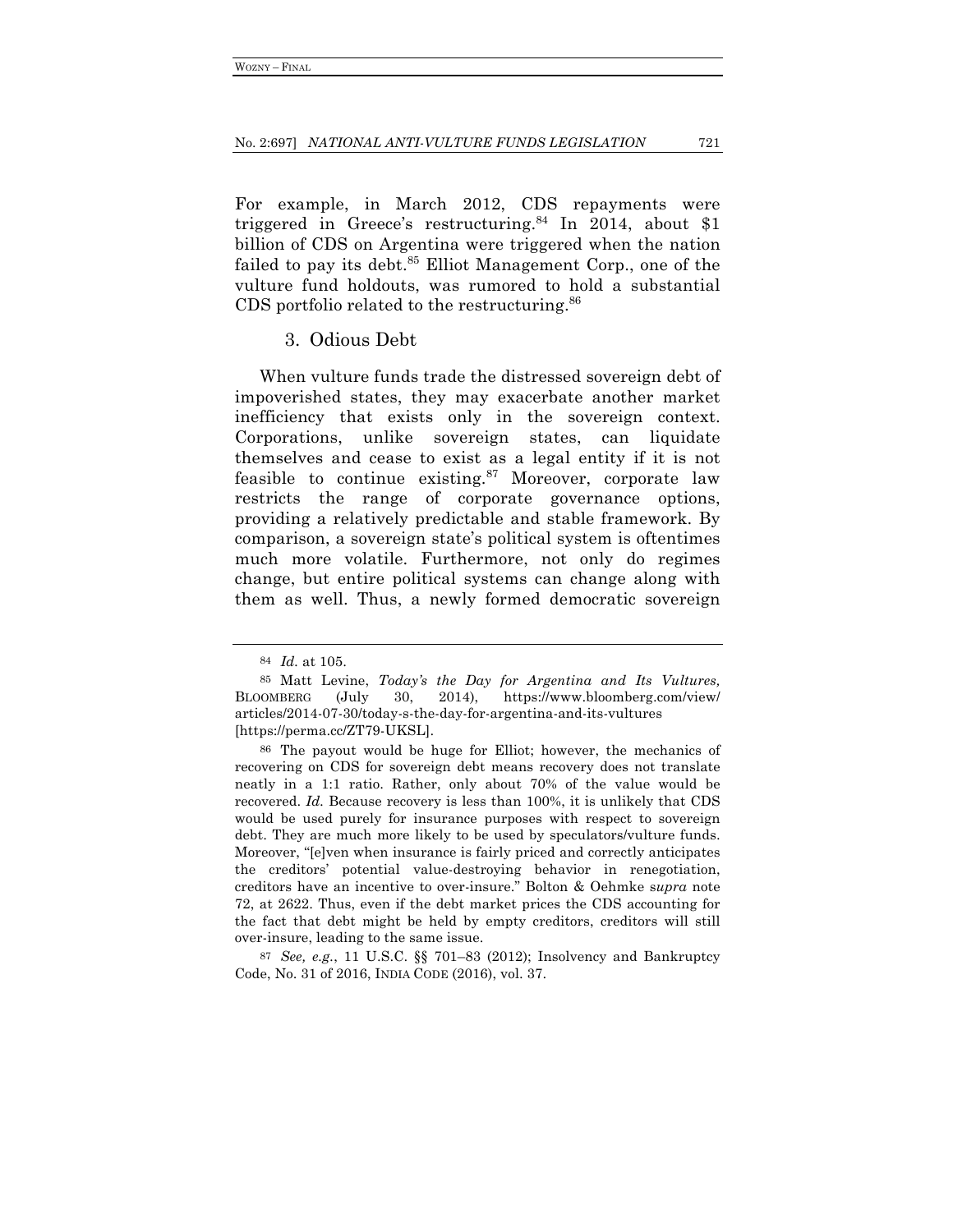For example, in March 2012, CDS repayments were triggered in Greece's restructuring.[84] In 2014, about $1 billion of CDS on Argentina were triggered when the nation failed to pay its debt.[85] Elliot Management Corp., one of the vulture fund holdouts, was rumored to hold a substantial CDS portfolio related to the restructuring.[86]

### 3. Odious Debt

When vulture funds trade the distressed sovereign debt of impoverished states, they may exacerbate another market inefficiency that exists only in the sovereign context. Corporations, unlike sovereign states, can liquidate themselves and cease to exist as a legal entity if it is not feasible to continue existing.[87] Moreover, corporate law restricts the range of corporate governance options, providing a relatively predictable and stable framework. By comparison, a sovereign state's political system is oftentimes much more volatile. Furthermore, not only do regimes change, but entire political systems can change along with them as well. Thus, a newly formed democratic sovereign

---

[84] *Id.* at 105.

[85] Matt Levine, *Today's the Day for Argentina and Its Vultures,* BLOOMBERG (July 30, 2014), https://www.bloomberg.com/view/articles/2014-07-30/today-s-the-day-for-argentina-and-its-vultures [https://perma.cc/ZT79-UKSL].

[86] The payout would be huge for Elliot; however, the mechanics of recovering on CDS for sovereign debt means recovery does not translate neatly in a 1:1 ratio. Rather, only about 70% of the value would be recovered. *Id.* Because recovery is less than 100%, it is unlikely that CDS would be used purely for insurance purposes with respect to sovereign debt. They are much more likely to be used by speculators/vulture funds. Moreover, "[e]ven when insurance is fairly priced and correctly anticipates the creditors' potential value-destroying behavior in renegotiation, creditors have an incentive to over-insure." Bolton & Oehmke s*upra* note 72, at 2622. Thus, even if the debt market prices the CDS accounting for the fact that debt might be held by empty creditors, creditors will still over-insure, leading to the same issue.

[87] *See, e.g.*, 11 U.S.C. §§ 701–83 (2012); Insolvency and Bankruptcy Code, No. 31 of 2016, INDIA CODE (2016), vol. 37.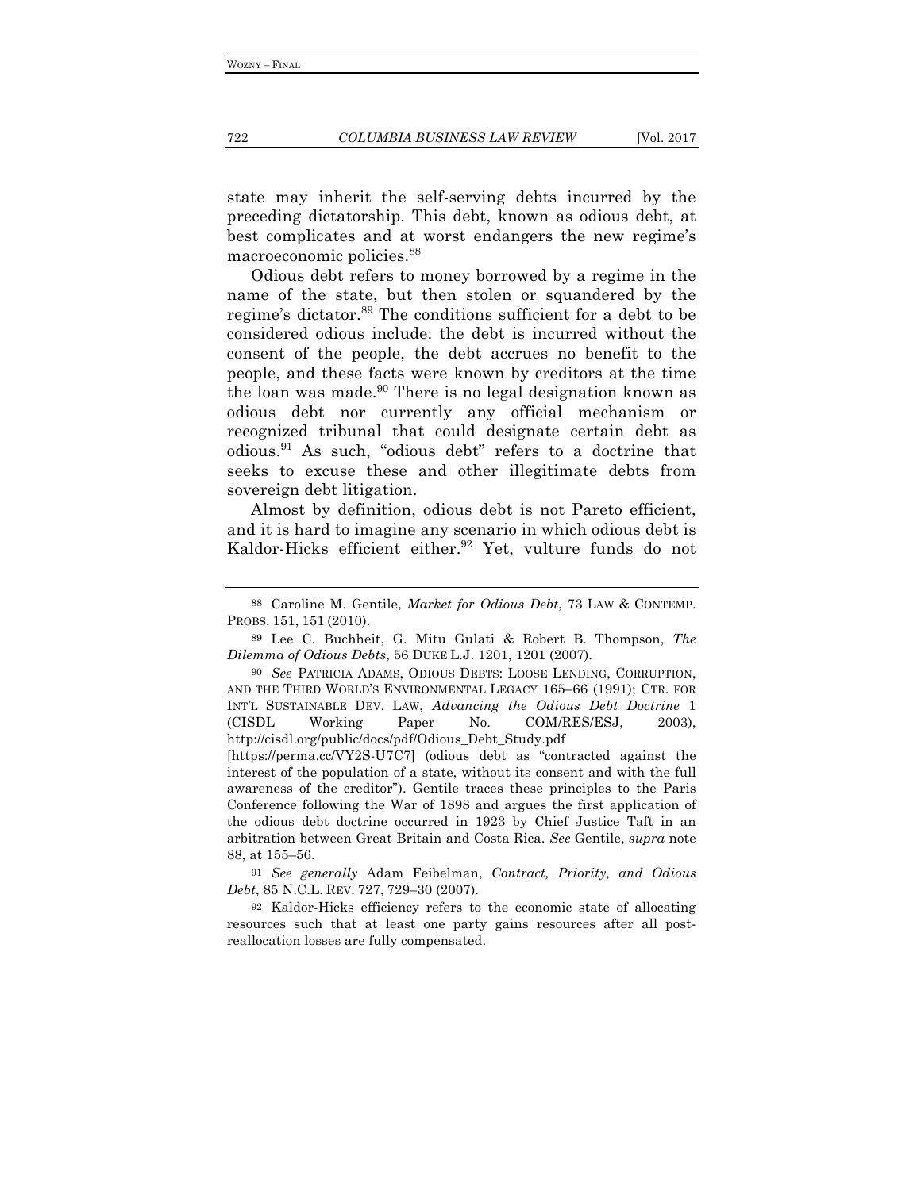state may inherit the self-serving debts incurred by the preceding dictatorship. This debt, known as odious debt, at best complicates and at worst endangers the new regime's macroeconomic policies.[88]

Odious debt refers to money borrowed by a regime in the name of the state, but then stolen or squandered by the regime's dictator.[89] The conditions sufficient for a debt to be considered odious include: the debt is incurred without the consent of the people, the debt accrues no benefit to the people, and these facts were known by creditors at the time the loan was made.[90] There is no legal designation known as odious debt nor currently any official mechanism or recognized tribunal that could designate certain debt as odious.[91] As such, "odious debt" refers to a doctrine that seeks to excuse these and other illegitimate debts from sovereign debt litigation.

Almost by definition, odious debt is not Pareto efficient, and it is hard to imagine any scenario in which odious debt is Kaldor-Hicks efficient either.[92] Yet, vulture funds do not

---

[88] Caroline M. Gentile, *Market for Odious Debt*, 73 LAW & CONTEMP. PROBS. 151, 151 (2010).

[89] Lee C. Buchheit, G. Mitu Gulati & Robert B. Thompson, *The Dilemma of Odious Debts*, 56 DUKE L.J. 1201, 1201 (2007).

[90] *See* PATRICIA ADAMS, ODIOUS DEBTS: LOOSE LENDING, CORRUPTION, AND THE THIRD WORLD'S ENVIRONMENTAL LEGACY 165–66 (1991); CTR. FOR INT'L SUSTAINABLE DEV. LAW, *Advancing the Odious Debt Doctrine* 1 (CISDL Working Paper No. COM/RES/ESJ, 2003), http://cisdl.org/public/docs/pdf/Odious_Debt_Study.pdf [https://perma.cc/VY2S-U7C7] (odious debt as "contracted against the interest of the population of a state, without its consent and with the full awareness of the creditor"). Gentile traces these principles to the Paris Conference following the War of 1898 and argues the first application of the odious debt doctrine occurred in 1923 by Chief Justice Taft in an arbitration between Great Britain and Costa Rica. *See* Gentile, *supra* note 88, at 155–56.

[91] *See generally* Adam Feibelman, *Contract, Priority, and Odious Debt*, 85 N.C.L. REV. 727, 729–30 (2007).

[92] Kaldor-Hicks efficiency refers to the economic state of allocating resources such that at least one party gains resources after all post-reallocation losses are fully compensated.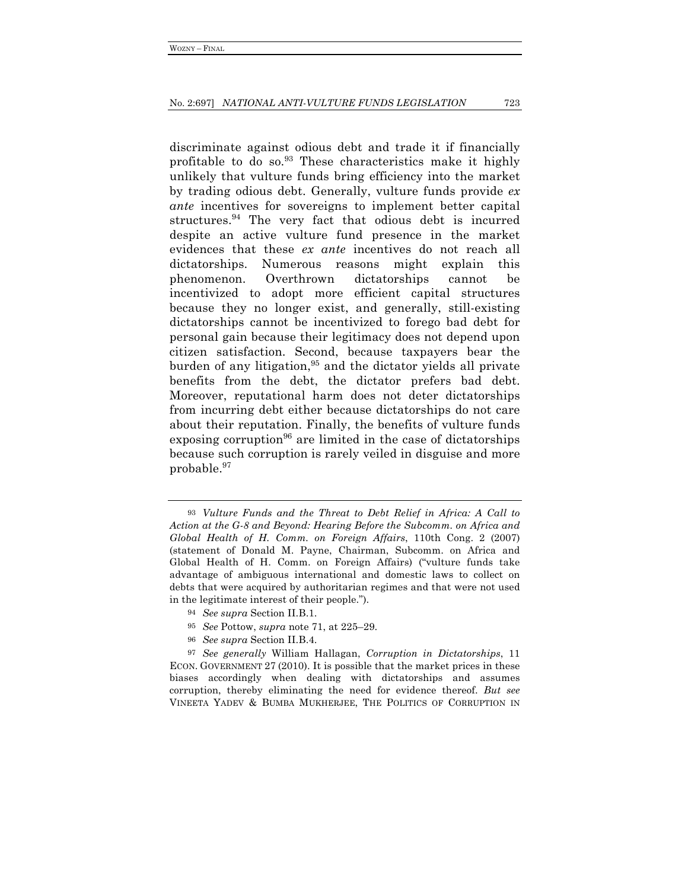discriminate against odious debt and trade it if financially profitable to do so.[93] These characteristics make it highly unlikely that vulture funds bring efficiency into the market by trading odious debt. Generally, vulture funds provide *ex ante* incentives for sovereigns to implement better capital structures.[94] The very fact that odious debt is incurred despite an active vulture fund presence in the market evidences that these *ex ante* incentives do not reach all dictatorships. Numerous reasons might explain this phenomenon. Overthrown dictatorships cannot be incentivized to adopt more efficient capital structures because they no longer exist, and generally, still-existing dictatorships cannot be incentivized to forego bad debt for personal gain because their legitimacy does not depend upon citizen satisfaction. Second, because taxpayers bear the burden of any litigation,[95] and the dictator yields all private benefits from the debt, the dictator prefers bad debt. Moreover, reputational harm does not deter dictatorships from incurring debt either because dictatorships do not care about their reputation. Finally, the benefits of vulture funds exposing corruption[96] are limited in the case of dictatorships because such corruption is rarely veiled in disguise and more probable.[97]

---

[93] *Vulture Funds and the Threat to Debt Relief in Africa: A Call to Action at the G-8 and Beyond: Hearing Before the Subcomm. on Africa and Global Health of H. Comm. on Foreign Affairs*, 110th Cong. 2 (2007) (statement of Donald M. Payne, Chairman, Subcomm. on Africa and Global Health of H. Comm. on Foreign Affairs) ("vulture funds take advantage of ambiguous international and domestic laws to collect on debts that were acquired by authoritarian regimes and that were not used in the legitimate interest of their people.").

[94] *See supra* Section II.B.1.

[95] *See* Pottow, *supra* note 71, at 225–29.

[96] *See supra* Section II.B.4.

[97] *See generally* William Hallagan, *Corruption in Dictatorships*, 11 ECON. GOVERNMENT 27 (2010). It is possible that the market prices in these biases accordingly when dealing with dictatorships and assumes corruption, thereby eliminating the need for evidence thereof. *But see* VINEETA YADEV & BUMBA MUKHERJEE, THE POLITICS OF CORRUPTION IN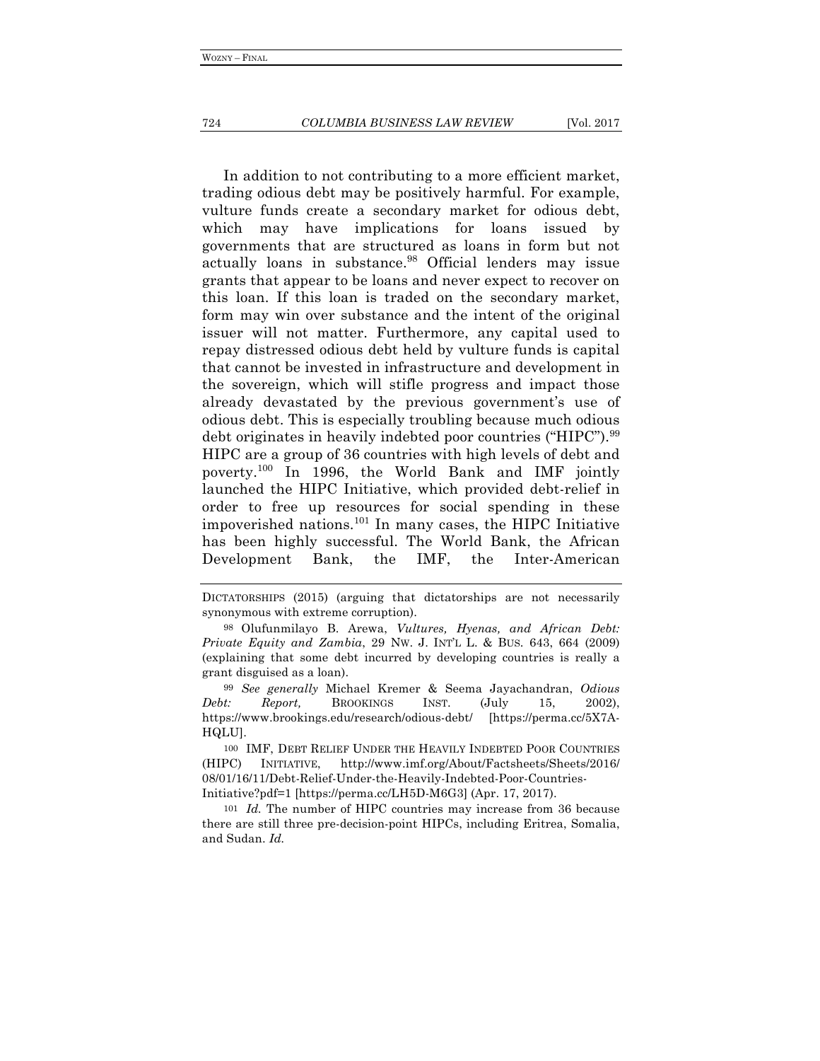In addition to not contributing to a more efficient market, trading odious debt may be positively harmful. For example, vulture funds create a secondary market for odious debt, which may have implications for loans issued by governments that are structured as loans in form but not actually loans in substance.[98] Official lenders may issue grants that appear to be loans and never expect to recover on this loan. If this loan is traded on the secondary market, form may win over substance and the intent of the original issuer will not matter. Furthermore, any capital used to repay distressed odious debt held by vulture funds is capital that cannot be invested in infrastructure and development in the sovereign, which will stifle progress and impact those already devastated by the previous government's use of odious debt. This is especially troubling because much odious debt originates in heavily indebted poor countries ("HIPC").[99] HIPC are a group of 36 countries with high levels of debt and poverty.[100] In 1996, the World Bank and IMF jointly launched the HIPC Initiative, which provided debt-relief in order to free up resources for social spending in these impoverished nations.[101] In many cases, the HIPC Initiative has been highly successful. The World Bank, the African Development Bank, the IMF, the Inter-American

DICTATORSHIPS (2015) (arguing that dictatorships are not necessarily synonymous with extreme corruption).

[98] Olufunmilayo B. Arewa, *Vultures, Hyenas, and African Debt: Private Equity and Zambia*, 29 NW. J. INT'L L. & BUS. 643, 664 (2009) (explaining that some debt incurred by developing countries is really a grant disguised as a loan).

[99] *See generally* Michael Kremer & Seema Jayachandran, *Odious Debt: Report,* BROOKINGS INST. (July 15, 2002), https://www.brookings.edu/research/odious-debt/ [https://perma.cc/5X7A-HQLU].

[100] IMF, DEBT RELIEF UNDER THE HEAVILY INDEBTED POOR COUNTRIES (HIPC) INITIATIVE, http://www.imf.org/About/Factsheets/Sheets/2016/08/01/16/11/Debt-Relief-Under-the-Heavily-Indebted-Poor-Countries-Initiative?pdf=1 [https://perma.cc/LH5D-M6G3] (Apr. 17, 2017).

[101] *Id.* The number of HIPC countries may increase from 36 because there are still three pre-decision-point HIPCs, including Eritrea, Somalia, and Sudan. *Id.*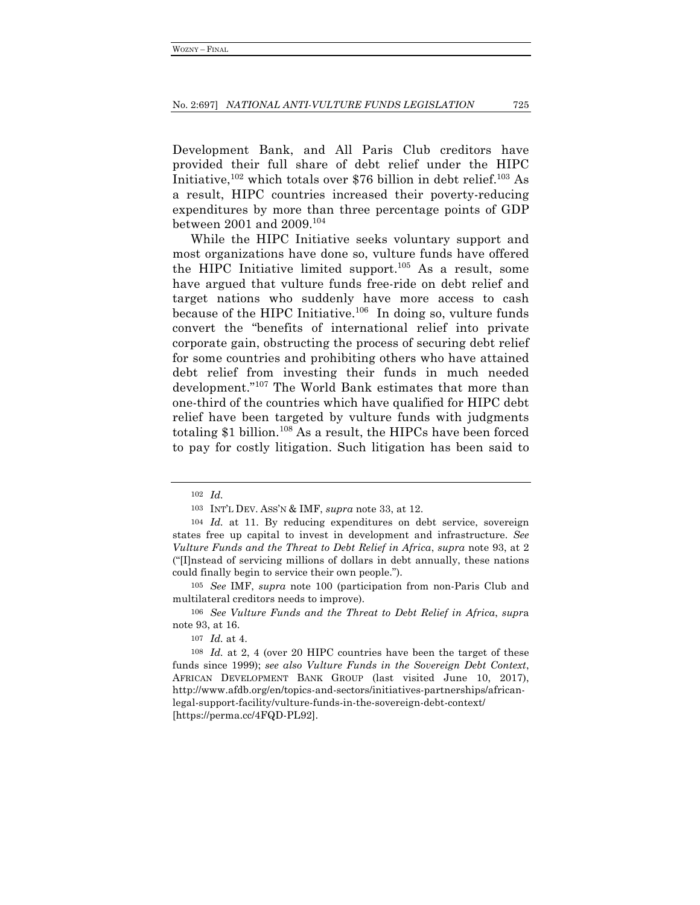Development Bank, and All Paris Club creditors have provided their full share of debt relief under the HIPC Initiative,[102] which totals over $76 billion in debt relief.[103] As a result, HIPC countries increased their poverty-reducing expenditures by more than three percentage points of GDP between 2001 and 2009.[104]

While the HIPC Initiative seeks voluntary support and most organizations have done so, vulture funds have offered the HIPC Initiative limited support.[105] As a result, some have argued that vulture funds free-ride on debt relief and target nations who suddenly have more access to cash because of the HIPC Initiative.[106] In doing so, vulture funds convert the "benefits of international relief into private corporate gain, obstructing the process of securing debt relief for some countries and prohibiting others who have attained debt relief from investing their funds in much needed development."[107] The World Bank estimates that more than one-third of the countries which have qualified for HIPC debt relief have been targeted by vulture funds with judgments totaling $1 billion.[108] As a result, the HIPCs have been forced to pay for costly litigation. Such litigation has been said to

---

102 *Id.*

103 INT'L DEV. ASS'N & IMF, *supra* note 33, at 12.

104 *Id.* at 11. By reducing expenditures on debt service, sovereign states free up capital to invest in development and infrastructure. *See Vulture Funds and the Threat to Debt Relief in Africa*, *supra* note 93, at 2 ("[I]nstead of servicing millions of dollars in debt annually, these nations could finally begin to service their own people.").

105 *See* IMF, *supra* note 100 (participation from non-Paris Club and multilateral creditors needs to improve).

106 *See Vulture Funds and the Threat to Debt Relief in Africa*, *supra* note 93, at 16.

107 *Id.* at 4.

108 *Id.* at 2, 4 (over 20 HIPC countries have been the target of these funds since 1999); *see also Vulture Funds in the Sovereign Debt Context*, AFRICAN DEVELOPMENT BANK GROUP (last visited June 10, 2017), http://www.afdb.org/en/topics-and-sectors/initiatives-partnerships/african-legal-support-facility/vulture-funds-in-the-sovereign-debt-context/ [https://perma.cc/4FQD-PL92].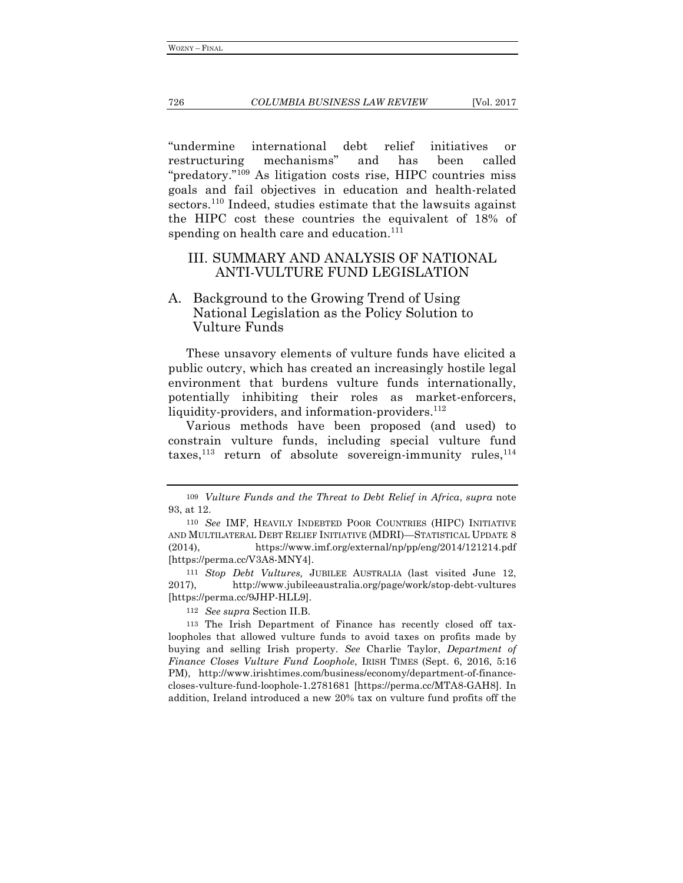"undermine international debt relief initiatives or restructuring mechanisms" and has been called "predatory."[109] As litigation costs rise, HIPC countries miss goals and fail objectives in education and health-related sectors.[110] Indeed, studies estimate that the lawsuits against the HIPC cost these countries the equivalent of 18% of spending on health care and education.[111]

## III. SUMMARY AND ANALYSIS OF NATIONAL ANTI-VULTURE FUND LEGISLATION

### A. Background to the Growing Trend of Using National Legislation as the Policy Solution to Vulture Funds

These unsavory elements of vulture funds have elicited a public outcry, which has created an increasingly hostile legal environment that burdens vulture funds internationally, potentially inhibiting their roles as market-enforcers, liquidity-providers, and information-providers.[112]

Various methods have been proposed (and used) to constrain vulture funds, including special vulture fund taxes,[113] return of absolute sovereign-immunity rules,[114]

---

109 *Vulture Funds and the Threat to Debt Relief in Africa*, *supra* note 93, at 12.

110 *See* IMF, HEAVILY INDEBTED POOR COUNTRIES (HIPC) INITIATIVE AND MULTILATERAL DEBT RELIEF INITIATIVE (MDRI)—STATISTICAL UPDATE 8 (2014), https://www.imf.org/external/np/pp/eng/2014/121214.pdf [https://perma.cc/V3A8-MNY4].

111 *Stop Debt Vultures,* JUBILEE AUSTRALIA (last visited June 12, 2017), http://www.jubileeaustralia.org/page/work/stop-debt-vultures [https://perma.cc/9JHP-HLL9].

112 *See supra* Section II.B.

113 The Irish Department of Finance has recently closed off tax-loopholes that allowed vulture funds to avoid taxes on profits made by buying and selling Irish property. *See* Charlie Taylor, *Department of Finance Closes Vulture Fund Loophole*, IRISH TIMES (Sept. 6, 2016, 5:16 PM), http://www.irishtimes.com/business/economy/department-of-finance-closes-vulture-fund-loophole-1.2781681 [https://perma.cc/MTA8-GAH8]. In addition, Ireland introduced a new 20% tax on vulture fund profits off the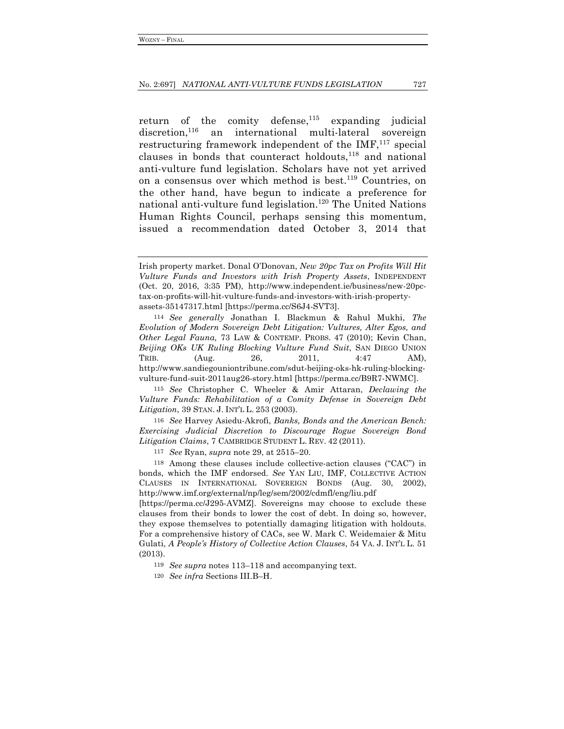return of the comity defense,[115] expanding judicial discretion,[116] an international multi-lateral sovereign restructuring framework independent of the IMF,[117] special clauses in bonds that counteract holdouts,[118] and national anti-vulture fund legislation. Scholars have not yet arrived on a consensus over which method is best.[119] Countries, on the other hand, have begun to indicate a preference for national anti-vulture fund legislation.[120] The United Nations Human Rights Council, perhaps sensing this momentum, issued a recommendation dated October 3, 2014 that

---

Irish property market. Donal O'Donovan, *New 20pc Tax on Profits Will Hit Vulture Funds and Investors with Irish Property Assets*, INDEPENDENT (Oct. 20, 2016, 3:35 PM), http://www.independent.ie/business/new-20pc-tax-on-profits-will-hit-vulture-funds-and-investors-with-irish-property-assets-35147317.html [https://perma.cc/S6J4-SVT3].

114 *See generally* Jonathan I. Blackmun & Rahul Mukhi, *The Evolution of Modern Sovereign Debt Litigation: Vultures, Alter Egos, and Other Legal Fauna,* 73 LAW & CONTEMP. PROBS. 47 (2010); Kevin Chan, *Beijing OKs UK Ruling Blocking Vulture Fund Suit*, SAN DIEGO UNION TRIB. (Aug. 26, 2011, 4:47 AM), http://www.sandiegouniontribune.com/sdut-beijing-oks-hk-ruling-blocking-vulture-fund-suit-2011aug26-story.html [https://perma.cc/B9R7-NWMC].

115 *See* Christopher C. Wheeler & Amir Attaran, *Declawing the Vulture Funds: Rehabilitation of a Comity Defense in Sovereign Debt Litigation*, 39 STAN. J. INT'L L. 253 (2003).

116 *See* Harvey Asiedu-Akrofi, *Banks, Bonds and the American Bench: Exercising Judicial Discretion to Discourage Rogue Sovereign Bond Litigation Claims*, 7 CAMBRIDGE STUDENT L. REV. 42 (2011).

117 *See* Ryan, *supra* note 29, at 2515–20.

118 Among these clauses include collective-action clauses ("CAC") in bonds, which the IMF endorsed. *See* YAN LIU, IMF, COLLECTIVE ACTION CLAUSES IN INTERNATIONAL SOVEREIGN BONDS (Aug. 30, 2002), http://www.imf.org/external/np/leg/sem/2002/cdmfl/eng/liu.pdf [https://perma.cc/J295-AVMZ]. Sovereigns may choose to exclude these clauses from their bonds to lower the cost of debt. In doing so, however, they expose themselves to potentially damaging litigation with holdouts. For a comprehensive history of CACs, see W. Mark C. Weidemaier & Mitu Gulati, *A People's History of Collective Action Clauses*, 54 VA. J. INT'L L. 51 (2013).

119 *See supra* notes 113–118 and accompanying text.

120 *See infra* Sections III.B–H.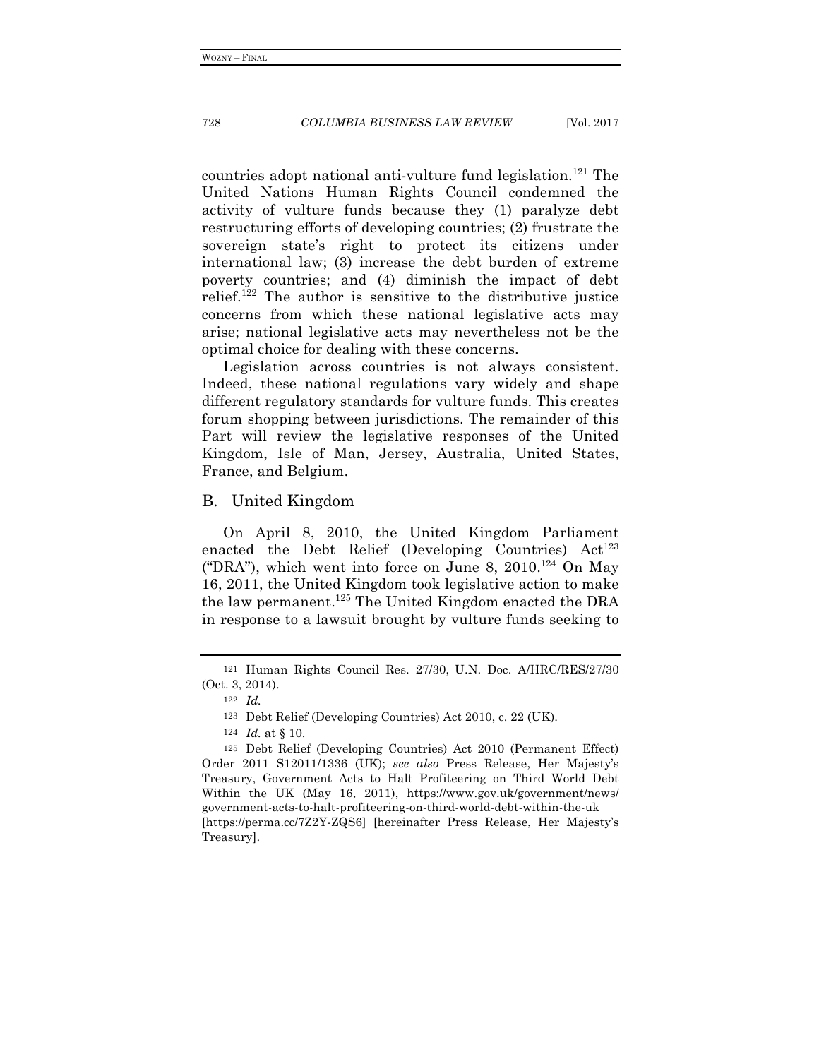countries adopt national anti-vulture fund legislation.[121] The United Nations Human Rights Council condemned the activity of vulture funds because they (1) paralyze debt restructuring efforts of developing countries; (2) frustrate the sovereign state's right to protect its citizens under international law; (3) increase the debt burden of extreme poverty countries; and (4) diminish the impact of debt relief.[122] The author is sensitive to the distributive justice concerns from which these national legislative acts may arise; national legislative acts may nevertheless not be the optimal choice for dealing with these concerns.

Legislation across countries is not always consistent. Indeed, these national regulations vary widely and shape different regulatory standards for vulture funds. This creates forum shopping between jurisdictions. The remainder of this Part will review the legislative responses of the United Kingdom, Isle of Man, Jersey, Australia, United States, France, and Belgium.

## B. United Kingdom

On April 8, 2010, the United Kingdom Parliament enacted the Debt Relief (Developing Countries) Act[123] ("DRA"), which went into force on June 8, 2010.[124] On May 16, 2011, the United Kingdom took legislative action to make the law permanent.[125] The United Kingdom enacted the DRA in response to a lawsuit brought by vulture funds seeking to

---

121 Human Rights Council Res. 27/30, U.N. Doc. A/HRC/RES/27/30 (Oct. 3, 2014).

122 *Id.*

123 Debt Relief (Developing Countries) Act 2010, c. 22 (UK).

124 *Id.* at § 10.

125 Debt Relief (Developing Countries) Act 2010 (Permanent Effect) Order 2011 S12011/1336 (UK); *see also* Press Release, Her Majesty's Treasury, Government Acts to Halt Profiteering on Third World Debt Within the UK (May 16, 2011), https://www.gov.uk/government/news/government-acts-to-halt-profiteering-on-third-world-debt-within-the-uk [https://perma.cc/7Z2Y-ZQS6] [hereinafter Press Release, Her Majesty's Treasury].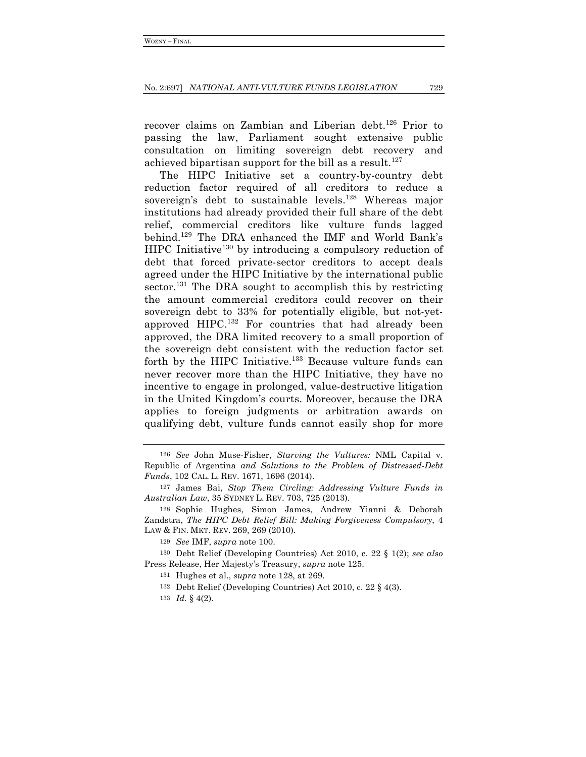recover claims on Zambian and Liberian debt.[126] Prior to passing the law, Parliament sought extensive public consultation on limiting sovereign debt recovery and achieved bipartisan support for the bill as a result.[127]

The HIPC Initiative set a country-by-country debt reduction factor required of all creditors to reduce a sovereign's debt to sustainable levels.[128] Whereas major institutions had already provided their full share of the debt relief, commercial creditors like vulture funds lagged behind.[129] The DRA enhanced the IMF and World Bank's HIPC Initiative[130] by introducing a compulsory reduction of debt that forced private-sector creditors to accept deals agreed under the HIPC Initiative by the international public sector.[131] The DRA sought to accomplish this by restricting the amount commercial creditors could recover on their sovereign debt to 33% for potentially eligible, but not-yet-approved HIPC.[132] For countries that had already been approved, the DRA limited recovery to a small proportion of the sovereign debt consistent with the reduction factor set forth by the HIPC Initiative.[133] Because vulture funds can never recover more than the HIPC Initiative, they have no incentive to engage in prolonged, value-destructive litigation in the United Kingdom's courts. Moreover, because the DRA applies to foreign judgments or arbitration awards on qualifying debt, vulture funds cannot easily shop for more

---

126 *See* John Muse-Fisher, *Starving the Vultures:* NML Capital v. Republic of Argentina *and Solutions to the Problem of Distressed-Debt Funds*, 102 CAL. L. REV. 1671, 1696 (2014).

127 James Bai, *Stop Them Circling: Addressing Vulture Funds in Australian Law*, 35 SYDNEY L. REV. 703, 725 (2013).

128 Sophie Hughes, Simon James, Andrew Yianni & Deborah Zandstra, *The HIPC Debt Relief Bill: Making Forgiveness Compulsory*, 4 LAW & FIN. MKT. REV. 269, 269 (2010).

129 *See* IMF, *supra* note 100.

130 Debt Relief (Developing Countries) Act 2010, c. 22 § 1(2); *see also* Press Release, Her Majesty's Treasury, *supra* note 125.

131 Hughes et al., *supra* note 128, at 269.

132 Debt Relief (Developing Countries) Act 2010, c. 22 § 4(3).

133 *Id.* § 4(2).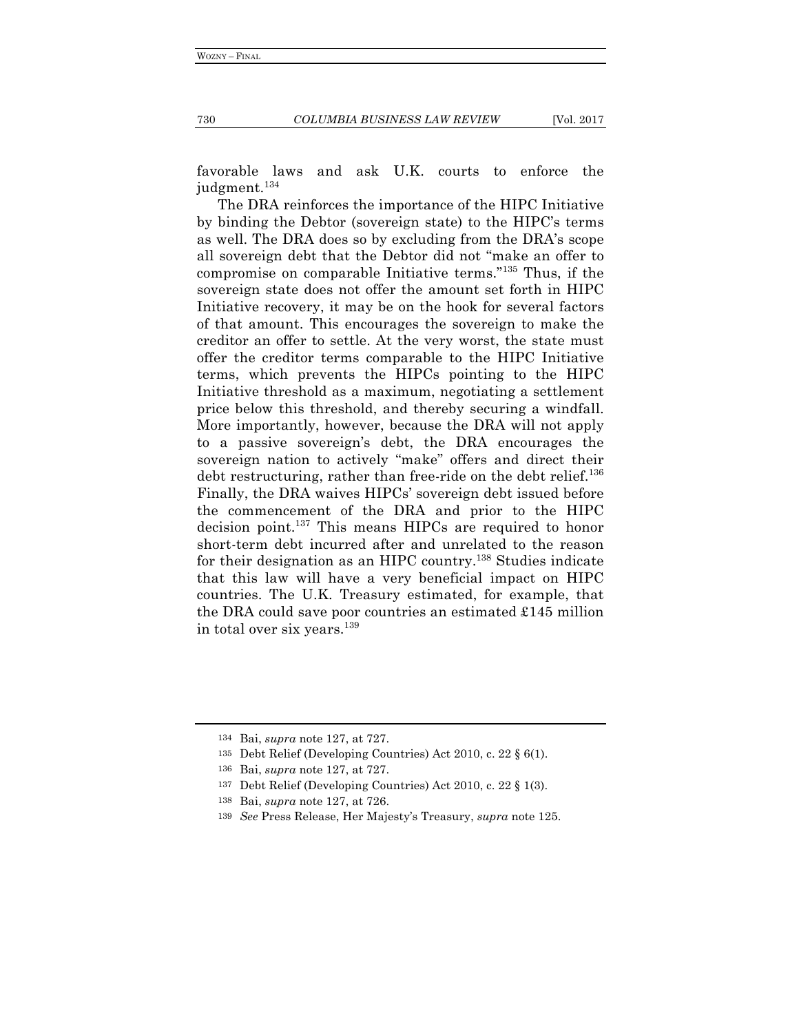favorable laws and ask U.K. courts to enforce the judgment.[134]

The DRA reinforces the importance of the HIPC Initiative by binding the Debtor (sovereign state) to the HIPC's terms as well. The DRA does so by excluding from the DRA's scope all sovereign debt that the Debtor did not "make an offer to compromise on comparable Initiative terms."[135] Thus, if the sovereign state does not offer the amount set forth in HIPC Initiative recovery, it may be on the hook for several factors of that amount. This encourages the sovereign to make the creditor an offer to settle. At the very worst, the state must offer the creditor terms comparable to the HIPC Initiative terms, which prevents the HIPCs pointing to the HIPC Initiative threshold as a maximum, negotiating a settlement price below this threshold, and thereby securing a windfall. More importantly, however, because the DRA will not apply to a passive sovereign's debt, the DRA encourages the sovereign nation to actively "make" offers and direct their debt restructuring, rather than free-ride on the debt relief.[136] Finally, the DRA waives HIPCs' sovereign debt issued before the commencement of the DRA and prior to the HIPC decision point.[137] This means HIPCs are required to honor short-term debt incurred after and unrelated to the reason for their designation as an HIPC country.[138] Studies indicate that this law will have a very beneficial impact on HIPC countries. The U.K. Treasury estimated, for example, that the DRA could save poor countries an estimated £145 million in total over six years.[139]

---

134 Bai, *supra* note 127, at 727.

135 Debt Relief (Developing Countries) Act 2010, c. 22 § 6(1).

136 Bai, *supra* note 127, at 727.

137 Debt Relief (Developing Countries) Act 2010, c. 22 § 1(3).

138 Bai, *supra* note 127, at 726.

139 *See* Press Release, Her Majesty's Treasury, *supra* note 125.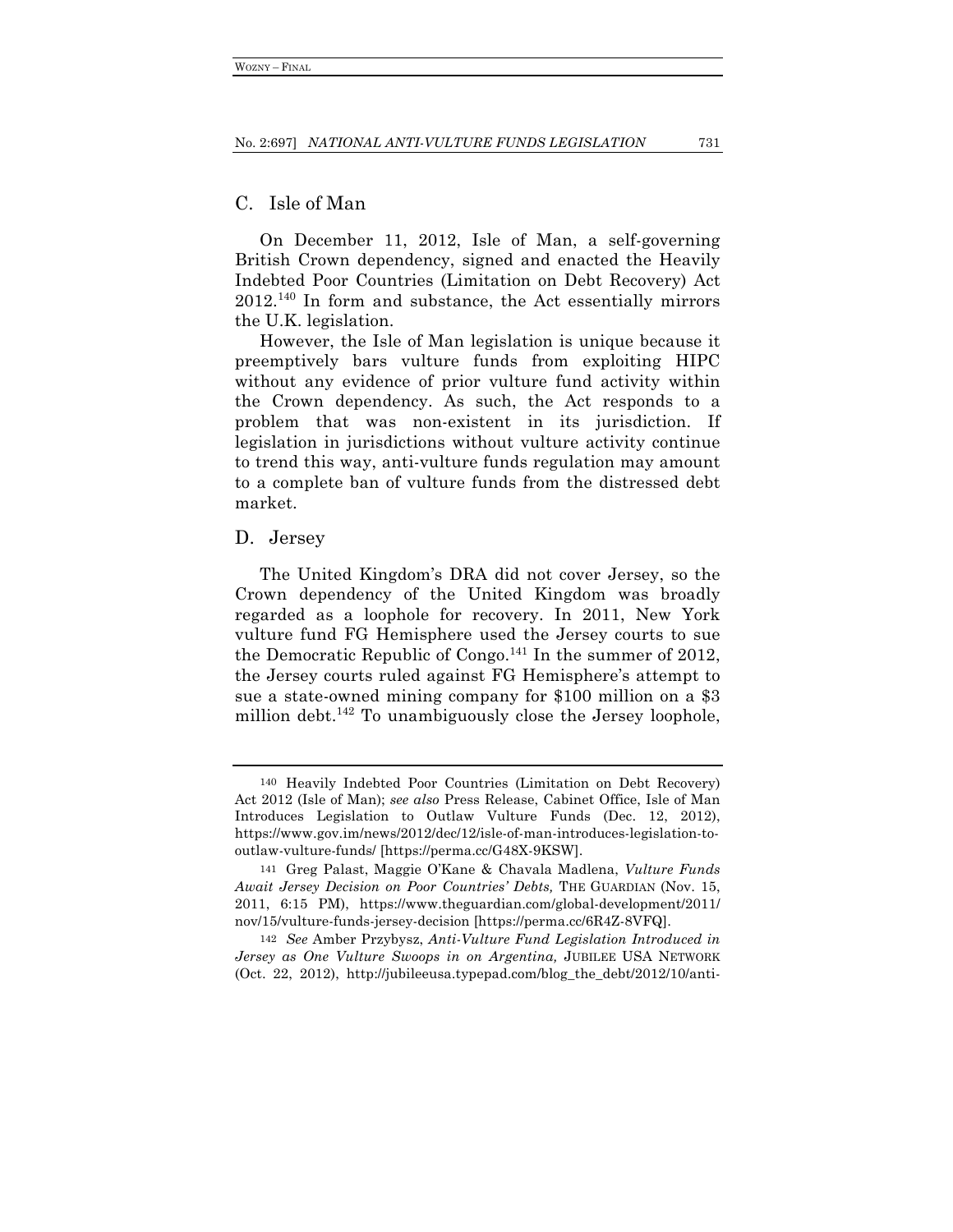## C. Isle of Man

On December 11, 2012, Isle of Man, a self-governing British Crown dependency, signed and enacted the Heavily Indebted Poor Countries (Limitation on Debt Recovery) Act 2012.[140] In form and substance, the Act essentially mirrors the U.K. legislation.

However, the Isle of Man legislation is unique because it preemptively bars vulture funds from exploiting HIPC without any evidence of prior vulture fund activity within the Crown dependency. As such, the Act responds to a problem that was non-existent in its jurisdiction. If legislation in jurisdictions without vulture activity continue to trend this way, anti-vulture funds regulation may amount to a complete ban of vulture funds from the distressed debt market.

## D. Jersey

The United Kingdom's DRA did not cover Jersey, so the Crown dependency of the United Kingdom was broadly regarded as a loophole for recovery. In 2011, New York vulture fund FG Hemisphere used the Jersey courts to sue the Democratic Republic of Congo.[141] In the summer of 2012, the Jersey courts ruled against FG Hemisphere's attempt to sue a state-owned mining company for \$100 million on a \$3 million debt.[142] To unambiguously close the Jersey loophole,

---

140 Heavily Indebted Poor Countries (Limitation on Debt Recovery) Act 2012 (Isle of Man); *see also* Press Release, Cabinet Office, Isle of Man Introduces Legislation to Outlaw Vulture Funds (Dec. 12, 2012), https://www.gov.im/news/2012/dec/12/isle-of-man-introduces-legislation-to-outlaw-vulture-funds/ [https://perma.cc/G48X-9KSW].

141 Greg Palast, Maggie O'Kane & Chavala Madlena, *Vulture Funds Await Jersey Decision on Poor Countries' Debts,* THE GUARDIAN (Nov. 15, 2011, 6:15 PM), https://www.theguardian.com/global-development/2011/nov/15/vulture-funds-jersey-decision [https://perma.cc/6R4Z-8VFQ].

142 *See* Amber Przybysz, *Anti-Vulture Fund Legislation Introduced in Jersey as One Vulture Swoops in on Argentina,* JUBILEE USA NETWORK (Oct. 22, 2012), http://jubileeusa.typepad.com/blog_the_debt/2012/10/anti-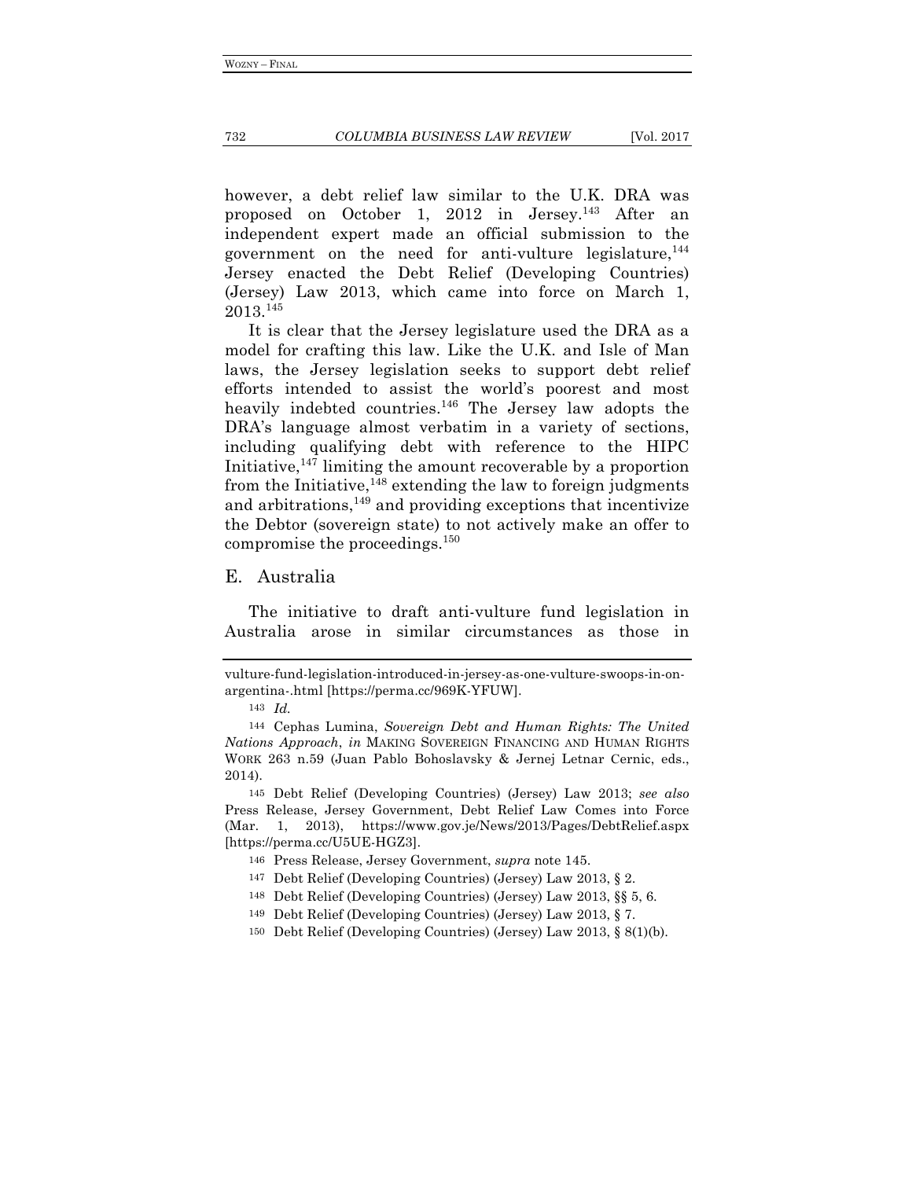however, a debt relief law similar to the U.K. DRA was proposed on October 1, 2012 in Jersey.[143] After an independent expert made an official submission to the government on the need for anti-vulture legislature,[144] Jersey enacted the Debt Relief (Developing Countries) (Jersey) Law 2013, which came into force on March 1, 2013.[145]

It is clear that the Jersey legislature used the DRA as a model for crafting this law. Like the U.K. and Isle of Man laws, the Jersey legislation seeks to support debt relief efforts intended to assist the world's poorest and most heavily indebted countries.[146] The Jersey law adopts the DRA's language almost verbatim in a variety of sections, including qualifying debt with reference to the HIPC Initiative,[147] limiting the amount recoverable by a proportion from the Initiative,[148] extending the law to foreign judgments and arbitrations,[149] and providing exceptions that incentivize the Debtor (sovereign state) to not actively make an offer to compromise the proceedings.[150]

## E. Australia

The initiative to draft anti-vulture fund legislation in Australia arose in similar circumstances as those in

---

vulture-fund-legislation-introduced-in-jersey-as-one-vulture-swoops-in-on-argentina-.html [https://perma.cc/969K-YFUW].

143 *Id.*

144 Cephas Lumina, *Sovereign Debt and Human Rights: The United Nations Approach*, *in* MAKING SOVEREIGN FINANCING AND HUMAN RIGHTS WORK 263 n.59 (Juan Pablo Bohoslavsky & Jernej Letnar Cernic, eds., 2014).

145 Debt Relief (Developing Countries) (Jersey) Law 2013; *see also* Press Release, Jersey Government, Debt Relief Law Comes into Force (Mar. 1, 2013), https://www.gov.je/News/2013/Pages/DebtRelief.aspx [https://perma.cc/U5UE-HGZ3].

146 Press Release, Jersey Government, *supra* note 145.

147 Debt Relief (Developing Countries) (Jersey) Law 2013, § 2.

148 Debt Relief (Developing Countries) (Jersey) Law 2013, §§ 5, 6.

149 Debt Relief (Developing Countries) (Jersey) Law 2013, § 7.

150 Debt Relief (Developing Countries) (Jersey) Law 2013, § 8(1)(b).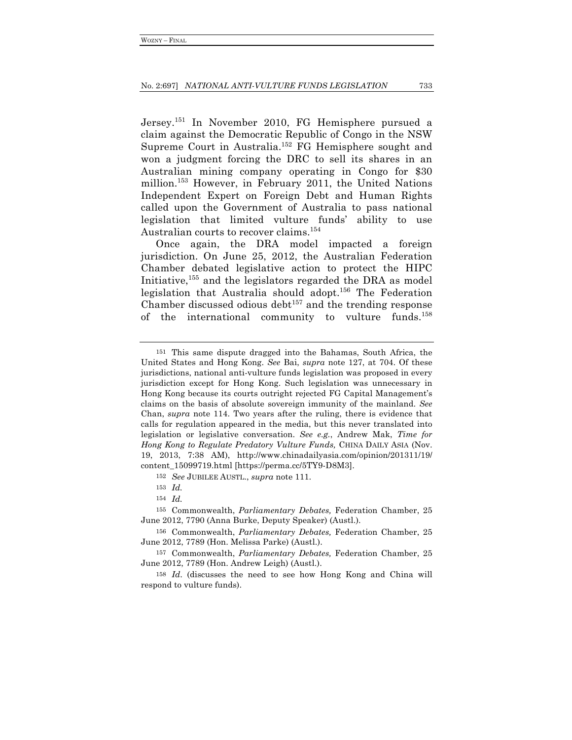Jersey.[151] In November 2010, FG Hemisphere pursued a claim against the Democratic Republic of Congo in the NSW Supreme Court in Australia.[152] FG Hemisphere sought and won a judgment forcing the DRC to sell its shares in an Australian mining company operating in Congo for $30 million.[153] However, in February 2011, the United Nations Independent Expert on Foreign Debt and Human Rights called upon the Government of Australia to pass national legislation that limited vulture funds' ability to use Australian courts to recover claims.[154]

Once again, the DRA model impacted a foreign jurisdiction. On June 25, 2012, the Australian Federation Chamber debated legislative action to protect the HIPC Initiative,[155] and the legislators regarded the DRA as model legislation that Australia should adopt.[156] The Federation Chamber discussed odious debt[157] and the trending response of the international community to vulture funds.[158]

---

[151] This same dispute dragged into the Bahamas, South Africa, the United States and Hong Kong. *See* Bai, *supra* note 127, at 704. Of these jurisdictions, national anti-vulture funds legislation was proposed in every jurisdiction except for Hong Kong. Such legislation was unnecessary in Hong Kong because its courts outright rejected FG Capital Management's claims on the basis of absolute sovereign immunity of the mainland. *See* Chan, *supra* note 114. Two years after the ruling, there is evidence that calls for regulation appeared in the media, but this never translated into legislation or legislative conversation. *See e.g.*, Andrew Mak, *Time for Hong Kong to Regulate Predatory Vulture Funds,* CHINA DAILY ASIA (Nov. 19, 2013, 7:38 AM), http://www.chinadailyasia.com/opinion/201311/19/content_15099719.html [https://perma.cc/5TY9-D8M3].

[152] *See* JUBILEE AUSTL., *supra* note 111.

[153] *Id.*

[154] *Id.*

[155] Commonwealth, *Parliamentary Debates,* Federation Chamber, 25 June 2012, 7790 (Anna Burke, Deputy Speaker) (Austl.).

[156] Commonwealth, *Parliamentary Debates,* Federation Chamber, 25 June 2012, 7789 (Hon. Melissa Parke) (Austl.).

[157] Commonwealth, *Parliamentary Debates,* Federation Chamber, 25 June 2012, 7789 (Hon. Andrew Leigh) (Austl.).

[158] *Id.* (discusses the need to see how Hong Kong and China will respond to vulture funds).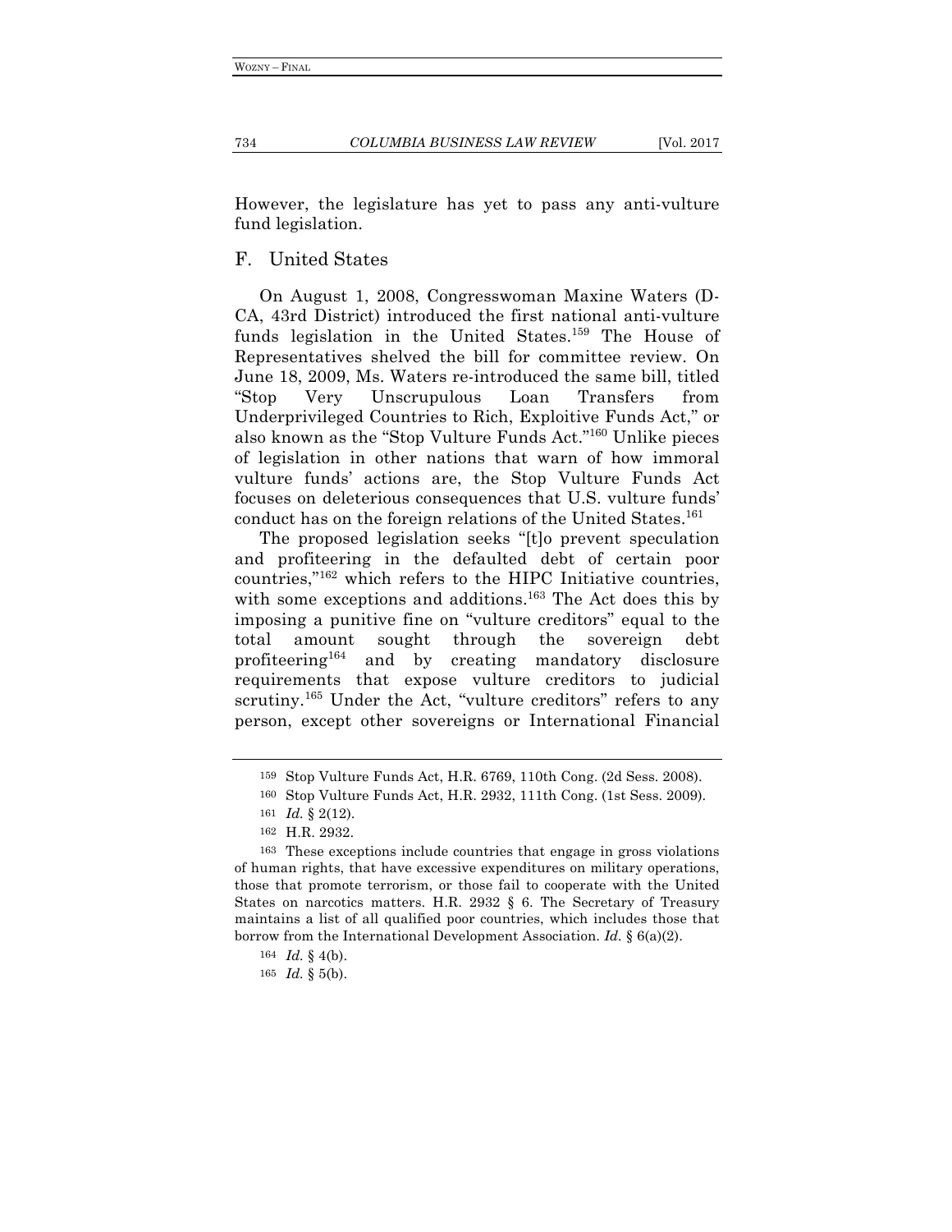However, the legislature has yet to pass any anti-vulture fund legislation.

## F. United States

On August 1, 2008, Congresswoman Maxine Waters (D-CA, 43rd District) introduced the first national anti-vulture funds legislation in the United States.[159] The House of Representatives shelved the bill for committee review. On June 18, 2009, Ms. Waters re-introduced the same bill, titled "Stop Very Unscrupulous Loan Transfers from Underprivileged Countries to Rich, Exploitive Funds Act," or also known as the "Stop Vulture Funds Act."[160] Unlike pieces of legislation in other nations that warn of how immoral vulture funds' actions are, the Stop Vulture Funds Act focuses on deleterious consequences that U.S. vulture funds' conduct has on the foreign relations of the United States.[161]

The proposed legislation seeks "[t]o prevent speculation and profiteering in the defaulted debt of certain poor countries,"[162] which refers to the HIPC Initiative countries, with some exceptions and additions.[163] The Act does this by imposing a punitive fine on "vulture creditors" equal to the total amount sought through the sovereign debt profiteering[164] and by creating mandatory disclosure requirements that expose vulture creditors to judicial scrutiny.[165] Under the Act, "vulture creditors" refers to any person, except other sovereigns or International Financial

---

159 Stop Vulture Funds Act, H.R. 6769, 110th Cong. (2d Sess. 2008).

160 Stop Vulture Funds Act, H.R. 2932, 111th Cong. (1st Sess. 2009).

161 *Id.* § 2(12).

162 H.R. 2932.

163 These exceptions include countries that engage in gross violations of human rights, that have excessive expenditures on military operations, those that promote terrorism, or those fail to cooperate with the United States on narcotics matters. H.R. 2932 § 6. The Secretary of Treasury maintains a list of all qualified poor countries, which includes those that borrow from the International Development Association. *Id.* § 6(a)(2).

164 *Id.* § 4(b).

165 *Id.* § 5(b).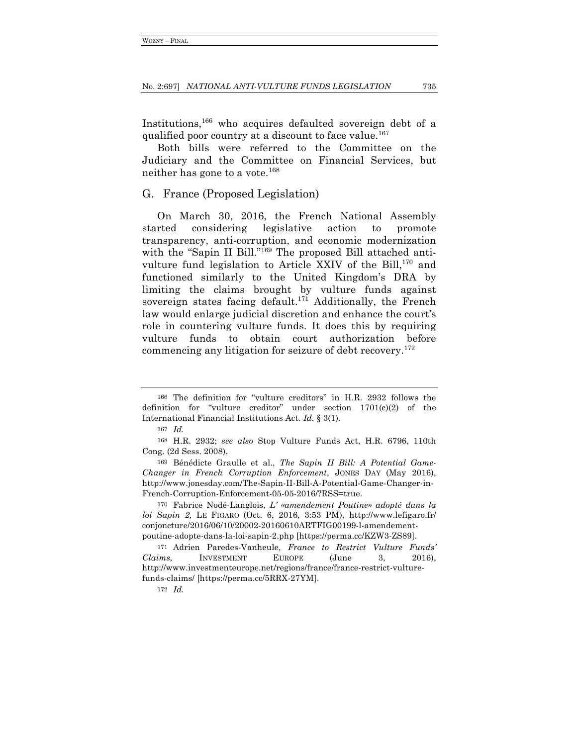Institutions,[166] who acquires defaulted sovereign debt of a qualified poor country at a discount to face value.[167]

Both bills were referred to the Committee on the Judiciary and the Committee on Financial Services, but neither has gone to a vote.[168]

## G. France (Proposed Legislation)

On March 30, 2016, the French National Assembly started considering legislative action to promote transparency, anti-corruption, and economic modernization with the "Sapin II Bill."[169] The proposed Bill attached anti-vulture fund legislation to Article XXIV of the Bill,[170] and functioned similarly to the United Kingdom's DRA by limiting the claims brought by vulture funds against sovereign states facing default.[171] Additionally, the French law would enlarge judicial discretion and enhance the court's role in countering vulture funds. It does this by requiring vulture funds to obtain court authorization before commencing any litigation for seizure of debt recovery.[172]

---

166 The definition for "vulture creditors" in H.R. 2932 follows the definition for "vulture creditor" under section 1701(c)(2) of the International Financial Institutions Act. *Id.* § 3(1).

167 *Id.*

168 H.R. 2932; *see also* Stop Vulture Funds Act, H.R. 6796, 110th Cong. (2d Sess. 2008).

169 Bénédicte Graulle et al., *The Sapin II Bill: A Potential Game-Changer in French Corruption Enforcement*, JONES DAY (May 2016), http://www.jonesday.com/The-Sapin-II-Bill-A-Potential-Game-Changer-in-French-Corruption-Enforcement-05-05-2016/?RSS=true.

170 Fabrice Nodé-Langlois, *L' «amendement Poutine» adopté dans la loi Sapin 2,* LE FIGARO (Oct. 6, 2016, 3:53 PM), http://www.lefigaro.fr/conjoncture/2016/06/10/20002-20160610ARTFIG00199-l-amendement-poutine-adopte-dans-la-loi-sapin-2.php [https://perma.cc/KZW3-ZS89].

171 Adrien Paredes-Vanheule, *France to Restrict Vulture Funds' Claims,* INVESTMENT EUROPE (June 3, 2016), http://www.investmenteurope.net/regions/france/france-restrict-vulture-funds-claims/ [https://perma.cc/5RRX-27YM].

172 *Id.*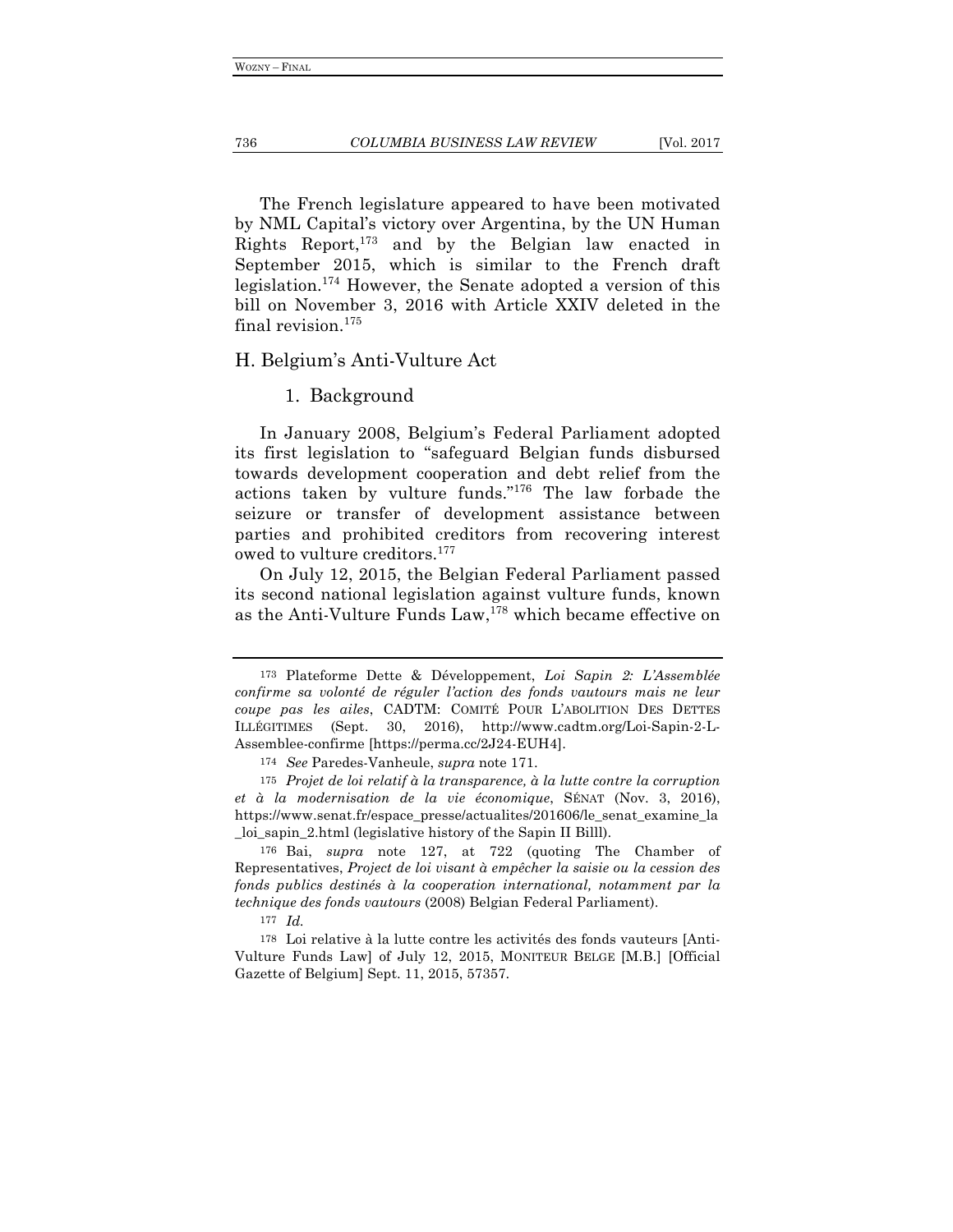The French legislature appeared to have been motivated by NML Capital's victory over Argentina, by the UN Human Rights Report,[173] and by the Belgian law enacted in September 2015, which is similar to the French draft legislation.[174] However, the Senate adopted a version of this bill on November 3, 2016 with Article XXIV deleted in the final revision.[175]

## H. Belgium's Anti-Vulture Act

### 1. Background

In January 2008, Belgium's Federal Parliament adopted its first legislation to "safeguard Belgian funds disbursed towards development cooperation and debt relief from the actions taken by vulture funds."[176] The law forbade the seizure or transfer of development assistance between parties and prohibited creditors from recovering interest owed to vulture creditors.[177]

On July 12, 2015, the Belgian Federal Parliament passed its second national legislation against vulture funds, known as the Anti-Vulture Funds Law,[178] which became effective on

---

173 Plateforme Dette & Développement, *Loi Sapin 2: L'Assemblée confirme sa volonté de réguler l'action des fonds vautours mais ne leur coupe pas les ailes*, CADTM: COMITÉ POUR L'ABOLITION DES DETTES ILLÉGITIMES (Sept. 30, 2016), http://www.cadtm.org/Loi-Sapin-2-L-Assemblee-confirme [https://perma.cc/2J24-EUH4].

174 *See* Paredes-Vanheule, *supra* note 171.

175 *Projet de loi relatif à la transparence, à la lutte contre la corruption et à la modernisation de la vie économique*, SÉNAT (Nov. 3, 2016), https://www.senat.fr/espace_presse/actualites/201606/le_senat_examine_la_loi_sapin_2.html (legislative history of the Sapin II Billl).

176 Bai, *supra* note 127, at 722 (quoting The Chamber of Representatives, *Project de loi visant à empêcher la saisie ou la cession des fonds publics destinés à la cooperation international, notamment par la technique des fonds vautours* (2008) Belgian Federal Parliament).

177 *Id.*

178 Loi relative à la lutte contre les activités des fonds vauteurs [Anti-Vulture Funds Law] of July 12, 2015, MONITEUR BELGE [M.B.] [Official Gazette of Belgium] Sept. 11, 2015, 57357.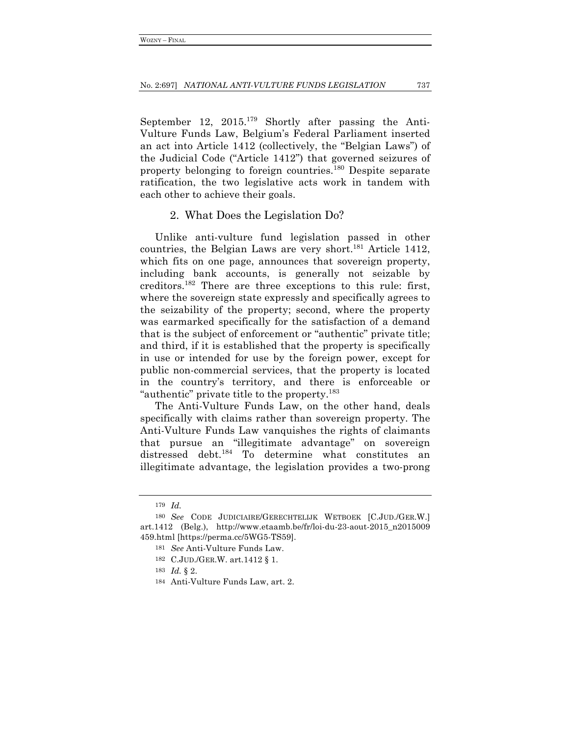September 12, 2015.[179] Shortly after passing the Anti-Vulture Funds Law, Belgium's Federal Parliament inserted an act into Article 1412 (collectively, the "Belgian Laws") of the Judicial Code ("Article 1412") that governed seizures of property belonging to foreign countries.[180] Despite separate ratification, the two legislative acts work in tandem with each other to achieve their goals.

### 2. What Does the Legislation Do?

Unlike anti-vulture fund legislation passed in other countries, the Belgian Laws are very short.[181] Article 1412, which fits on one page, announces that sovereign property, including bank accounts, is generally not seizable by creditors.[182] There are three exceptions to this rule: first, where the sovereign state expressly and specifically agrees to the seizability of the property; second, where the property was earmarked specifically for the satisfaction of a demand that is the subject of enforcement or "authentic" private title; and third, if it is established that the property is specifically in use or intended for use by the foreign power, except for public non-commercial services, that the property is located in the country's territory, and there is enforceable or "authentic" private title to the property.[183]

The Anti-Vulture Funds Law, on the other hand, deals specifically with claims rather than sovereign property. The Anti-Vulture Funds Law vanquishes the rights of claimants that pursue an "illegitimate advantage" on sovereign distressed debt.[184] To determine what constitutes an illegitimate advantage, the legislation provides a two-prong

---

179 *Id.*

180 *See* CODE JUDICIAIRE/GERECHTELIJK WETBOEK [C.JUD./GER.W.] art.1412 (Belg.), http://www.etaamb.be/fr/loi-du-23-aout-2015_n2015009459.html [https://perma.cc/5WG5-TS59].

181 *See* Anti-Vulture Funds Law.

182 C.JUD./GER.W. art.1412 § 1.

183 *Id.* § 2.

184 Anti-Vulture Funds Law, art. 2.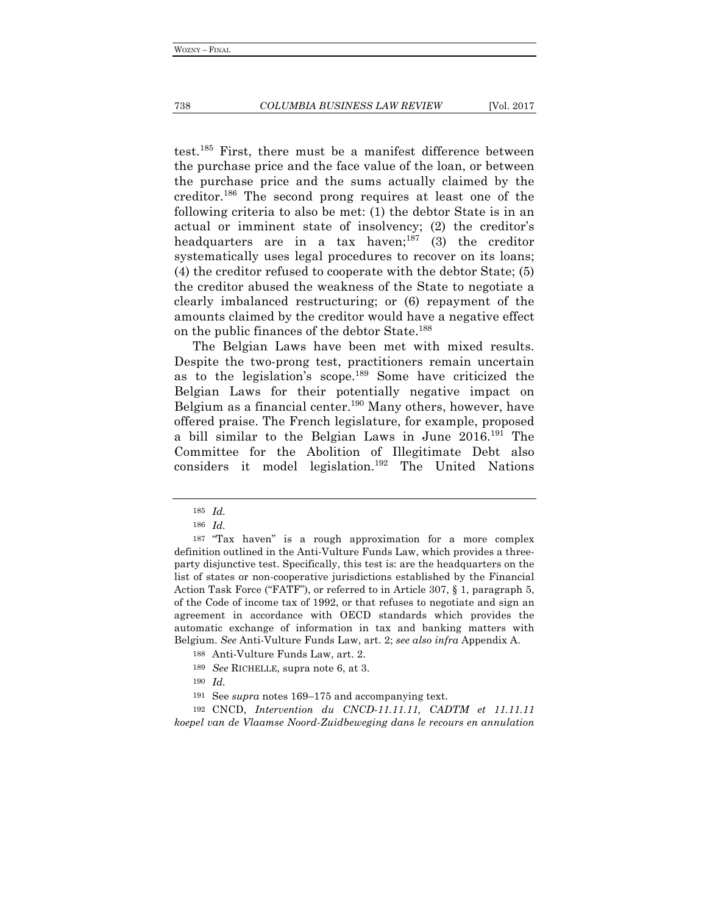test.[185] First, there must be a manifest difference between the purchase price and the face value of the loan, or between the purchase price and the sums actually claimed by the creditor.[186] The second prong requires at least one of the following criteria to also be met: (1) the debtor State is in an actual or imminent state of insolvency; (2) the creditor's headquarters are in a tax haven;[187] (3) the creditor systematically uses legal procedures to recover on its loans; (4) the creditor refused to cooperate with the debtor State; (5) the creditor abused the weakness of the State to negotiate a clearly imbalanced restructuring; or (6) repayment of the amounts claimed by the creditor would have a negative effect on the public finances of the debtor State.[188]

The Belgian Laws have been met with mixed results. Despite the two-prong test, practitioners remain uncertain as to the legislation's scope.[189] Some have criticized the Belgian Laws for their potentially negative impact on Belgium as a financial center.[190] Many others, however, have offered praise. The French legislature, for example, proposed a bill similar to the Belgian Laws in June 2016.[191] The Committee for the Abolition of Illegitimate Debt also considers it model legislation.[192] The United Nations

---

185 *Id.*

186 *Id.*

187 "Tax haven" is a rough approximation for a more complex definition outlined in the Anti-Vulture Funds Law, which provides a three-party disjunctive test. Specifically, this test is: are the headquarters on the list of states or non-cooperative jurisdictions established by the Financial Action Task Force ("FATF"), or referred to in Article 307, § 1, paragraph 5, of the Code of income tax of 1992, or that refuses to negotiate and sign an agreement in accordance with OECD standards which provides the automatic exchange of information in tax and banking matters with Belgium. *See* Anti-Vulture Funds Law, art. 2; *see also infra* Appendix A.

188 Anti-Vulture Funds Law, art. 2.

189 *See* RICHELLE, supra note 6, at 3.

190 *Id.*

191 See *supra* notes 169–175 and accompanying text.

192 CNCD, *Intervention du CNCD-11.11.11, CADTM et 11.11.11 koepel van de Vlaamse Noord-Zuidbeweging dans le recours en annulation*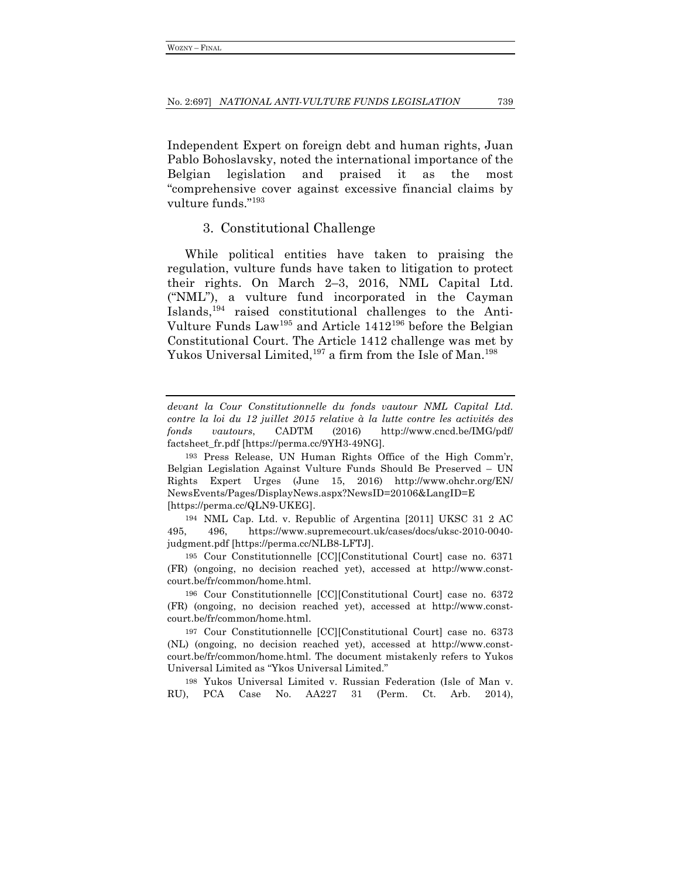Independent Expert on foreign debt and human rights, Juan Pablo Bohoslavsky, noted the international importance of the Belgian legislation and praised it as the most "comprehensive cover against excessive financial claims by vulture funds."[193]

### 3. Constitutional Challenge

While political entities have taken to praising the regulation, vulture funds have taken to litigation to protect their rights. On March 2–3, 2016, NML Capital Ltd. ("NML"), a vulture fund incorporated in the Cayman Islands,[194] raised constitutional challenges to the Anti-Vulture Funds Law[195] and Article 1412[196] before the Belgian Constitutional Court. The Article 1412 challenge was met by Yukos Universal Limited,[197] a firm from the Isle of Man.[198]

---

*devant la Cour Constitutionnelle du fonds vautour NML Capital Ltd. contre la loi du 12 juillet 2015 relative à la lutte contre les activités des fonds vautours*, CADTM (2016) http://www.cncd.be/IMG/pdf/factsheet_fr.pdf [https://perma.cc/9YH3-49NG].

193 Press Release, UN Human Rights Office of the High Comm'r, Belgian Legislation Against Vulture Funds Should Be Preserved – UN Rights Expert Urges (June 15, 2016) http://www.ohchr.org/EN/NewsEvents/Pages/DisplayNews.aspx?NewsID=20106&LangID=E [https://perma.cc/QLN9-UKEG].

194 NML Cap. Ltd. v. Republic of Argentina [2011] UKSC 31 2 AC 495, 496, https://www.supremecourt.uk/cases/docs/uksc-2010-0040-judgment.pdf [https://perma.cc/NLB8-LFTJ].

195 Cour Constitutionnelle [CC][Constitutional Court] case no. 6371 (FR) (ongoing, no decision reached yet), accessed at http://www.const-court.be/fr/common/home.html.

196 Cour Constitutionnelle [CC][Constitutional Court] case no. 6372 (FR) (ongoing, no decision reached yet), accessed at http://www.const-court.be/fr/common/home.html.

197 Cour Constitutionnelle [CC][Constitutional Court] case no. 6373 (NL) (ongoing, no decision reached yet), accessed at http://www.const-court.be/fr/common/home.html. The document mistakenly refers to Yukos Universal Limited as "Ykos Universal Limited."

198 Yukos Universal Limited v. Russian Federation (Isle of Man v. RU), PCA Case No. AA227 31 (Perm. Ct. Arb. 2014),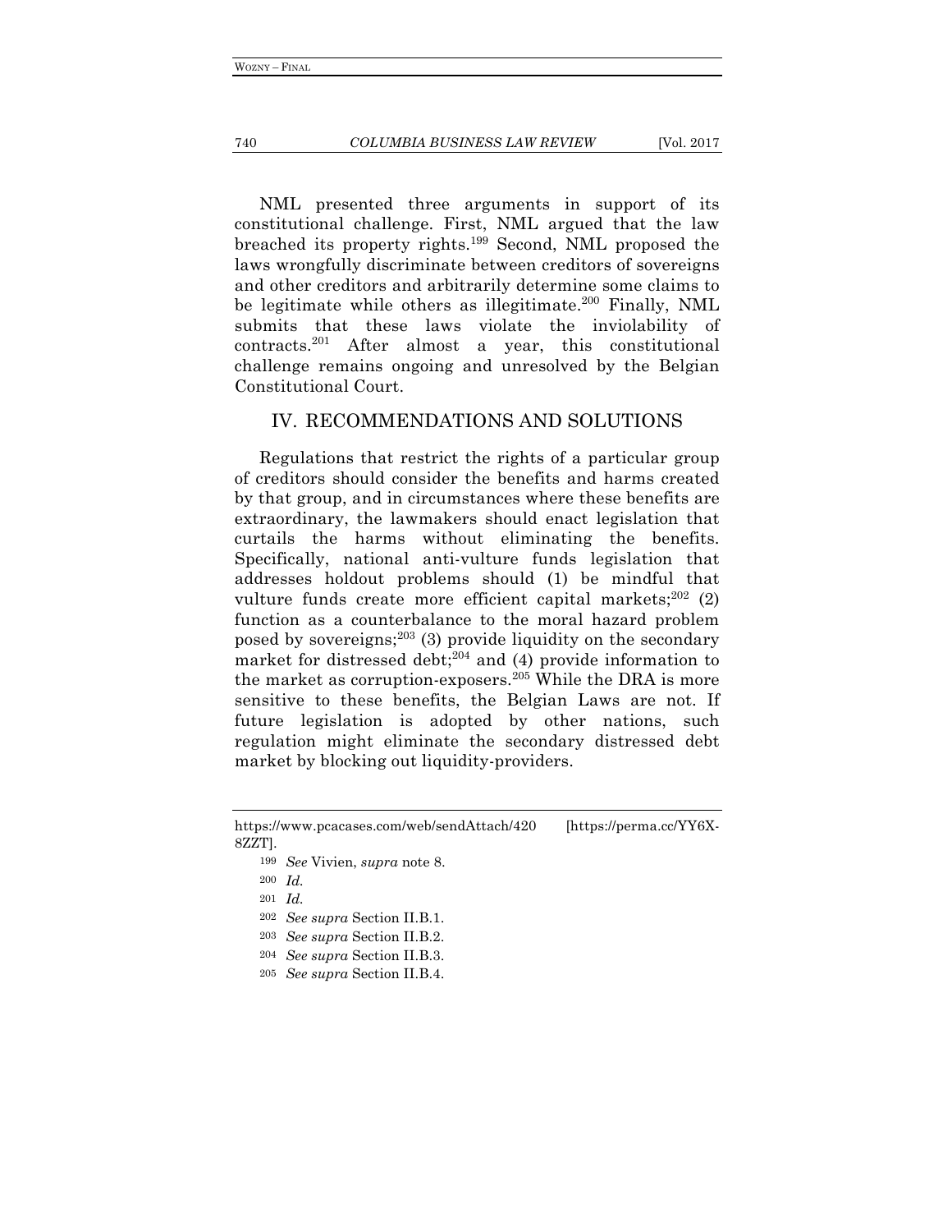NML presented three arguments in support of its constitutional challenge. First, NML argued that the law breached its property rights.[199] Second, NML proposed the laws wrongfully discriminate between creditors of sovereigns and other creditors and arbitrarily determine some claims to be legitimate while others as illegitimate.[200] Finally, NML submits that these laws violate the inviolability of contracts.[201] After almost a year, this constitutional challenge remains ongoing and unresolved by the Belgian Constitutional Court.

## IV. RECOMMENDATIONS AND SOLUTIONS

Regulations that restrict the rights of a particular group of creditors should consider the benefits and harms created by that group, and in circumstances where these benefits are extraordinary, the lawmakers should enact legislation that curtails the harms without eliminating the benefits. Specifically, national anti-vulture funds legislation that addresses holdout problems should (1) be mindful that vulture funds create more efficient capital markets;[202] (2) function as a counterbalance to the moral hazard problem posed by sovereigns;[203] (3) provide liquidity on the secondary market for distressed debt;[204] and (4) provide information to the market as corruption-exposers.[205] While the DRA is more sensitive to these benefits, the Belgian Laws are not. If future legislation is adopted by other nations, such regulation might eliminate the secondary distressed debt market by blocking out liquidity-providers.

---

https://www.pcacases.com/web/sendAttach/420 [https://perma.cc/YY6X-8ZZT].

199 *See* Vivien, *supra* note 8.

200 *Id.*

201 *Id.*

202 *See supra* Section II.B.1.

203 *See supra* Section II.B.2.

204 *See supra* Section II.B.3.

205 *See supra* Section II.B.4.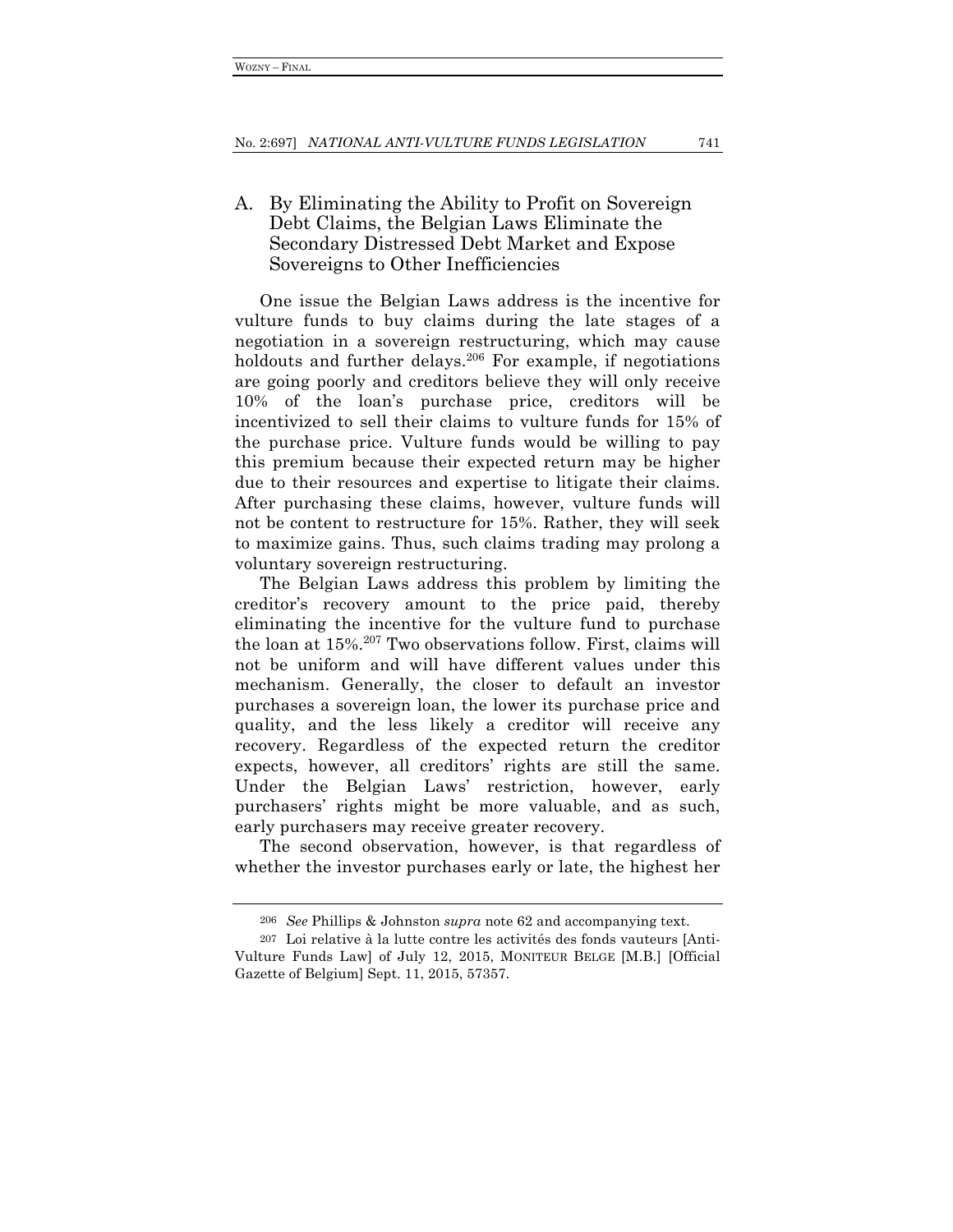## A. By Eliminating the Ability to Profit on Sovereign Debt Claims, the Belgian Laws Eliminate the Secondary Distressed Debt Market and Expose Sovereigns to Other Inefficiencies

One issue the Belgian Laws address is the incentive for vulture funds to buy claims during the late stages of a negotiation in a sovereign restructuring, which may cause holdouts and further delays.[206] For example, if negotiations are going poorly and creditors believe they will only receive 10% of the loan's purchase price, creditors will be incentivized to sell their claims to vulture funds for 15% of the purchase price. Vulture funds would be willing to pay this premium because their expected return may be higher due to their resources and expertise to litigate their claims. After purchasing these claims, however, vulture funds will not be content to restructure for 15%. Rather, they will seek to maximize gains. Thus, such claims trading may prolong a voluntary sovereign restructuring.

The Belgian Laws address this problem by limiting the creditor's recovery amount to the price paid, thereby eliminating the incentive for the vulture fund to purchase the loan at 15%.[207] Two observations follow. First, claims will not be uniform and will have different values under this mechanism. Generally, the closer to default an investor purchases a sovereign loan, the lower its purchase price and quality, and the less likely a creditor will receive any recovery. Regardless of the expected return the creditor expects, however, all creditors' rights are still the same. Under the Belgian Laws' restriction, however, early purchasers' rights might be more valuable, and as such, early purchasers may receive greater recovery.

The second observation, however, is that regardless of whether the investor purchases early or late, the highest her

---

206 *See* Phillips & Johnston *supra* note 62 and accompanying text.

207 Loi relative à la lutte contre les activités des fonds vauteurs [Anti-Vulture Funds Law] of July 12, 2015, MONITEUR BELGE [M.B.] [Official Gazette of Belgium] Sept. 11, 2015, 57357.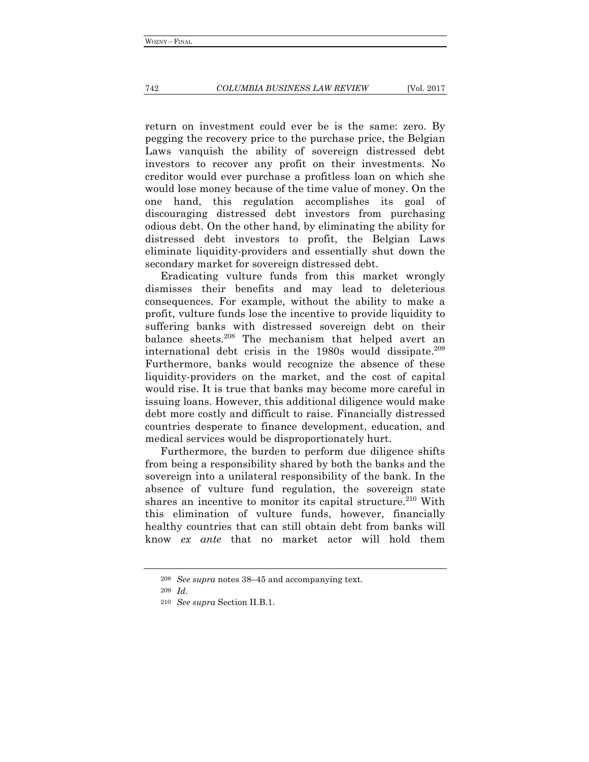return on investment could ever be is the same: zero. By pegging the recovery price to the purchase price, the Belgian Laws vanquish the ability of sovereign distressed debt investors to recover any profit on their investments. No creditor would ever purchase a profitless loan on which she would lose money because of the time value of money. On the one hand, this regulation accomplishes its goal of discouraging distressed debt investors from purchasing odious debt. On the other hand, by eliminating the ability for distressed debt investors to profit, the Belgian Laws eliminate liquidity-providers and essentially shut down the secondary market for sovereign distressed debt.

Eradicating vulture funds from this market wrongly dismisses their benefits and may lead to deleterious consequences. For example, without the ability to make a profit, vulture funds lose the incentive to provide liquidity to suffering banks with distressed sovereign debt on their balance sheets.[208] The mechanism that helped avert an international debt crisis in the 1980s would dissipate.[209] Furthermore, banks would recognize the absence of these liquidity-providers on the market, and the cost of capital would rise. It is true that banks may become more careful in issuing loans. However, this additional diligence would make debt more costly and difficult to raise. Financially distressed countries desperate to finance development, education, and medical services would be disproportionately hurt.

Furthermore, the burden to perform due diligence shifts from being a responsibility shared by both the banks and the sovereign into a unilateral responsibility of the bank. In the absence of vulture fund regulation, the sovereign state shares an incentive to monitor its capital structure.[210] With this elimination of vulture funds, however, financially healthy countries that can still obtain debt from banks will know *ex ante* that no market actor will hold them

---

[208] *See supra* notes 38–45 and accompanying text.

[209] *Id.*

[210] *See supra* Section II.B.1.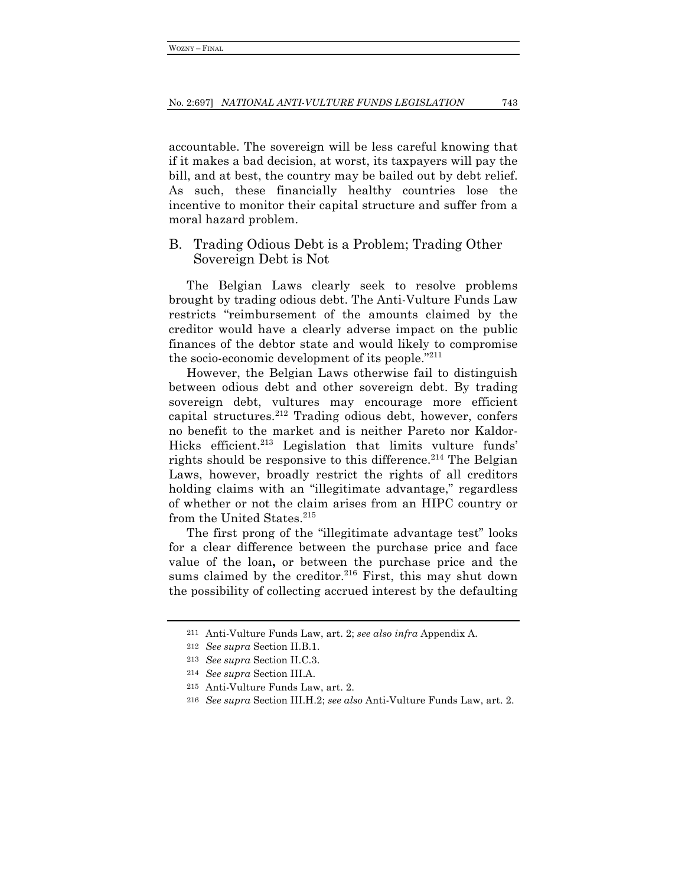accountable. The sovereign will be less careful knowing that if it makes a bad decision, at worst, its taxpayers will pay the bill, and at best, the country may be bailed out by debt relief. As such, these financially healthy countries lose the incentive to monitor their capital structure and suffer from a moral hazard problem.

## B. Trading Odious Debt is a Problem; Trading Other Sovereign Debt is Not

The Belgian Laws clearly seek to resolve problems brought by trading odious debt. The Anti-Vulture Funds Law restricts "reimbursement of the amounts claimed by the creditor would have a clearly adverse impact on the public finances of the debtor state and would likely to compromise the socio-economic development of its people."[211]

However, the Belgian Laws otherwise fail to distinguish between odious debt and other sovereign debt. By trading sovereign debt, vultures may encourage more efficient capital structures.[212] Trading odious debt, however, confers no benefit to the market and is neither Pareto nor Kaldor-Hicks efficient.[213] Legislation that limits vulture funds' rights should be responsive to this difference.[214] The Belgian Laws, however, broadly restrict the rights of all creditors holding claims with an "illegitimate advantage," regardless of whether or not the claim arises from an HIPC country or from the United States.[215]

The first prong of the "illegitimate advantage test" looks for a clear difference between the purchase price and face value of the loan**,** or between the purchase price and the sums claimed by the creditor.[216] First, this may shut down the possibility of collecting accrued interest by the defaulting

---

211 Anti-Vulture Funds Law, art. 2; *see also infra* Appendix A.

212 *See supra* Section II.B.1.

213 *See supra* Section II.C.3.

214 *See supra* Section III.A.

215 Anti-Vulture Funds Law, art. 2.

216 *See supra* Section III.H.2; *see also* Anti-Vulture Funds Law, art. 2.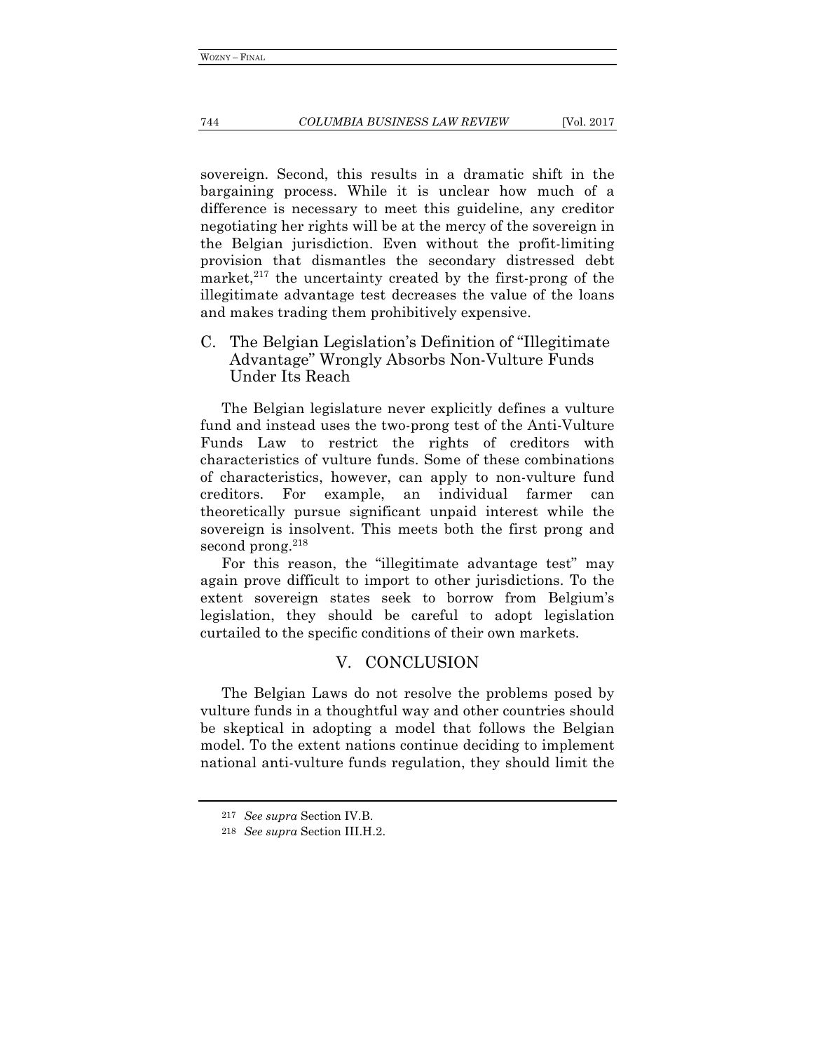sovereign. Second, this results in a dramatic shift in the bargaining process. While it is unclear how much of a difference is necessary to meet this guideline, any creditor negotiating her rights will be at the mercy of the sovereign in the Belgian jurisdiction. Even without the profit-limiting provision that dismantles the secondary distressed debt market,[217] the uncertainty created by the first-prong of the illegitimate advantage test decreases the value of the loans and makes trading them prohibitively expensive.

### C. The Belgian Legislation's Definition of "Illegitimate Advantage" Wrongly Absorbs Non-Vulture Funds Under Its Reach

The Belgian legislature never explicitly defines a vulture fund and instead uses the two-prong test of the Anti-Vulture Funds Law to restrict the rights of creditors with characteristics of vulture funds. Some of these combinations of characteristics, however, can apply to non-vulture fund creditors. For example, an individual farmer can theoretically pursue significant unpaid interest while the sovereign is insolvent. This meets both the first prong and second prong.[218]

For this reason, the "illegitimate advantage test" may again prove difficult to import to other jurisdictions. To the extent sovereign states seek to borrow from Belgium's legislation, they should be careful to adopt legislation curtailed to the specific conditions of their own markets.

## V. CONCLUSION

The Belgian Laws do not resolve the problems posed by vulture funds in a thoughtful way and other countries should be skeptical in adopting a model that follows the Belgian model. To the extent nations continue deciding to implement national anti-vulture funds regulation, they should limit the

---

[217] *See supra* Section IV.B.

[218] *See supra* Section III.H.2.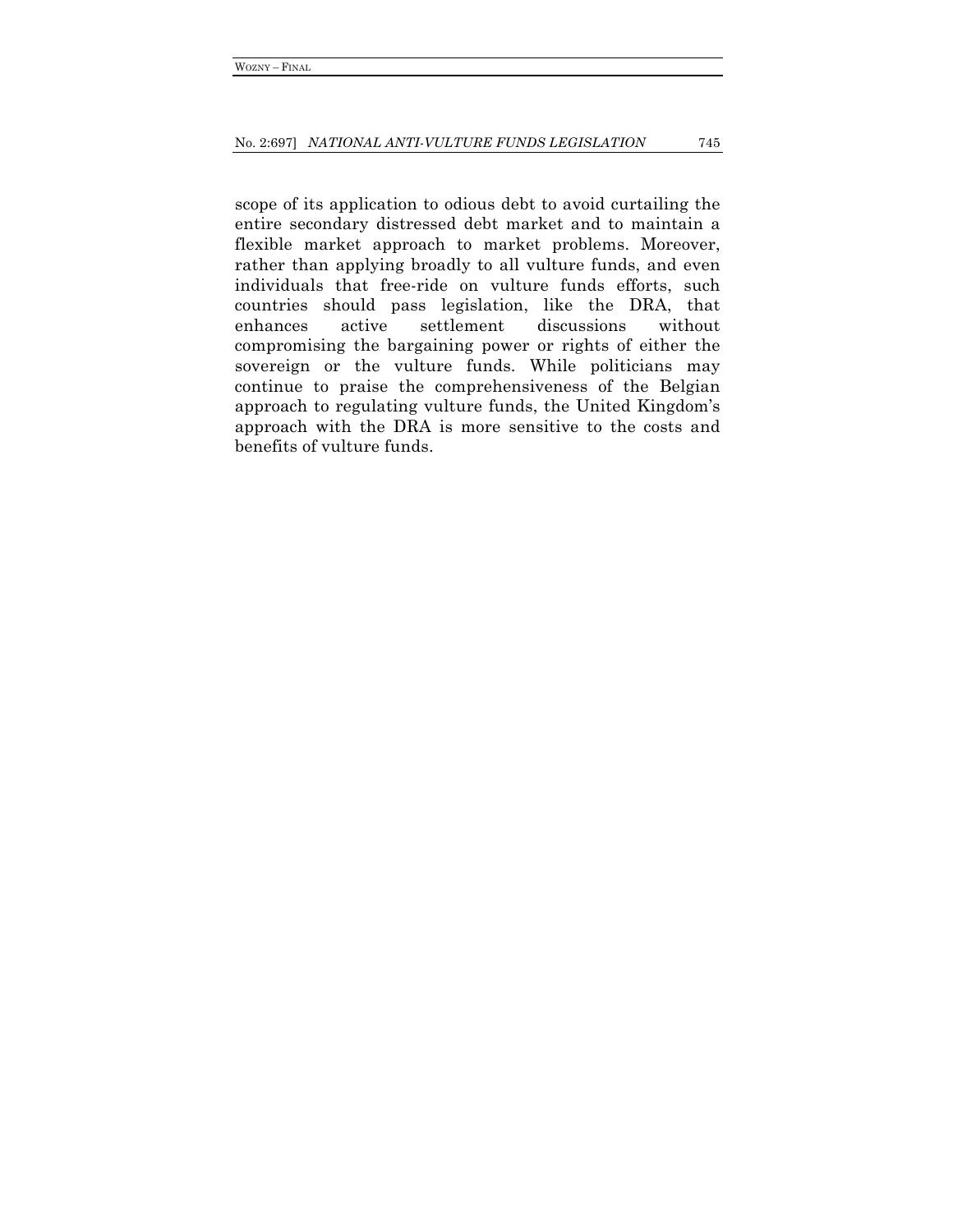scope of its application to odious debt to avoid curtailing the entire secondary distressed debt market and to maintain a flexible market approach to market problems. Moreover, rather than applying broadly to all vulture funds, and even individuals that free-ride on vulture funds efforts, such countries should pass legislation, like the DRA, that enhances active settlement discussions without compromising the bargaining power or rights of either the sovereign or the vulture funds. While politicians may continue to praise the comprehensiveness of the Belgian approach to regulating vulture funds, the United Kingdom's approach with the DRA is more sensitive to the costs and benefits of vulture funds.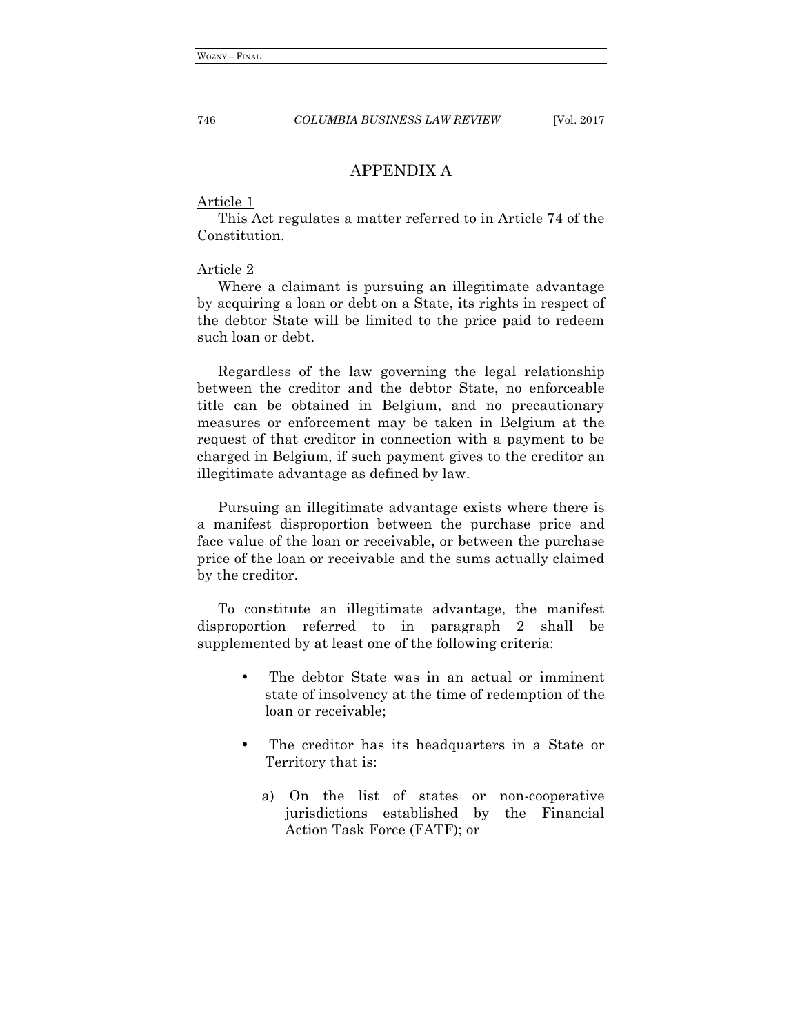## APPENDIX A

Article 1

This Act regulates a matter referred to in Article 74 of the Constitution.

Article 2

Where a claimant is pursuing an illegitimate advantage by acquiring a loan or debt on a State, its rights in respect of the debtor State will be limited to the price paid to redeem such loan or debt.

Regardless of the law governing the legal relationship between the creditor and the debtor State, no enforceable title can be obtained in Belgium, and no precautionary measures or enforcement may be taken in Belgium at the request of that creditor in connection with a payment to be charged in Belgium, if such payment gives to the creditor an illegitimate advantage as defined by law.

Pursuing an illegitimate advantage exists where there is a manifest disproportion between the purchase price and face value of the loan or receivable**,** or between the purchase price of the loan or receivable and the sums actually claimed by the creditor.

To constitute an illegitimate advantage, the manifest disproportion referred to in paragraph 2 shall be supplemented by at least one of the following criteria:

- The debtor State was in an actual or imminent state of insolvency at the time of redemption of the loan or receivable;
- The creditor has its headquarters in a State or Territory that is:
  a) On the list of states or non-cooperative jurisdictions established by the Financial Action Task Force (FATF); or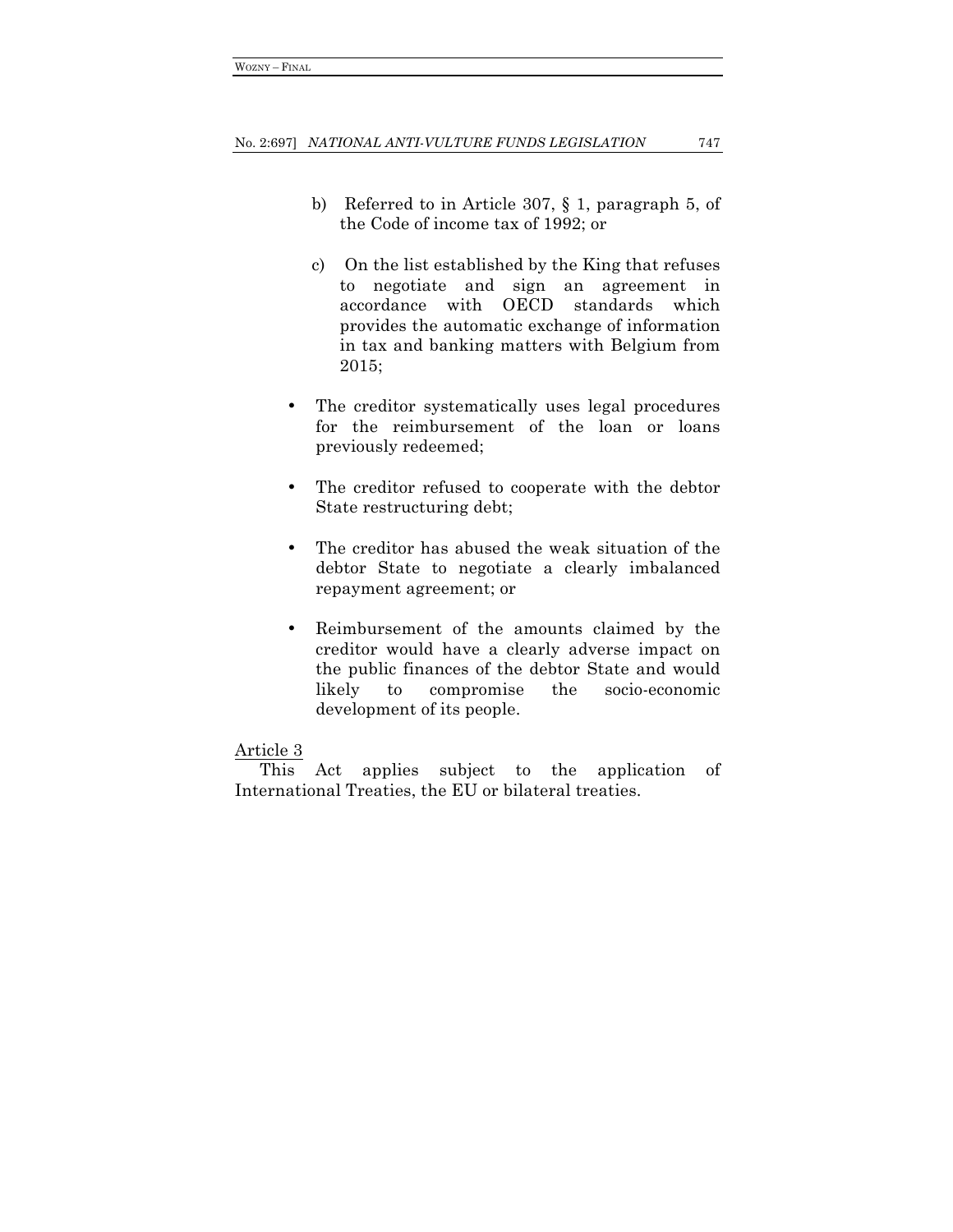b) Referred to in Article 307, § 1, paragraph 5, of the Code of income tax of 1992; or

c) On the list established by the King that refuses to negotiate and sign an agreement in accordance with OECD standards which provides the automatic exchange of information in tax and banking matters with Belgium from 2015;

- The creditor systematically uses legal procedures for the reimbursement of the loan or loans previously redeemed;
- The creditor refused to cooperate with the debtor State restructuring debt;
- The creditor has abused the weak situation of the debtor State to negotiate a clearly imbalanced repayment agreement; or
- Reimbursement of the amounts claimed by the creditor would have a clearly adverse impact on the public finances of the debtor State and would likely to compromise the socio-economic development of its people.

Article 3

This Act applies subject to the application of International Treaties, the EU or bilateral treaties.